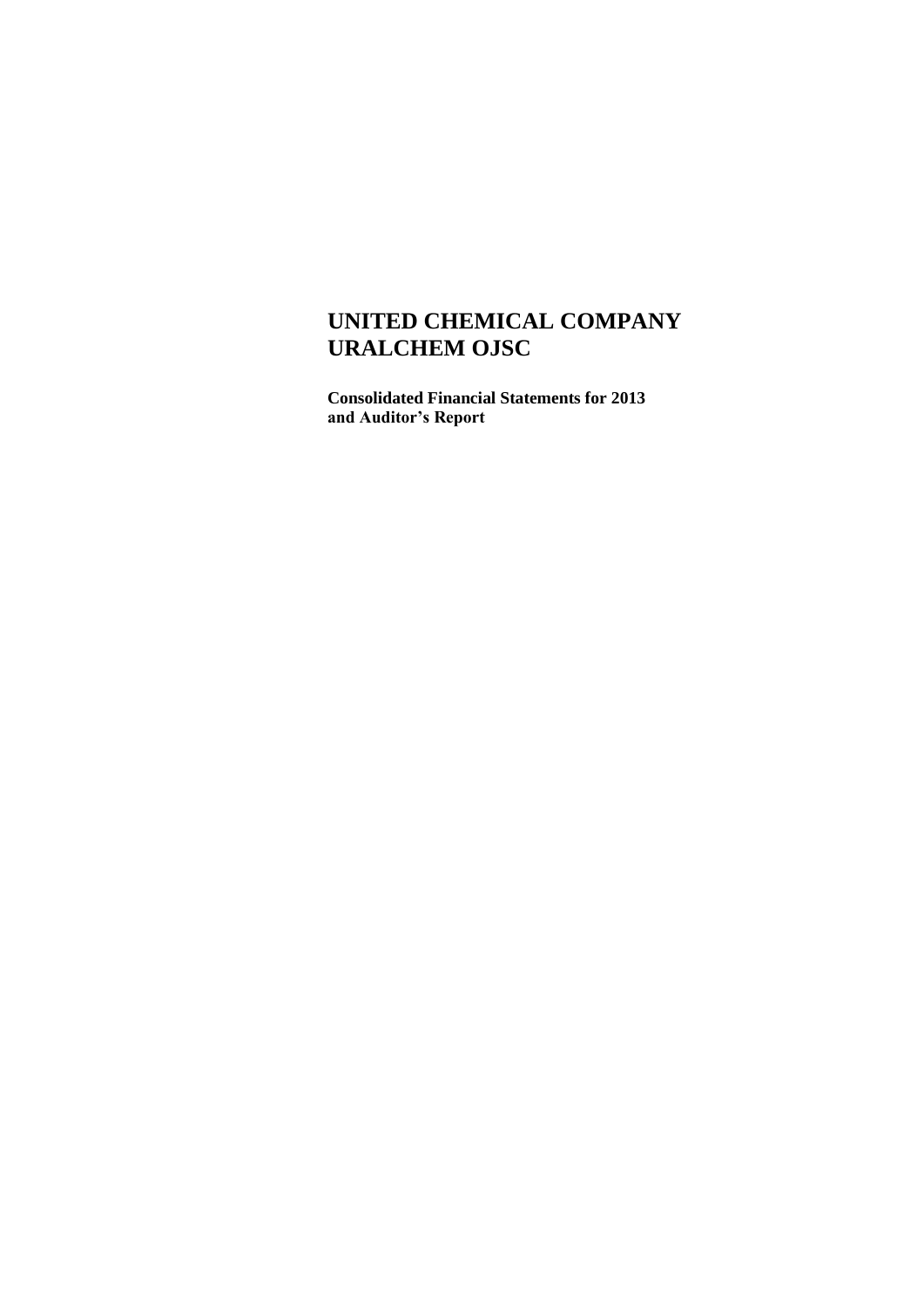# UNITED CHEMICAL COMPANY URALCHEM OJSC

**Consolidated Financial Statements for 2013 and Auditor's Report**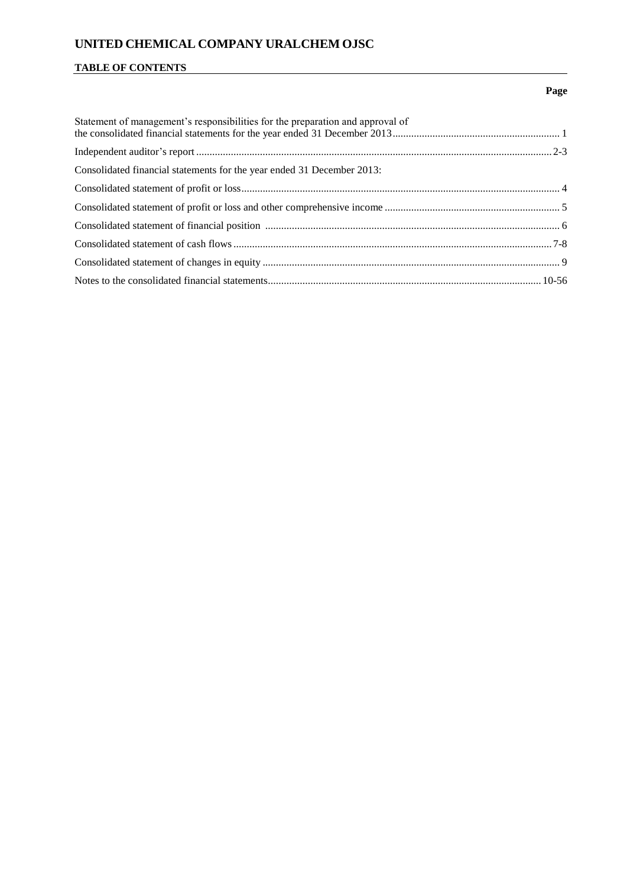# UNITED CHEMICAL COMPANY URALCHEM OJSC

## TABLE OF CONTENTS

| | Page |
|---|---|
| Statement of management's responsibilities for the preparation and approval of the consolidated financial statements for the year ended 31 December 2013 | 1 |
| Independent auditor's report | 2-3 |
| Consolidated financial statements for the year ended 31 December 2013: | |
| Consolidated statement of profit or loss | 4 |
| Consolidated statement of profit or loss and other comprehensive income | 5 |
| Consolidated statement of financial position | 6 |
| Consolidated statement of cash flows | 7-8 |
| Consolidated statement of changes in equity | 9 |
| Notes to the consolidated financial statements | 10-56 |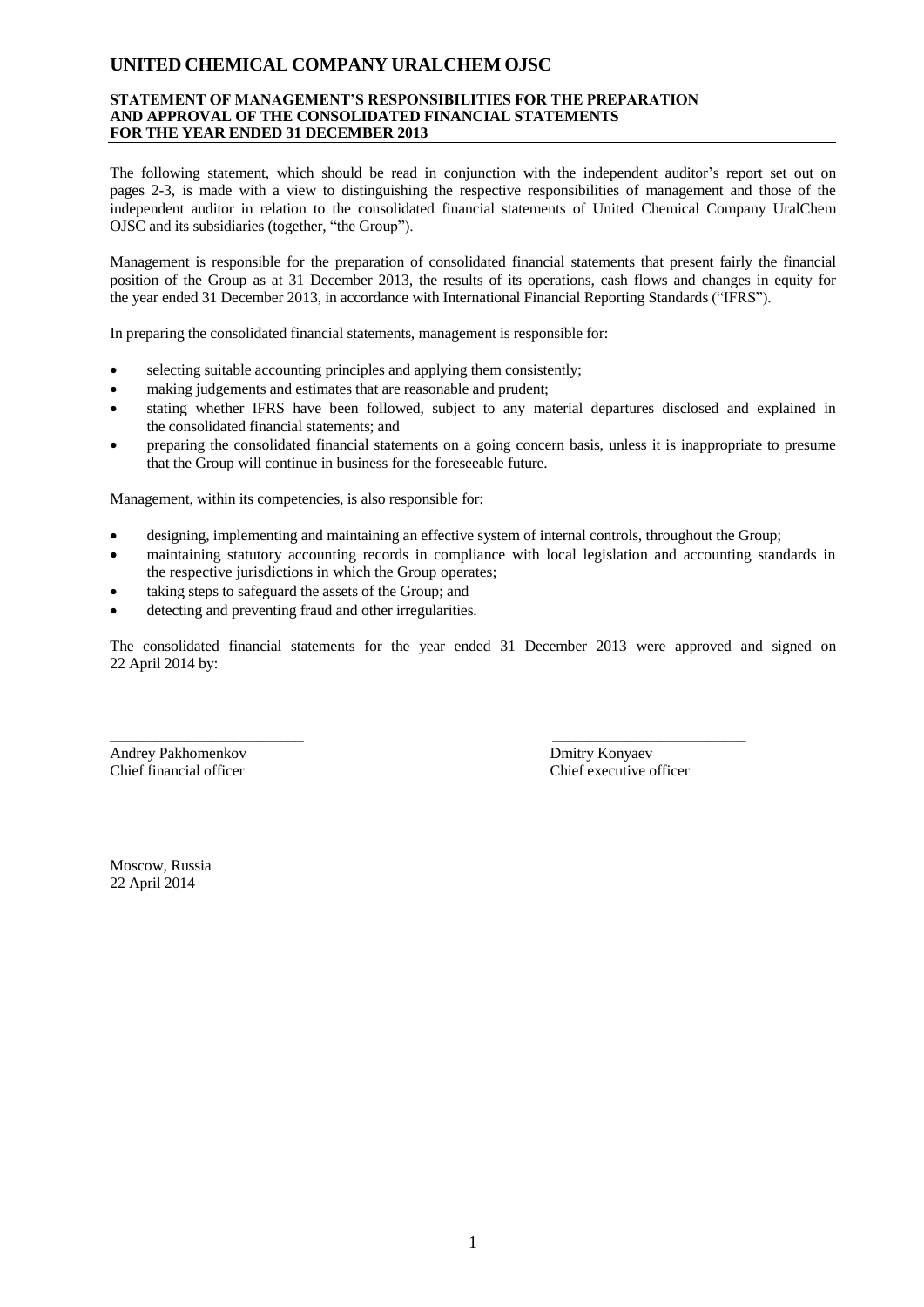# UNITED CHEMICAL COMPANY URALCHEM OJSC

## STATEMENT OF MANAGEMENT'S RESPONSIBILITIES FOR THE PREPARATION AND APPROVAL OF THE CONSOLIDATED FINANCIAL STATEMENTS FOR THE YEAR ENDED 31 DECEMBER 2013

The following statement, which should be read in conjunction with the independent auditor's report set out on pages 2-3, is made with a view to distinguishing the respective responsibilities of management and those of the independent auditor in relation to the consolidated financial statements of United Chemical Company UralChem OJSC and its subsidiaries (together, "the Group").

Management is responsible for the preparation of consolidated financial statements that present fairly the financial position of the Group as at 31 December 2013, the results of its operations, cash flows and changes in equity for the year ended 31 December 2013, in accordance with International Financial Reporting Standards ("IFRS").

In preparing the consolidated financial statements, management is responsible for:

- selecting suitable accounting principles and applying them consistently;
- making judgements and estimates that are reasonable and prudent;
- stating whether IFRS have been followed, subject to any material departures disclosed and explained in the consolidated financial statements; and
- preparing the consolidated financial statements on a going concern basis, unless it is inappropriate to presume that the Group will continue in business for the foreseeable future.

Management, within its competencies, is also responsible for:

- designing, implementing and maintaining an effective system of internal controls, throughout the Group;
- maintaining statutory accounting records in compliance with local legislation and accounting standards in the respective jurisdictions in which the Group operates;
- taking steps to safeguard the assets of the Group; and
- detecting and preventing fraud and other irregularities.

The consolidated financial statements for the year ended 31 December 2013 were approved and signed on 22 April 2014 by:

\_\_\_\_\_\_\_\_\_\_\_\_\_\_\_\_\_\_\_\_\_\_\_\_\_
Andrey Pakhomenkov
Chief financial officer

\_\_\_\_\_\_\_\_\_\_\_\_\_\_\_\_\_\_\_\_\_\_\_\_\_
Dmitry Konyaev
Chief executive officer

Moscow, Russia
22 April 2014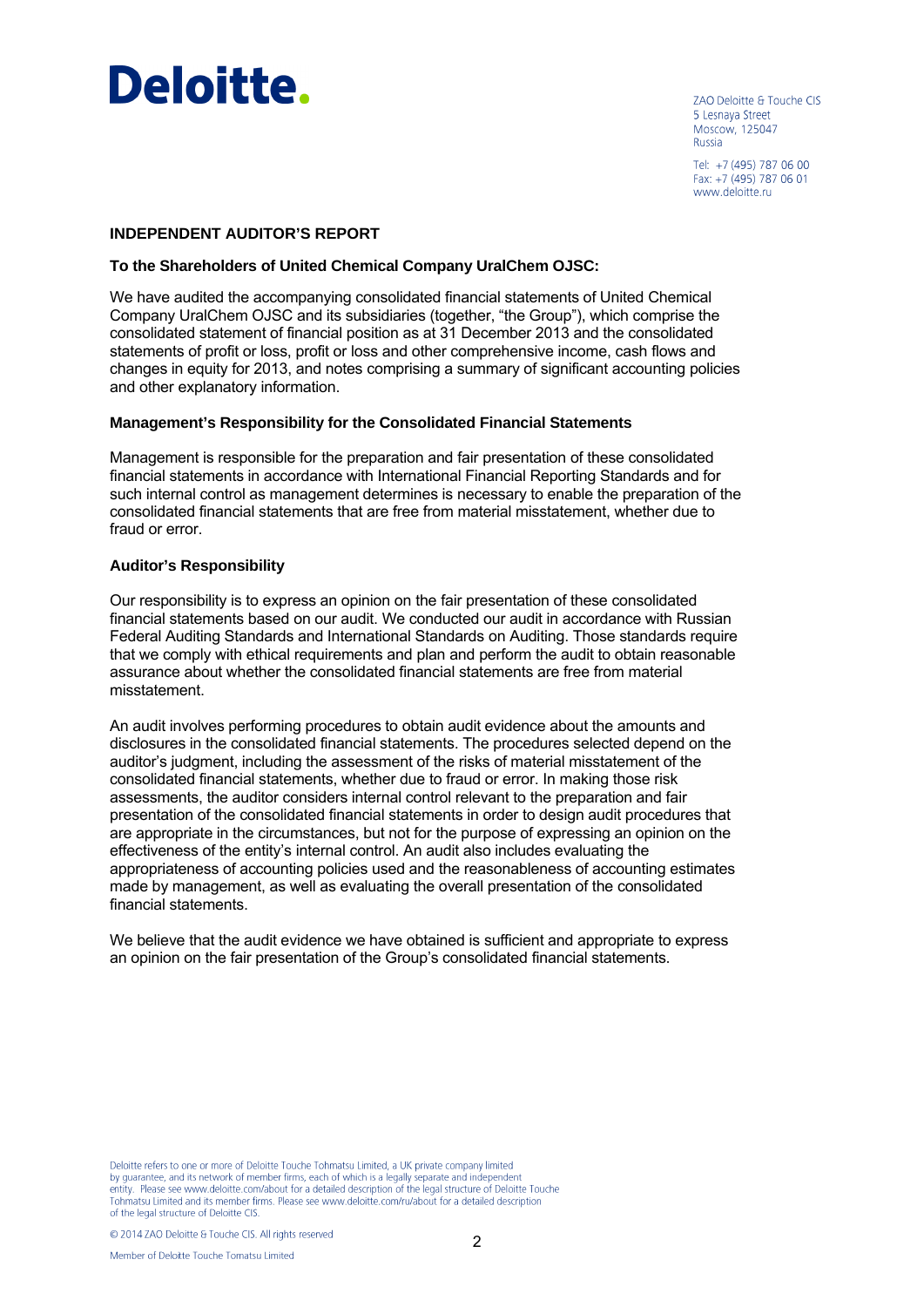**Deloitte.**

ZAO Deloitte & Touche CIS
5 Lesnaya Street
Moscow, 125047
Russia

Tel: +7 (495) 787 06 00
Fax: +7 (495) 787 06 01
www.deloitte.ru

## INDEPENDENT AUDITOR'S REPORT

**To the Shareholders of United Chemical Company UralChem OJSC:**

We have audited the accompanying consolidated financial statements of United Chemical Company UralChem OJSC and its subsidiaries (together, "the Group"), which comprise the consolidated statement of financial position as at 31 December 2013 and the consolidated statements of profit or loss, profit or loss and other comprehensive income, cash flows and changes in equity for 2013, and notes comprising a summary of significant accounting policies and other explanatory information.

### Management's Responsibility for the Consolidated Financial Statements

Management is responsible for the preparation and fair presentation of these consolidated financial statements in accordance with International Financial Reporting Standards and for such internal control as management determines is necessary to enable the preparation of the consolidated financial statements that are free from material misstatement, whether due to fraud or error.

### Auditor's Responsibility

Our responsibility is to express an opinion on the fair presentation of these consolidated financial statements based on our audit. We conducted our audit in accordance with Russian Federal Auditing Standards and International Standards on Auditing. Those standards require that we comply with ethical requirements and plan and perform the audit to obtain reasonable assurance about whether the consolidated financial statements are free from material misstatement.

An audit involves performing procedures to obtain audit evidence about the amounts and disclosures in the consolidated financial statements. The procedures selected depend on the auditor's judgment, including the assessment of the risks of material misstatement of the consolidated financial statements, whether due to fraud or error. In making those risk assessments, the auditor considers internal control relevant to the preparation and fair presentation of the consolidated financial statements in order to design audit procedures that are appropriate in the circumstances, but not for the purpose of expressing an opinion on the effectiveness of the entity's internal control. An audit also includes evaluating the appropriateness of accounting policies used and the reasonableness of accounting estimates made by management, as well as evaluating the overall presentation of the consolidated financial statements.

We believe that the audit evidence we have obtained is sufficient and appropriate to express an opinion on the fair presentation of the Group's consolidated financial statements.

Deloitte refers to one or more of Deloitte Touche Tohmatsu Limited, a UK private company limited by guarantee, and its network of member firms, each of which is a legally separate and independent entity. Please see www.deloitte.com/about for a detailed description of the legal structure of Deloitte Touche Tohmatsu Limited and its member firms. Please see www.deloitte.com/ru/about for a detailed description of the legal structure of Deloitte CIS.

© 2014 ZAO Deloitte & Touche CIS. All rights reserved

Member of Deloitte Touche Tomatsu Limited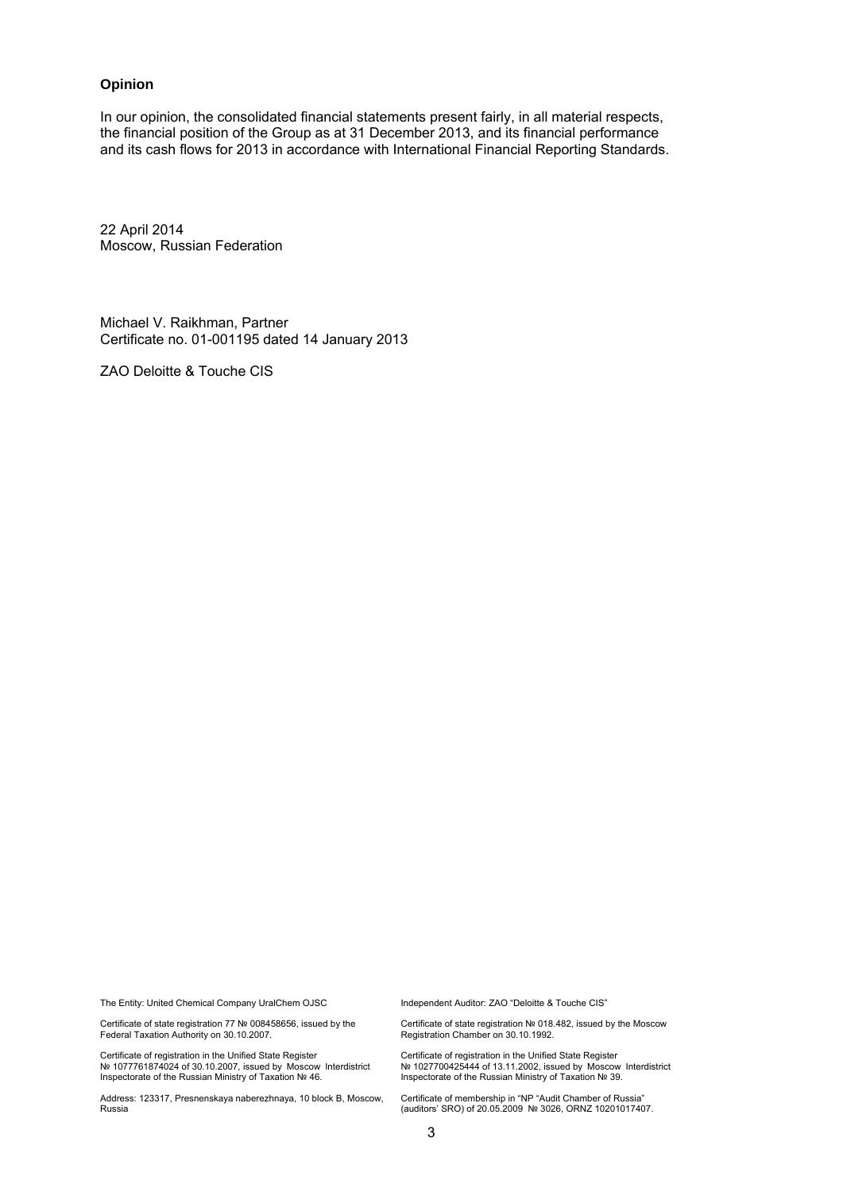**Opinion**

In our opinion, the consolidated financial statements present fairly, in all material respects, the financial position of the Group as at 31 December 2013, and its financial performance and its cash flows for 2013 in accordance with International Financial Reporting Standards.

22 April 2014
Moscow, Russian Federation

Michael V. Raikhman, Partner
Certificate no. 01-001195 dated 14 January 2013

ZAO Deloitte & Touche CIS

The Entity: United Chemical Company UralChem OJSC

Certificate of state registration 77 № 008458656, issued by the Federal Taxation Authority on 30.10.2007.

Certificate of registration in the Unified State Register № 1077761874024 of 30.10.2007, issued by Moscow Interdistrict Inspectorate of the Russian Ministry of Taxation № 46.

Address: 123317, Presnenskaya naberezhnaya, 10 block B, Moscow, Russia

Independent Auditor: ZAO "Deloitte & Touche CIS"

Certificate of state registration № 018.482, issued by the Moscow Registration Chamber on 30.10.1992.

Certificate of registration in the Unified State Register № 1027700425444 of 13.11.2002, issued by Moscow Interdistrict Inspectorate of the Russian Ministry of Taxation № 39.

Certificate of membership in "NP "Audit Chamber of Russia" (auditors' SRO) of 20.05.2009 № 3026, ORNZ 10201017407.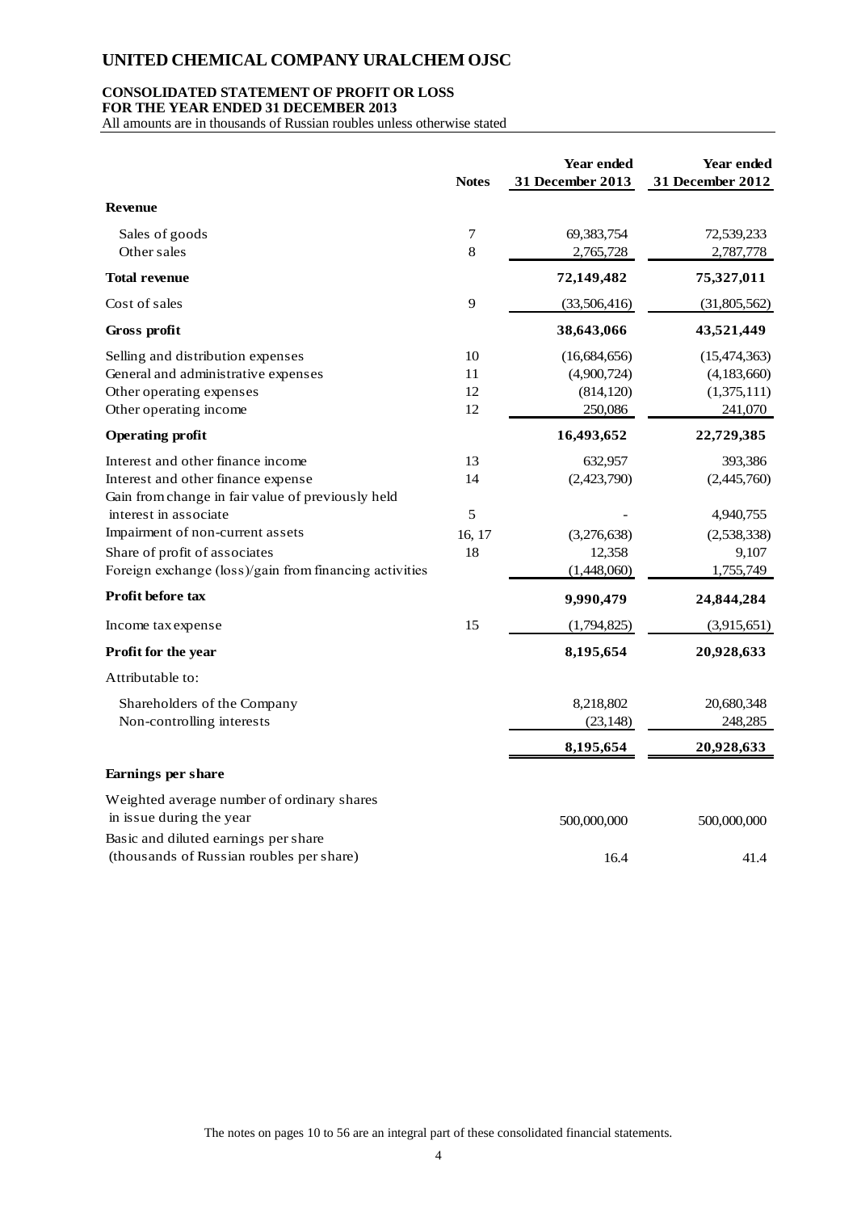# UNITED CHEMICAL COMPANY URALCHEM OJSC

**CONSOLIDATED STATEMENT OF PROFIT OR LOSS**
**FOR THE YEAR ENDED 31 DECEMBER 2013**
All amounts are in thousands of Russian roubles unless otherwise stated

| | Notes | Year ended 31 December 2013 | Year ended 31 December 2012 |
|---|---|---|---|
| **Revenue** | | | |
| Sales of goods | 7 | 69,383,754 | 72,539,233 |
| Other sales | 8 | 2,765,728 | 2,787,778 |
| **Total revenue** | | **72,149,482** | **75,327,011** |
| Cost of sales | 9 | (33,506,416) | (31,805,562) |
| **Gross profit** | | **38,643,066** | **43,521,449** |
| Selling and distribution expenses | 10 | (16,684,656) | (15,474,363) |
| General and administrative expenses | 11 | (4,900,724) | (4,183,660) |
| Other operating expenses | 12 | (814,120) | (1,375,111) |
| Other operating income | 12 | 250,086 | 241,070 |
| **Operating profit** | | **16,493,652** | **22,729,385** |
| Interest and other finance income | 13 | 632,957 | 393,386 |
| Interest and other finance expense | 14 | (2,423,790) | (2,445,760) |
| Gain from change in fair value of previously held interest in associate | 5 | - | 4,940,755 |
| Impairment of non-current assets | 16, 17 | (3,276,638) | (2,538,338) |
| Share of profit of associates | 18 | 12,358 | 9,107 |
| Foreign exchange (loss)/gain from financing activities | | (1,448,060) | 1,755,749 |
| **Profit before tax** | | **9,990,479** | **24,844,284** |
| Income tax expense | 15 | (1,794,825) | (3,915,651) |
| **Profit for the year** | | **8,195,654** | **20,928,633** |
| Attributable to: | | | |
| Shareholders of the Company | | 8,218,802 | 20,680,348 |
| Non-controlling interests | | (23,148) | 248,285 |
| | | **8,195,654** | **20,928,633** |
| **Earnings per share** | | | |
| Weighted average number of ordinary shares in issue during the year | | 500,000,000 | 500,000,000 |
| Basic and diluted earnings per share (thousands of Russian roubles per share) | | 16.4 | 41.4 |

The notes on pages 10 to 56 are an integral part of these consolidated financial statements.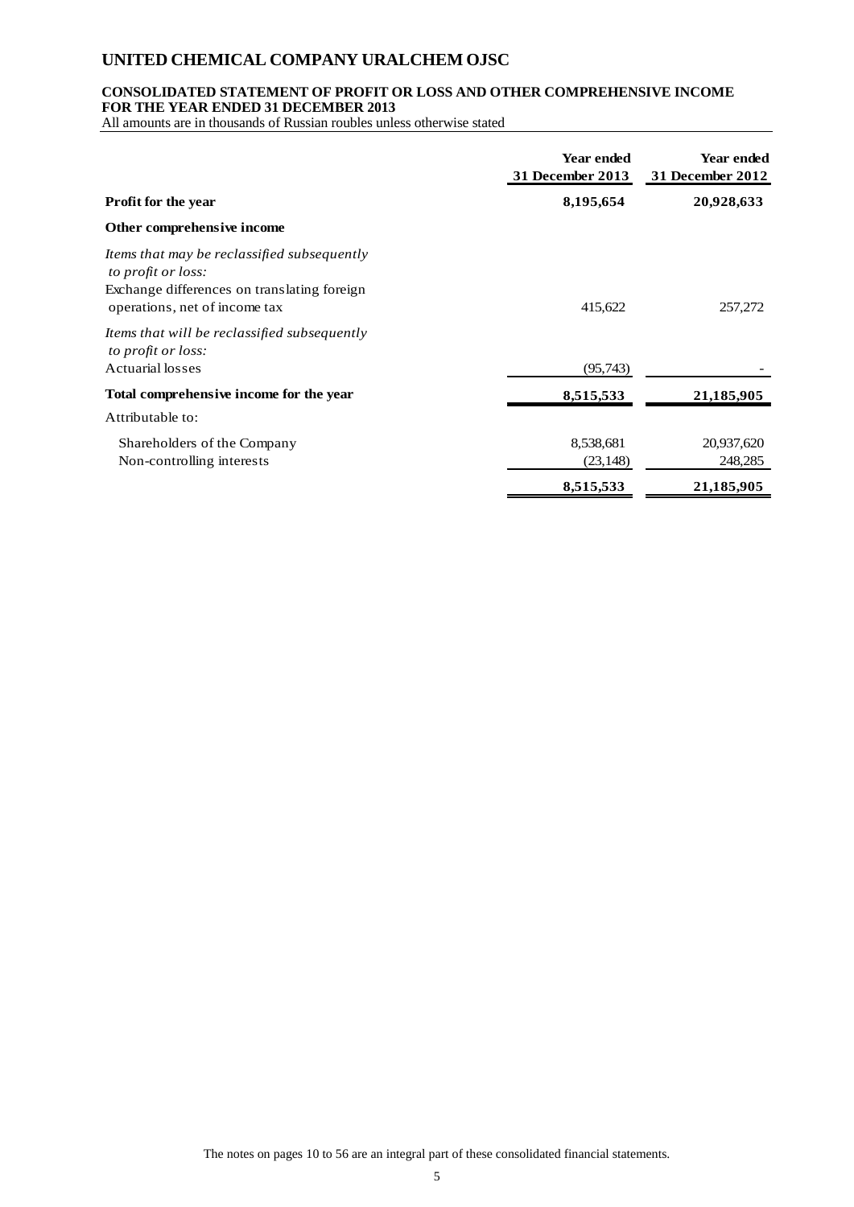# UNITED CHEMICAL COMPANY URALCHEM OJSC

## CONSOLIDATED STATEMENT OF PROFIT OR LOSS AND OTHER COMPREHENSIVE INCOME FOR THE YEAR ENDED 31 DECEMBER 2013

All amounts are in thousands of Russian roubles unless otherwise stated

| | Year ended 31 December 2013 | Year ended 31 December 2012 |
|---|---|---|
| **Profit for the year** | **8,195,654** | **20,928,633** |
| **Other comprehensive income** | | |
| *Items that may be reclassified subsequently to profit or loss:* | | |
| Exchange differences on translating foreign operations, net of income tax | 415,622 | 257,272 |
| *Items that will be reclassified subsequently to profit or loss:* | | |
| Actuarial losses | (95,743) | - |
| **Total comprehensive income for the year** | **8,515,533** | **21,185,905** |
| Attributable to: | | |
| Shareholders of the Company | 8,538,681 | 20,937,620 |
| Non-controlling interests | (23,148) | 248,285 |
| | **8,515,533** | **21,185,905** |

The notes on pages 10 to 56 are an integral part of these consolidated financial statements.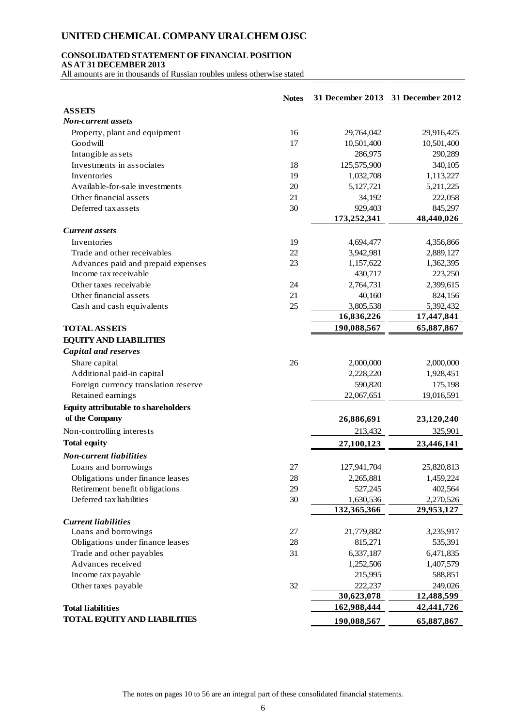# UNITED CHEMICAL COMPANY URALCHEM OJSC

## CONSOLIDATED STATEMENT OF FINANCIAL POSITION
## AS AT 31 DECEMBER 2013

All amounts are in thousands of Russian roubles unless otherwise stated

| | Notes | 31 December 2013 | 31 December 2012 |
|---|---|---|---|
| **ASSETS** | | | |
| ***Non-current assets*** | | | |
| Property, plant and equipment | 16 | 29,764,042 | 29,916,425 |
| Goodwill | 17 | 10,501,400 | 10,501,400 |
| Intangible assets | | 286,975 | 290,289 |
| Investments in associates | 18 | 125,575,900 | 340,105 |
| Inventories | 19 | 1,032,708 | 1,113,227 |
| Available-for-sale investments | 20 | 5,127,721 | 5,211,225 |
| Other financial assets | 21 | 34,192 | 222,058 |
| Deferred tax assets | 30 | 929,403 | 845,297 |
| | | **173,252,341** | **48,440,026** |
| ***Current assets*** | | | |
| Inventories | 19 | 4,694,477 | 4,356,866 |
| Trade and other receivables | 22 | 3,942,981 | 2,889,127 |
| Advances paid and prepaid expenses | 23 | 1,157,622 | 1,362,395 |
| Income tax receivable | | 430,717 | 223,250 |
| Other taxes receivable | 24 | 2,764,731 | 2,399,615 |
| Other financial assets | 21 | 40,160 | 824,156 |
| Cash and cash equivalents | 25 | 3,805,538 | 5,392,432 |
| | | **16,836,226** | **17,447,841** |
| **TOTAL ASSETS** | | **190,088,567** | **65,887,867** |
| **EQUITY AND LIABILITIES** | | | |
| ***Capital and reserves*** | | | |
| Share capital | 26 | 2,000,000 | 2,000,000 |
| Additional paid-in capital | | 2,228,220 | 1,928,451 |
| Foreign currency translation reserve | | 590,820 | 175,198 |
| Retained earnings | | 22,067,651 | 19,016,591 |
| **Equity attributable to shareholders of the Company** | | **26,886,691** | **23,120,240** |
| Non-controlling interests | | 213,432 | 325,901 |
| **Total equity** | | **27,100,123** | **23,446,141** |
| ***Non-current liabilities*** | | | |
| Loans and borrowings | 27 | 127,941,704 | 25,820,813 |
| Obligations under finance leases | 28 | 2,265,881 | 1,459,224 |
| Retirement benefit obligations | 29 | 527,245 | 402,564 |
| Deferred tax liabilities | 30 | 1,630,536 | 2,270,526 |
| | | **132,365,366** | **29,953,127** |
| ***Current liabilities*** | | | |
| Loans and borrowings | 27 | 21,779,882 | 3,235,917 |
| Obligations under finance leases | 28 | 815,271 | 535,391 |
| Trade and other payables | 31 | 6,337,187 | 6,471,835 |
| Advances received | | 1,252,506 | 1,407,579 |
| Income tax payable | | 215,995 | 588,851 |
| Other taxes payable | 32 | 222,237 | 249,026 |
| | | **30,623,078** | **12,488,599** |
| **Total liabilities** | | **162,988,444** | **42,441,726** |
| **TOTAL EQUITY AND LIABILITIES** | | **190,088,567** | **65,887,867** |

The notes on pages 10 to 56 are an integral part of these consolidated financial statements.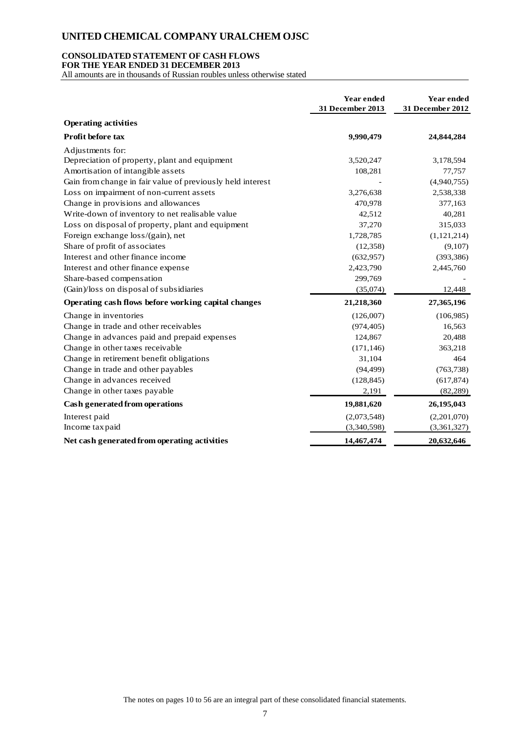# UNITED CHEMICAL COMPANY URALCHEM OJSC

## CONSOLIDATED STATEMENT OF CASH FLOWS
## FOR THE YEAR ENDED 31 DECEMBER 2013

All amounts are in thousands of Russian roubles unless otherwise stated

| | Year ended 31 December 2013 | Year ended 31 December 2012 |
|---|---|---|
| **Operating activities** | | |
| **Profit before tax** | **9,990,479** | **24,844,284** |
| Adjustments for: | | |
| Depreciation of property, plant and equipment | 3,520,247 | 3,178,594 |
| Amortisation of intangible assets | 108,281 | 77,757 |
| Gain from change in fair value of previously held interest | - | (4,940,755) |
| Loss on impairment of non-current assets | 3,276,638 | 2,538,338 |
| Change in provisions and allowances | 470,978 | 377,163 |
| Write-down of inventory to net realisable value | 42,512 | 40,281 |
| Loss on disposal of property, plant and equipment | 37,270 | 315,033 |
| Foreign exchange loss/(gain), net | 1,728,785 | (1,121,214) |
| Share of profit of associates | (12,358) | (9,107) |
| Interest and other finance income | (632,957) | (393,386) |
| Interest and other finance expense | 2,423,790 | 2,445,760 |
| Share-based compensation | 299,769 | - |
| (Gain)/loss on disposal of subsidiaries | (35,074) | 12,448 |
| **Operating cash flows before working capital changes** | **21,218,360** | **27,365,196** |
| Change in inventories | (126,007) | (106,985) |
| Change in trade and other receivables | (974,405) | 16,563 |
| Change in advances paid and prepaid expenses | 124,867 | 20,488 |
| Change in other taxes receivable | (171,146) | 363,218 |
| Change in retirement benefit obligations | 31,104 | 464 |
| Change in trade and other payables | (94,499) | (763,738) |
| Change in advances received | (128,845) | (617,874) |
| Change in other taxes payable | 2,191 | (82,289) |
| **Cash generated from operations** | **19,881,620** | **26,195,043** |
| Interest paid | (2,073,548) | (2,201,070) |
| Income tax paid | (3,340,598) | (3,361,327) |
| **Net cash generated from operating activities** | **14,467,474** | **20,632,646** |

The notes on pages 10 to 56 are an integral part of these consolidated financial statements.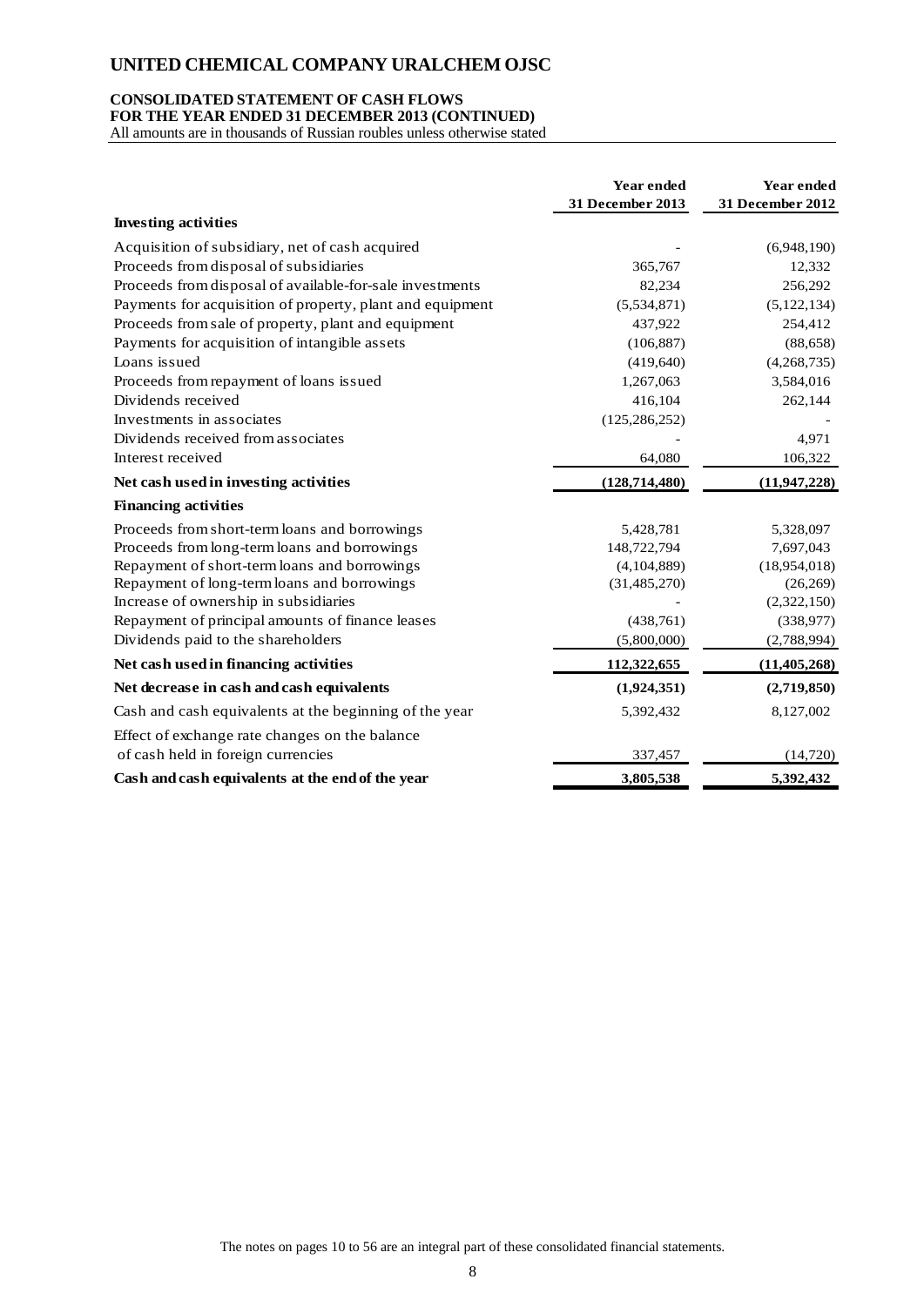# UNITED CHEMICAL COMPANY URALCHEM OJSC

**CONSOLIDATED STATEMENT OF CASH FLOWS**
**FOR THE YEAR ENDED 31 DECEMBER 2013 (CONTINUED)**
All amounts are in thousands of Russian roubles unless otherwise stated

| | Year ended 31 December 2013 | Year ended 31 December 2012 |
|---|---|---|
| **Investing activities** | | |
| Acquisition of subsidiary, net of cash acquired | - | (6,948,190) |
| Proceeds from disposal of subsidiaries | 365,767 | 12,332 |
| Proceeds from disposal of available-for-sale investments | 82,234 | 256,292 |
| Payments for acquisition of property, plant and equipment | (5,534,871) | (5,122,134) |
| Proceeds from sale of property, plant and equipment | 437,922 | 254,412 |
| Payments for acquisition of intangible assets | (106,887) | (88,658) |
| Loans issued | (419,640) | (4,268,735) |
| Proceeds from repayment of loans issued | 1,267,063 | 3,584,016 |
| Dividends received | 416,104 | 262,144 |
| Investments in associates | (125,286,252) | - |
| Dividends received from associates | - | 4,971 |
| Interest received | 64,080 | 106,322 |
| **Net cash used in investing activities** | **(128,714,480)** | **(11,947,228)** |
| **Financing activities** | | |
| Proceeds from short-term loans and borrowings | 5,428,781 | 5,328,097 |
| Proceeds from long-term loans and borrowings | 148,722,794 | 7,697,043 |
| Repayment of short-term loans and borrowings | (4,104,889) | (18,954,018) |
| Repayment of long-term loans and borrowings | (31,485,270) | (26,269) |
| Increase of ownership in subsidiaries | - | (2,322,150) |
| Repayment of principal amounts of finance leases | (438,761) | (338,977) |
| Dividends paid to the shareholders | (5,800,000) | (2,788,994) |
| **Net cash used in financing activities** | **112,322,655** | **(11,405,268)** |
| **Net decrease in cash and cash equivalents** | **(1,924,351)** | **(2,719,850)** |
| Cash and cash equivalents at the beginning of the year | 5,392,432 | 8,127,002 |
| Effect of exchange rate changes on the balance of cash held in foreign currencies | 337,457 | (14,720) |
| **Cash and cash equivalents at the end of the year** | **3,805,538** | **5,392,432** |

The notes on pages 10 to 56 are an integral part of these consolidated financial statements.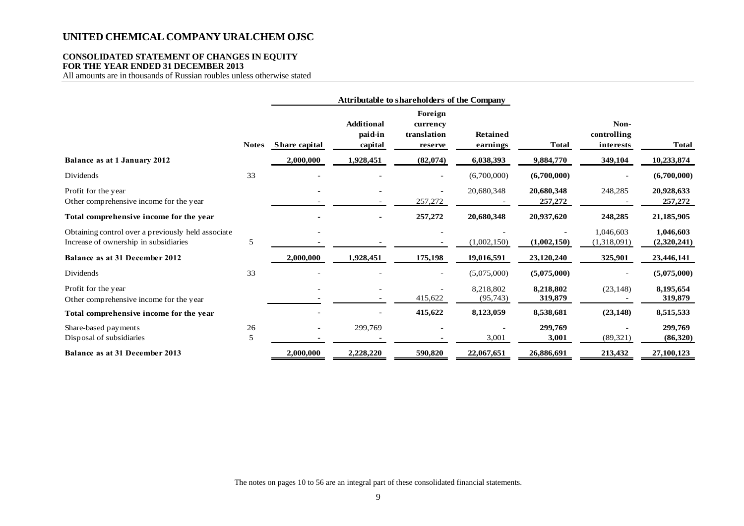# UNITED CHEMICAL COMPANY URALCHEM OJSC

## CONSOLIDATED STATEMENT OF CHANGES IN EQUITY
## FOR THE YEAR ENDED 31 DECEMBER 2013

All amounts are in thousands of Russian roubles unless otherwise stated

| | | Attributable to shareholders of the Company | | | | | | |
|---|---|---|---|---|---|---|---|---|
| | **Notes** | **Share capital** | **Additional paid-in capital** | **Foreign currency translation reserve** | **Retained earnings** | **Total** | **Non-controlling interests** | **Total** |
| **Balance as at 1 January 2012** | | **2,000,000** | **1,928,451** | **(82,074)** | **6,038,393** | **9,884,770** | **349,104** | **10,233,874** |
| Dividends | 33 | - | - | - | (6,700,000) | **(6,700,000)** | - | **(6,700,000)** |
| Profit for the year | | - | - | - | 20,680,348 | **20,680,348** | 248,285 | **20,928,633** |
| Other comprehensive income for the year | | - | - | 257,272 | - | **257,272** | - | **257,272** |
| **Total comprehensive income for the year** | | **-** | **-** | **257,272** | **20,680,348** | **20,937,620** | **248,285** | **21,185,905** |
| Obtaining control over a previously held associate | | - | | - | - | **-** | 1,046,603 | **1,046,603** |
| Increase of ownership in subsidiaries | 5 | - | - | - | (1,002,150) | **(1,002,150)** | (1,318,091) | **(2,320,241)** |
| **Balance as at 31 December 2012** | | **2,000,000** | **1,928,451** | **175,198** | **19,016,591** | **23,120,240** | **325,901** | **23,446,141** |
| Dividends | 33 | - | - | - | (5,075,000) | **(5,075,000)** | - | **(5,075,000)** |
| Profit for the year | | - | - | - | 8,218,802 | **8,218,802** | (23,148) | **8,195,654** |
| Other comprehensive income for the year | | - | - | 415,622 | (95,743) | **319,879** | - | **319,879** |
| **Total comprehensive income for the year** | | **-** | **-** | **415,622** | **8,123,059** | **8,538,681** | **(23,148)** | **8,515,533** |
| Share-based payments | 26 | - | 299,769 | - | - | **299,769** | - | **299,769** |
| Disposal of subsidiaries | 5 | - | - | - | 3,001 | **3,001** | (89,321) | **(86,320)** |
| **Balance as at 31 December 2013** | | **2,000,000** | **2,228,220** | **590,820** | **22,067,651** | **26,886,691** | **213,432** | **27,100,123** |

The notes on pages 10 to 56 are an integral part of these consolidated financial statements.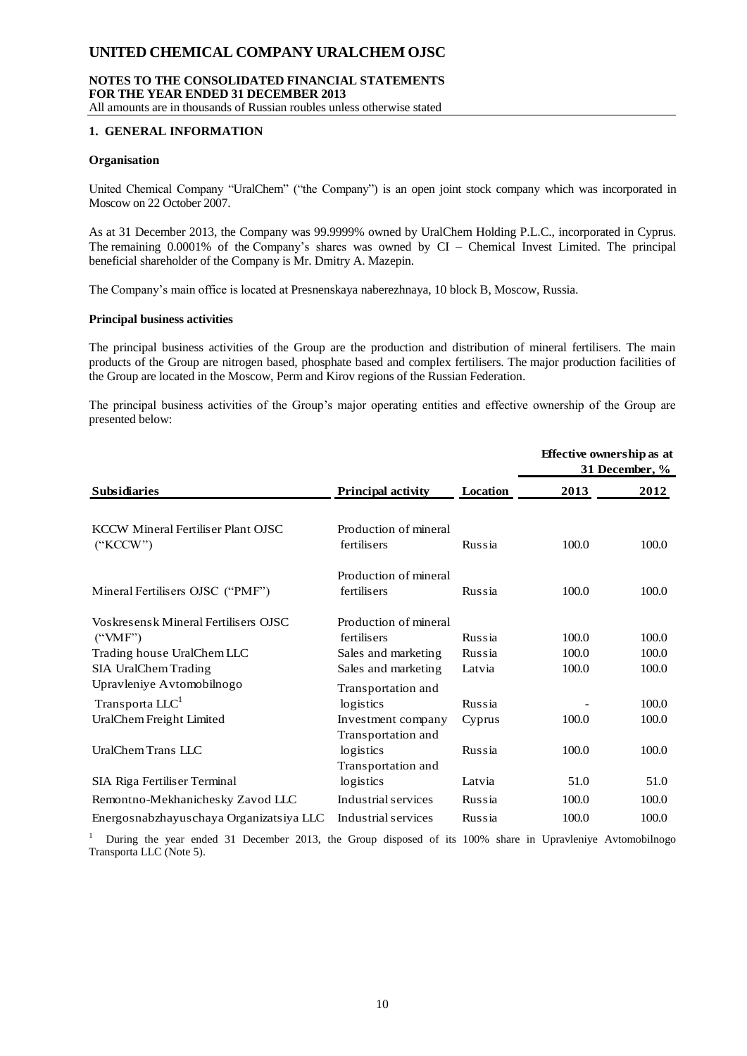# UNITED CHEMICAL COMPANY URALCHEM OJSC

**NOTES TO THE CONSOLIDATED FINANCIAL STATEMENTS**
**FOR THE YEAR ENDED 31 DECEMBER 2013**
All amounts are in thousands of Russian roubles unless otherwise stated

## 1. GENERAL INFORMATION

### Organisation

United Chemical Company "UralChem" ("the Company") is an open joint stock company which was incorporated in Moscow on 22 October 2007.

As at 31 December 2013, the Company was 99.9999% owned by UralChem Holding P.L.C., incorporated in Cyprus. The remaining 0.0001% of the Company's shares was owned by CI – Chemical Invest Limited. The principal beneficial shareholder of the Company is Mr. Dmitry A. Mazepin.

The Company's main office is located at Presnenskaya naberezhnaya, 10 block B, Moscow, Russia.

### Principal business activities

The principal business activities of the Group are the production and distribution of mineral fertilisers. The main products of the Group are nitrogen based, phosphate based and complex fertilisers. The major production facilities of the Group are located in the Moscow, Perm and Kirov regions of the Russian Federation.

The principal business activities of the Group's major operating entities and effective ownership of the Group are presented below:

| | | | **Effective ownership as at 31 December, %** | |
|---|---|---|---|---|
| **Subsidiaries** | **Principal activity** | **Location** | **2013** | **2012** |
| KCCW Mineral Fertiliser Plant OJSC ("KCCW") | Production of mineral fertilisers | Russia | 100.0 | 100.0 |
| Mineral Fertilisers OJSC ("PMF") | Production of mineral fertilisers | Russia | 100.0 | 100.0 |
| Voskresensk Mineral Fertilisers OJSC ("VMF") | Production of mineral fertilisers | Russia | 100.0 | 100.0 |
| Trading house UralChem LLC | Sales and marketing | Russia | 100.0 | 100.0 |
| SIA UralChem Trading | Sales and marketing | Latvia | 100.0 | 100.0 |
| Upravleniye Avtomobilnogo Transporta LLC[1] | Transportation and logistics | Russia | - | 100.0 |
| UralChem Freight Limited | Investment company | Cyprus | 100.0 | 100.0 |
| UralChem Trans LLC | Transportation and logistics | Russia | 100.0 | 100.0 |
| SIA Riga Fertiliser Terminal | Transportation and logistics | Latvia | 51.0 | 51.0 |
| Remontno-Mekhanichesky Zavod LLC | Industrial services | Russia | 100.0 | 100.0 |
| Energosnabzhayuschaya Organizatsiya LLC | Industrial services | Russia | 100.0 | 100.0 |

[1] During the year ended 31 December 2013, the Group disposed of its 100% share in Upravleniye Avtomobilnogo Transporta LLC (Note 5).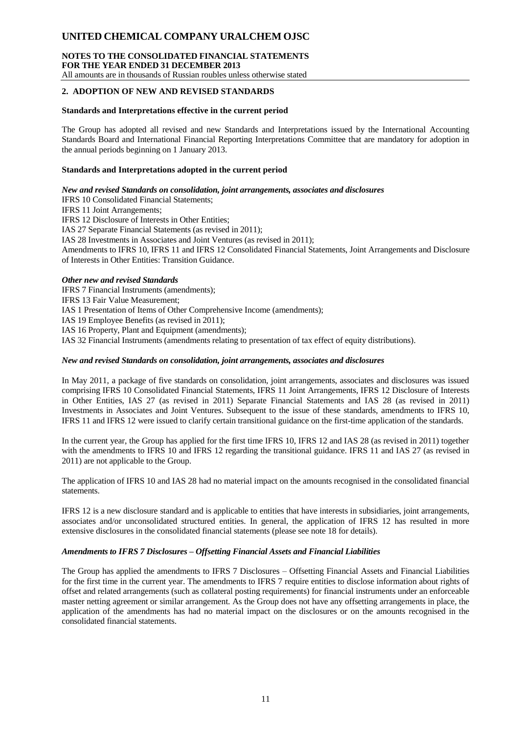## 2. ADOPTION OF NEW AND REVISED STANDARDS

**Standards and Interpretations effective in the current period**

The Group has adopted all revised and new Standards and Interpretations issued by the International Accounting Standards Board and International Financial Reporting Interpretations Committee that are mandatory for adoption in the annual periods beginning on 1 January 2013.

**Standards and Interpretations adopted in the current period**

***New and revised Standards on consolidation, joint arrangements, associates and disclosures***

IFRS 10 Consolidated Financial Statements;
IFRS 11 Joint Arrangements;
IFRS 12 Disclosure of Interests in Other Entities;
IAS 27 Separate Financial Statements (as revised in 2011);
IAS 28 Investments in Associates and Joint Ventures (as revised in 2011);
Amendments to IFRS 10, IFRS 11 and IFRS 12 Consolidated Financial Statements, Joint Arrangements and Disclosure of Interests in Other Entities: Transition Guidance.

***Other new and revised Standards***

IFRS 7 Financial Instruments (amendments);
IFRS 13 Fair Value Measurement;
IAS 1 Presentation of Items of Other Comprehensive Income (amendments);
IAS 19 Employee Benefits (as revised in 2011);
IAS 16 Property, Plant and Equipment (amendments);
IAS 32 Financial Instruments (amendments relating to presentation of tax effect of equity distributions).

***New and revised Standards on consolidation, joint arrangements, associates and disclosures***

In May 2011, a package of five standards on consolidation, joint arrangements, associates and disclosures was issued comprising IFRS 10 Consolidated Financial Statements, IFRS 11 Joint Arrangements, IFRS 12 Disclosure of Interests in Other Entities, IAS 27 (as revised in 2011) Separate Financial Statements and IAS 28 (as revised in 2011) Investments in Associates and Joint Ventures. Subsequent to the issue of these standards, amendments to IFRS 10, IFRS 11 and IFRS 12 were issued to clarify certain transitional guidance on the first-time application of the standards.

In the current year, the Group has applied for the first time IFRS 10, IFRS 12 and IAS 28 (as revised in 2011) together with the amendments to IFRS 10 and IFRS 12 regarding the transitional guidance. IFRS 11 and IAS 27 (as revised in 2011) are not applicable to the Group.

The application of IFRS 10 and IAS 28 had no material impact on the amounts recognised in the consolidated financial statements.

IFRS 12 is a new disclosure standard and is applicable to entities that have interests in subsidiaries, joint arrangements, associates and/or unconsolidated structured entities. In general, the application of IFRS 12 has resulted in more extensive disclosures in the consolidated financial statements (please see note 18 for details).

***Amendments to IFRS 7 Disclosures – Offsetting Financial Assets and Financial Liabilities***

The Group has applied the amendments to IFRS 7 Disclosures – Offsetting Financial Assets and Financial Liabilities for the first time in the current year. The amendments to IFRS 7 require entities to disclose information about rights of offset and related arrangements (such as collateral posting requirements) for financial instruments under an enforceable master netting agreement or similar arrangement. As the Group does not have any offsetting arrangements in place, the application of the amendments has had no material impact on the disclosures or on the amounts recognised in the consolidated financial statements.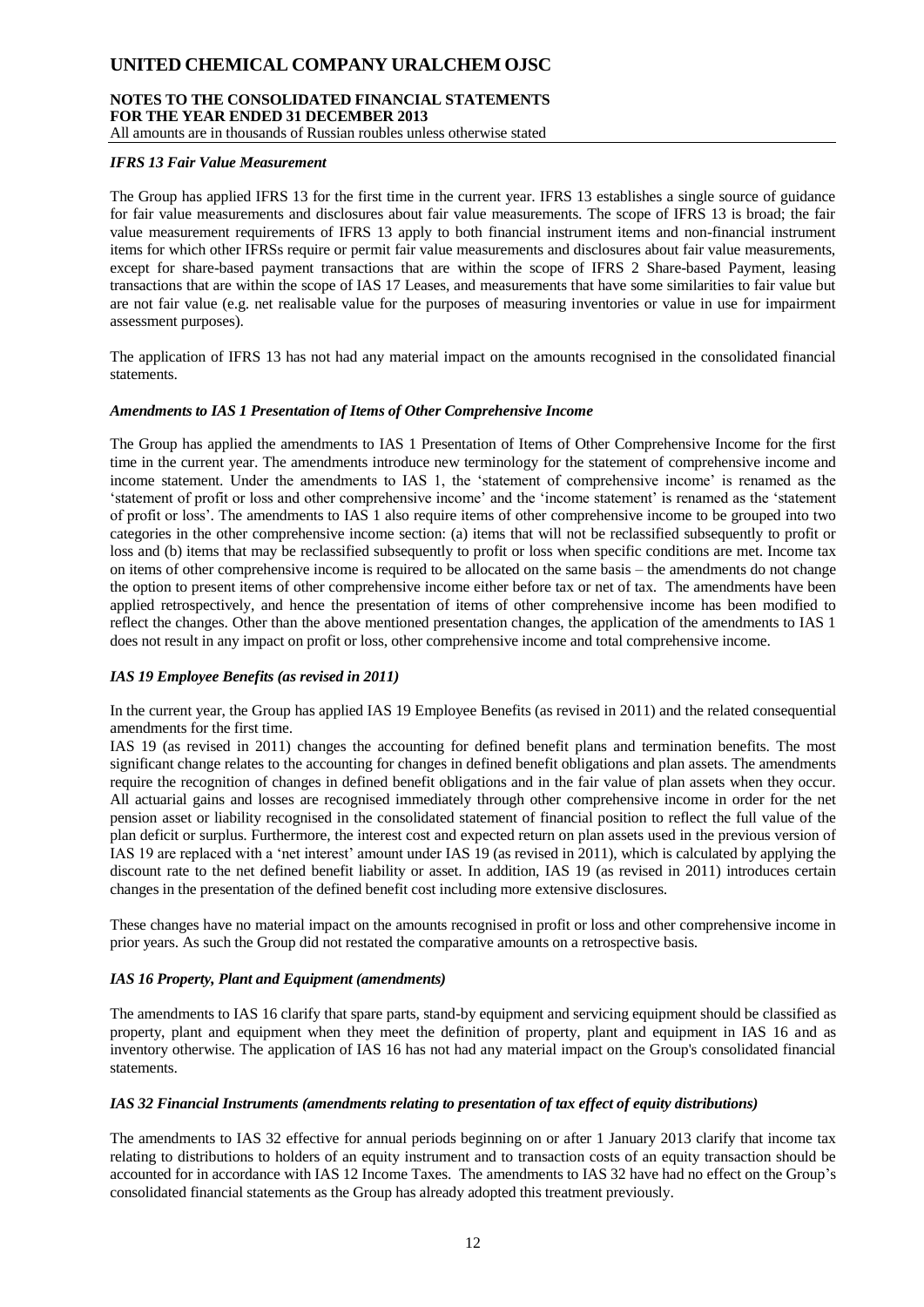### *IFRS 13 Fair Value Measurement*

The Group has applied IFRS 13 for the first time in the current year. IFRS 13 establishes a single source of guidance for fair value measurements and disclosures about fair value measurements. The scope of IFRS 13 is broad; the fair value measurement requirements of IFRS 13 apply to both financial instrument items and non-financial instrument items for which other IFRSs require or permit fair value measurements and disclosures about fair value measurements, except for share-based payment transactions that are within the scope of IFRS 2 Share-based Payment, leasing transactions that are within the scope of IAS 17 Leases, and measurements that have some similarities to fair value but are not fair value (e.g. net realisable value for the purposes of measuring inventories or value in use for impairment assessment purposes).

The application of IFRS 13 has not had any material impact on the amounts recognised in the consolidated financial statements.

### *Amendments to IAS 1 Presentation of Items of Other Comprehensive Income*

The Group has applied the amendments to IAS 1 Presentation of Items of Other Comprehensive Income for the first time in the current year. The amendments introduce new terminology for the statement of comprehensive income and income statement. Under the amendments to IAS 1, the 'statement of comprehensive income' is renamed as the 'statement of profit or loss and other comprehensive income' and the 'income statement' is renamed as the 'statement of profit or loss'. The amendments to IAS 1 also require items of other comprehensive income to be grouped into two categories in the other comprehensive income section: (a) items that will not be reclassified subsequently to profit or loss and (b) items that may be reclassified subsequently to profit or loss when specific conditions are met. Income tax on items of other comprehensive income is required to be allocated on the same basis – the amendments do not change the option to present items of other comprehensive income either before tax or net of tax. The amendments have been applied retrospectively, and hence the presentation of items of other comprehensive income has been modified to reflect the changes. Other than the above mentioned presentation changes, the application of the amendments to IAS 1 does not result in any impact on profit or loss, other comprehensive income and total comprehensive income.

### *IAS 19 Employee Benefits (as revised in 2011)*

In the current year, the Group has applied IAS 19 Employee Benefits (as revised in 2011) and the related consequential amendments for the first time.
IAS 19 (as revised in 2011) changes the accounting for defined benefit plans and termination benefits. The most significant change relates to the accounting for changes in defined benefit obligations and plan assets. The amendments require the recognition of changes in defined benefit obligations and in the fair value of plan assets when they occur. All actuarial gains and losses are recognised immediately through other comprehensive income in order for the net pension asset or liability recognised in the consolidated statement of financial position to reflect the full value of the plan deficit or surplus. Furthermore, the interest cost and expected return on plan assets used in the previous version of IAS 19 are replaced with a 'net interest' amount under IAS 19 (as revised in 2011), which is calculated by applying the discount rate to the net defined benefit liability or asset. In addition, IAS 19 (as revised in 2011) introduces certain changes in the presentation of the defined benefit cost including more extensive disclosures.

These changes have no material impact on the amounts recognised in profit or loss and other comprehensive income in prior years. As such the Group did not restated the comparative amounts on a retrospective basis.

### *IAS 16 Property, Plant and Equipment (amendments)*

The amendments to IAS 16 clarify that spare parts, stand-by equipment and servicing equipment should be classified as property, plant and equipment when they meet the definition of property, plant and equipment in IAS 16 and as inventory otherwise. The application of IAS 16 has not had any material impact on the Group's consolidated financial statements.

### *IAS 32 Financial Instruments (amendments relating to presentation of tax effect of equity distributions)*

The amendments to IAS 32 effective for annual periods beginning on or after 1 January 2013 clarify that income tax relating to distributions to holders of an equity instrument and to transaction costs of an equity transaction should be accounted for in accordance with IAS 12 Income Taxes. The amendments to IAS 32 have had no effect on the Group's consolidated financial statements as the Group has already adopted this treatment previously.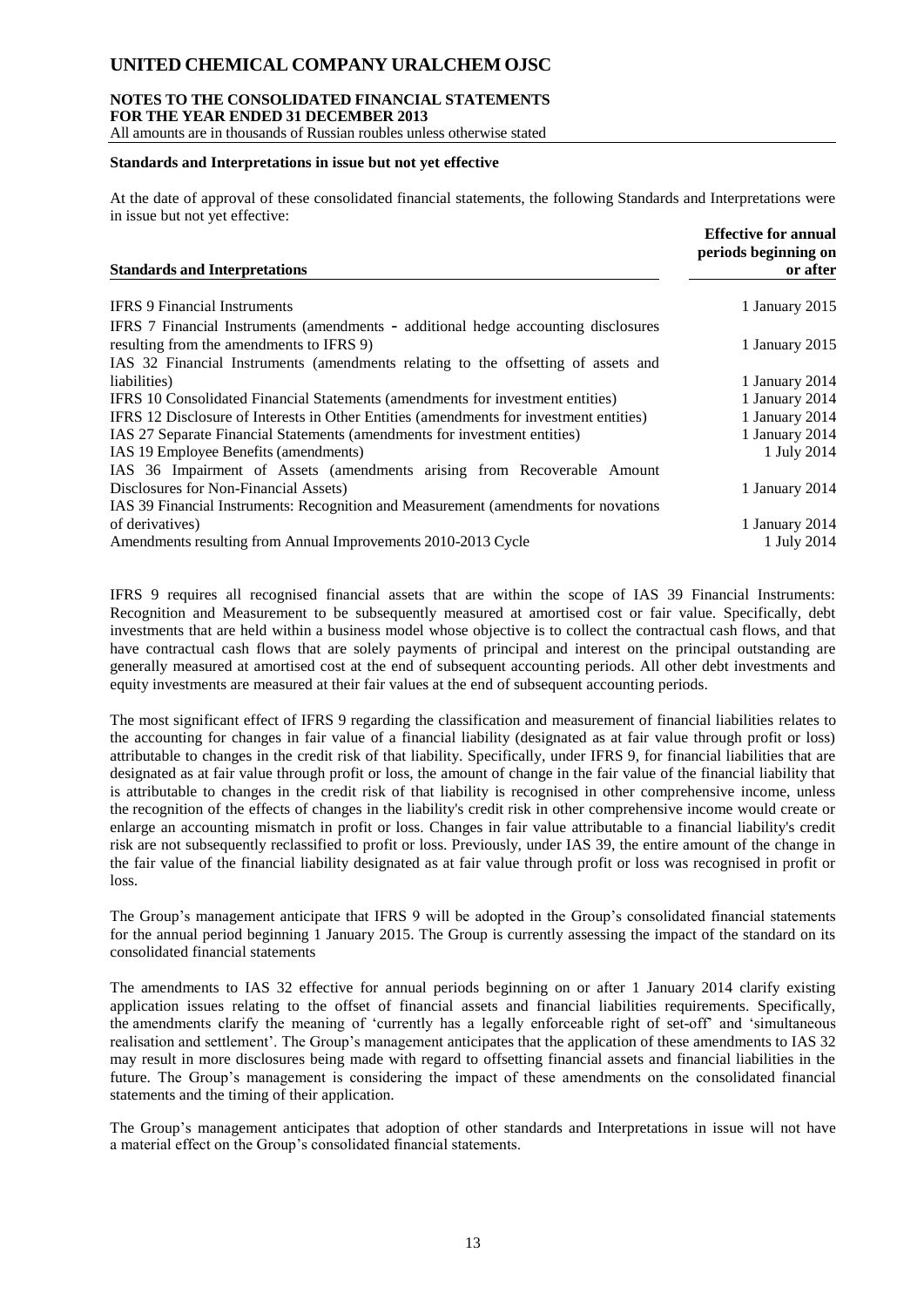**Standards and Interpretations in issue but not yet effective**

At the date of approval of these consolidated financial statements, the following Standards and Interpretations were in issue but not yet effective:

| Standards and Interpretations | Effective for annual periods beginning on or after |
|---|---|
| IFRS 9 Financial Instruments | 1 January 2015 |
| IFRS 7 Financial Instruments (amendments - additional hedge accounting disclosures resulting from the amendments to IFRS 9) | 1 January 2015 |
| IAS 32 Financial Instruments (amendments relating to the offsetting of assets and liabilities) | 1 January 2014 |
| IFRS 10 Consolidated Financial Statements (amendments for investment entities) | 1 January 2014 |
| IFRS 12 Disclosure of Interests in Other Entities (amendments for investment entities) | 1 January 2014 |
| IAS 27 Separate Financial Statements (amendments for investment entities) | 1 January 2014 |
| IAS 19 Employee Benefits (amendments) | 1 July 2014 |
| IAS 36 Impairment of Assets (amendments arising from Recoverable Amount Disclosures for Non-Financial Assets) | 1 January 2014 |
| IAS 39 Financial Instruments: Recognition and Measurement (amendments for novations of derivatives) | 1 January 2014 |
| Amendments resulting from Annual Improvements 2010-2013 Cycle | 1 July 2014 |

IFRS 9 requires all recognised financial assets that are within the scope of IAS 39 Financial Instruments: Recognition and Measurement to be subsequently measured at amortised cost or fair value. Specifically, debt investments that are held within a business model whose objective is to collect the contractual cash flows, and that have contractual cash flows that are solely payments of principal and interest on the principal outstanding are generally measured at amortised cost at the end of subsequent accounting periods. All other debt investments and equity investments are measured at their fair values at the end of subsequent accounting periods.

The most significant effect of IFRS 9 regarding the classification and measurement of financial liabilities relates to the accounting for changes in fair value of a financial liability (designated as at fair value through profit or loss) attributable to changes in the credit risk of that liability. Specifically, under IFRS 9, for financial liabilities that are designated as at fair value through profit or loss, the amount of change in the fair value of the financial liability that is attributable to changes in the credit risk of that liability is recognised in other comprehensive income, unless the recognition of the effects of changes in the liability's credit risk in other comprehensive income would create or enlarge an accounting mismatch in profit or loss. Changes in fair value attributable to a financial liability's credit risk are not subsequently reclassified to profit or loss. Previously, under IAS 39, the entire amount of the change in the fair value of the financial liability designated as at fair value through profit or loss was recognised in profit or loss.

The Group's management anticipate that IFRS 9 will be adopted in the Group's consolidated financial statements for the annual period beginning 1 January 2015. The Group is currently assessing the impact of the standard on its consolidated financial statements

The amendments to IAS 32 effective for annual periods beginning on or after 1 January 2014 clarify existing application issues relating to the offset of financial assets and financial liabilities requirements. Specifically, the amendments clarify the meaning of 'currently has a legally enforceable right of set-off' and 'simultaneous realisation and settlement'. The Group's management anticipates that the application of these amendments to IAS 32 may result in more disclosures being made with regard to offsetting financial assets and financial liabilities in the future. The Group's management is considering the impact of these amendments on the consolidated financial statements and the timing of their application.

The Group's management anticipates that adoption of other standards and Interpretations in issue will not have a material effect on the Group's consolidated financial statements.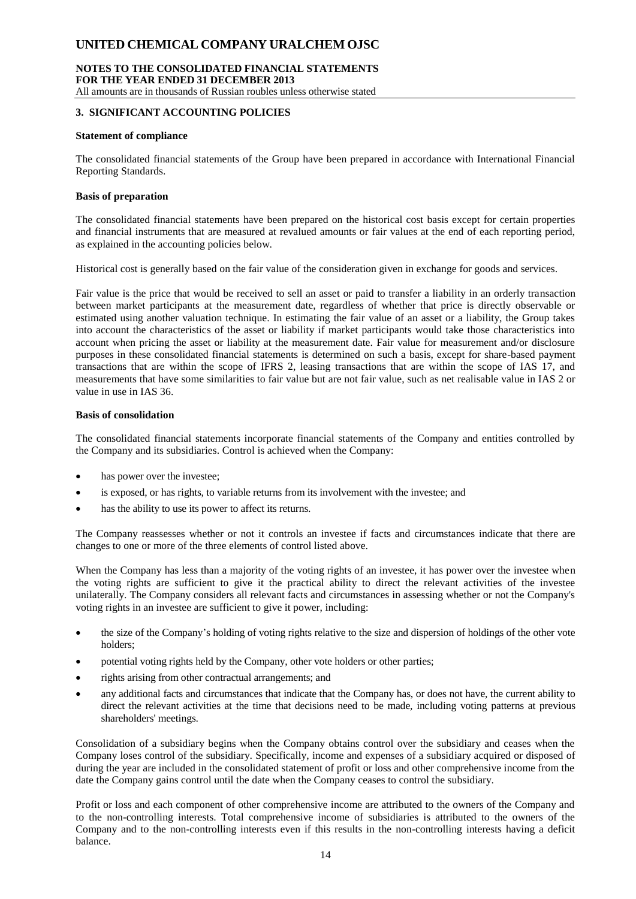## 3. SIGNIFICANT ACCOUNTING POLICIES

### Statement of compliance

The consolidated financial statements of the Group have been prepared in accordance with International Financial Reporting Standards.

### Basis of preparation

The consolidated financial statements have been prepared on the historical cost basis except for certain properties and financial instruments that are measured at revalued amounts or fair values at the end of each reporting period, as explained in the accounting policies below.

Historical cost is generally based on the fair value of the consideration given in exchange for goods and services.

Fair value is the price that would be received to sell an asset or paid to transfer a liability in an orderly transaction between market participants at the measurement date, regardless of whether that price is directly observable or estimated using another valuation technique. In estimating the fair value of an asset or a liability, the Group takes into account the characteristics of the asset or liability if market participants would take those characteristics into account when pricing the asset or liability at the measurement date. Fair value for measurement and/or disclosure purposes in these consolidated financial statements is determined on such a basis, except for share-based payment transactions that are within the scope of IFRS 2, leasing transactions that are within the scope of IAS 17, and measurements that have some similarities to fair value but are not fair value, such as net realisable value in IAS 2 or value in use in IAS 36.

### Basis of consolidation

The consolidated financial statements incorporate financial statements of the Company and entities controlled by the Company and its subsidiaries. Control is achieved when the Company:

- has power over the investee;
- is exposed, or has rights, to variable returns from its involvement with the investee; and
- has the ability to use its power to affect its returns.

The Company reassesses whether or not it controls an investee if facts and circumstances indicate that there are changes to one or more of the three elements of control listed above.

When the Company has less than a majority of the voting rights of an investee, it has power over the investee when the voting rights are sufficient to give it the practical ability to direct the relevant activities of the investee unilaterally. The Company considers all relevant facts and circumstances in assessing whether or not the Company's voting rights in an investee are sufficient to give it power, including:

- the size of the Company's holding of voting rights relative to the size and dispersion of holdings of the other vote holders;
- potential voting rights held by the Company, other vote holders or other parties;
- rights arising from other contractual arrangements; and
- any additional facts and circumstances that indicate that the Company has, or does not have, the current ability to direct the relevant activities at the time that decisions need to be made, including voting patterns at previous shareholders' meetings.

Consolidation of a subsidiary begins when the Company obtains control over the subsidiary and ceases when the Company loses control of the subsidiary. Specifically, income and expenses of a subsidiary acquired or disposed of during the year are included in the consolidated statement of profit or loss and other comprehensive income from the date the Company gains control until the date when the Company ceases to control the subsidiary.

Profit or loss and each component of other comprehensive income are attributed to the owners of the Company and to the non-controlling interests. Total comprehensive income of subsidiaries is attributed to the owners of the Company and to the non-controlling interests even if this results in the non-controlling interests having a deficit balance.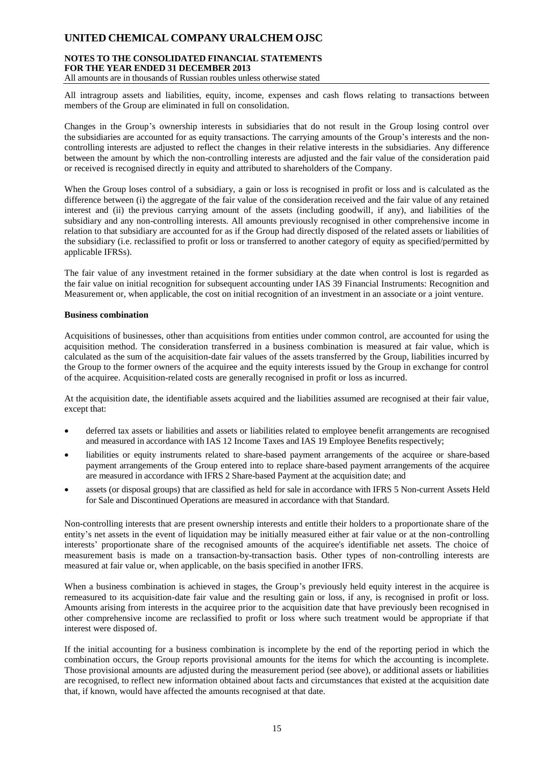All intragroup assets and liabilities, equity, income, expenses and cash flows relating to transactions between members of the Group are eliminated in full on consolidation.

Changes in the Group's ownership interests in subsidiaries that do not result in the Group losing control over the subsidiaries are accounted for as equity transactions. The carrying amounts of the Group's interests and the non-controlling interests are adjusted to reflect the changes in their relative interests in the subsidiaries. Any difference between the amount by which the non-controlling interests are adjusted and the fair value of the consideration paid or received is recognised directly in equity and attributed to shareholders of the Company.

When the Group loses control of a subsidiary, a gain or loss is recognised in profit or loss and is calculated as the difference between (i) the aggregate of the fair value of the consideration received and the fair value of any retained interest and (ii) the previous carrying amount of the assets (including goodwill, if any), and liabilities of the subsidiary and any non-controlling interests. All amounts previously recognised in other comprehensive income in relation to that subsidiary are accounted for as if the Group had directly disposed of the related assets or liabilities of the subsidiary (i.e. reclassified to profit or loss or transferred to another category of equity as specified/permitted by applicable IFRSs).

The fair value of any investment retained in the former subsidiary at the date when control is lost is regarded as the fair value on initial recognition for subsequent accounting under IAS 39 Financial Instruments: Recognition and Measurement or, when applicable, the cost on initial recognition of an investment in an associate or a joint venture.

**Business combination**

Acquisitions of businesses, other than acquisitions from entities under common control, are accounted for using the acquisition method. The consideration transferred in a business combination is measured at fair value, which is calculated as the sum of the acquisition-date fair values of the assets transferred by the Group, liabilities incurred by the Group to the former owners of the acquiree and the equity interests issued by the Group in exchange for control of the acquiree. Acquisition-related costs are generally recognised in profit or loss as incurred.

At the acquisition date, the identifiable assets acquired and the liabilities assumed are recognised at their fair value, except that:

- deferred tax assets or liabilities and assets or liabilities related to employee benefit arrangements are recognised and measured in accordance with IAS 12 Income Taxes and IAS 19 Employee Benefits respectively;
- liabilities or equity instruments related to share-based payment arrangements of the acquiree or share-based payment arrangements of the Group entered into to replace share-based payment arrangements of the acquiree are measured in accordance with IFRS 2 Share-based Payment at the acquisition date; and
- assets (or disposal groups) that are classified as held for sale in accordance with IFRS 5 Non-current Assets Held for Sale and Discontinued Operations are measured in accordance with that Standard.

Non-controlling interests that are present ownership interests and entitle their holders to a proportionate share of the entity's net assets in the event of liquidation may be initially measured either at fair value or at the non-controlling interests' proportionate share of the recognised amounts of the acquiree's identifiable net assets. The choice of measurement basis is made on a transaction-by-transaction basis. Other types of non-controlling interests are measured at fair value or, when applicable, on the basis specified in another IFRS.

When a business combination is achieved in stages, the Group's previously held equity interest in the acquiree is remeasured to its acquisition-date fair value and the resulting gain or loss, if any, is recognised in profit or loss. Amounts arising from interests in the acquiree prior to the acquisition date that have previously been recognised in other comprehensive income are reclassified to profit or loss where such treatment would be appropriate if that interest were disposed of.

If the initial accounting for a business combination is incomplete by the end of the reporting period in which the combination occurs, the Group reports provisional amounts for the items for which the accounting is incomplete. Those provisional amounts are adjusted during the measurement period (see above), or additional assets or liabilities are recognised, to reflect new information obtained about facts and circumstances that existed at the acquisition date that, if known, would have affected the amounts recognised at that date.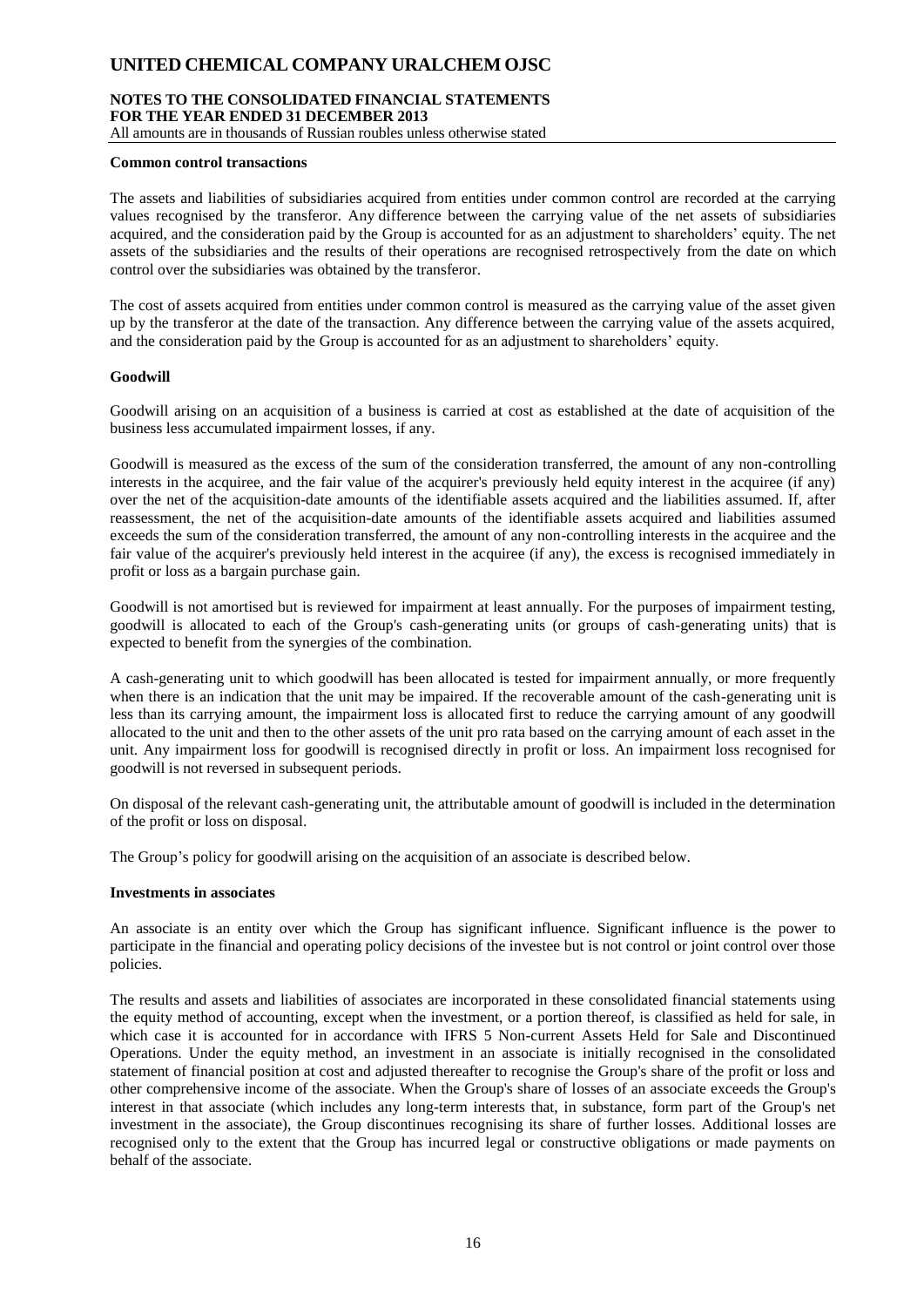#### Common control transactions

The assets and liabilities of subsidiaries acquired from entities under common control are recorded at the carrying values recognised by the transferor. Any difference between the carrying value of the net assets of subsidiaries acquired, and the consideration paid by the Group is accounted for as an adjustment to shareholders' equity. The net assets of the subsidiaries and the results of their operations are recognised retrospectively from the date on which control over the subsidiaries was obtained by the transferor.

The cost of assets acquired from entities under common control is measured as the carrying value of the asset given up by the transferor at the date of the transaction. Any difference between the carrying value of the assets acquired, and the consideration paid by the Group is accounted for as an adjustment to shareholders' equity.

#### Goodwill

Goodwill arising on an acquisition of a business is carried at cost as established at the date of acquisition of the business less accumulated impairment losses, if any.

Goodwill is measured as the excess of the sum of the consideration transferred, the amount of any non-controlling interests in the acquiree, and the fair value of the acquirer's previously held equity interest in the acquiree (if any) over the net of the acquisition-date amounts of the identifiable assets acquired and the liabilities assumed. If, after reassessment, the net of the acquisition-date amounts of the identifiable assets acquired and liabilities assumed exceeds the sum of the consideration transferred, the amount of any non-controlling interests in the acquiree and the fair value of the acquirer's previously held interest in the acquiree (if any), the excess is recognised immediately in profit or loss as a bargain purchase gain.

Goodwill is not amortised but is reviewed for impairment at least annually. For the purposes of impairment testing, goodwill is allocated to each of the Group's cash-generating units (or groups of cash-generating units) that is expected to benefit from the synergies of the combination.

A cash-generating unit to which goodwill has been allocated is tested for impairment annually, or more frequently when there is an indication that the unit may be impaired. If the recoverable amount of the cash-generating unit is less than its carrying amount, the impairment loss is allocated first to reduce the carrying amount of any goodwill allocated to the unit and then to the other assets of the unit pro rata based on the carrying amount of each asset in the unit. Any impairment loss for goodwill is recognised directly in profit or loss. An impairment loss recognised for goodwill is not reversed in subsequent periods.

On disposal of the relevant cash-generating unit, the attributable amount of goodwill is included in the determination of the profit or loss on disposal.

The Group's policy for goodwill arising on the acquisition of an associate is described below.

#### Investments in associates

An associate is an entity over which the Group has significant influence. Significant influence is the power to participate in the financial and operating policy decisions of the investee but is not control or joint control over those policies.

The results and assets and liabilities of associates are incorporated in these consolidated financial statements using the equity method of accounting, except when the investment, or a portion thereof, is classified as held for sale, in which case it is accounted for in accordance with IFRS 5 Non-current Assets Held for Sale and Discontinued Operations. Under the equity method, an investment in an associate is initially recognised in the consolidated statement of financial position at cost and adjusted thereafter to recognise the Group's share of the profit or loss and other comprehensive income of the associate. When the Group's share of losses of an associate exceeds the Group's interest in that associate (which includes any long-term interests that, in substance, form part of the Group's net investment in the associate), the Group discontinues recognising its share of further losses. Additional losses are recognised only to the extent that the Group has incurred legal or constructive obligations or made payments on behalf of the associate.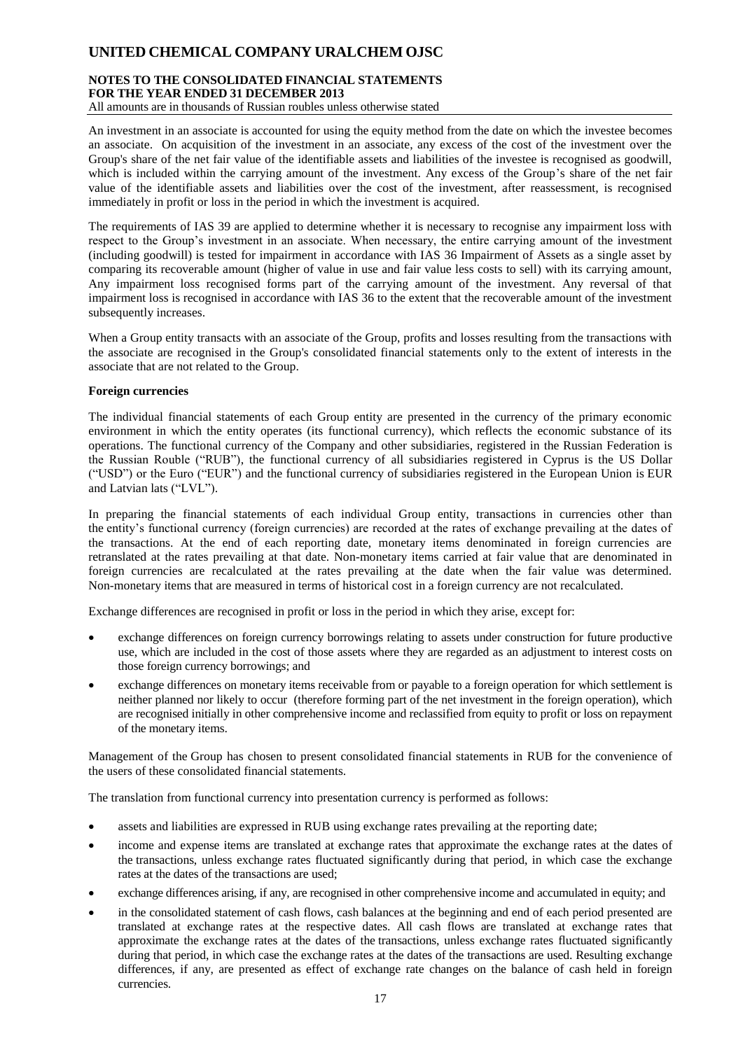An investment in an associate is accounted for using the equity method from the date on which the investee becomes an associate. On acquisition of the investment in an associate, any excess of the cost of the investment over the Group's share of the net fair value of the identifiable assets and liabilities of the investee is recognised as goodwill, which is included within the carrying amount of the investment. Any excess of the Group's share of the net fair value of the identifiable assets and liabilities over the cost of the investment, after reassessment, is recognised immediately in profit or loss in the period in which the investment is acquired.

The requirements of IAS 39 are applied to determine whether it is necessary to recognise any impairment loss with respect to the Group's investment in an associate. When necessary, the entire carrying amount of the investment (including goodwill) is tested for impairment in accordance with IAS 36 Impairment of Assets as a single asset by comparing its recoverable amount (higher of value in use and fair value less costs to sell) with its carrying amount, Any impairment loss recognised forms part of the carrying amount of the investment. Any reversal of that impairment loss is recognised in accordance with IAS 36 to the extent that the recoverable amount of the investment subsequently increases.

When a Group entity transacts with an associate of the Group, profits and losses resulting from the transactions with the associate are recognised in the Group's consolidated financial statements only to the extent of interests in the associate that are not related to the Group.

**Foreign currencies**

The individual financial statements of each Group entity are presented in the currency of the primary economic environment in which the entity operates (its functional currency), which reflects the economic substance of its operations. The functional currency of the Company and other subsidiaries, registered in the Russian Federation is the Russian Rouble ("RUB"), the functional currency of all subsidiaries registered in Cyprus is the US Dollar ("USD") or the Euro ("EUR") and the functional currency of subsidiaries registered in the European Union is EUR and Latvian lats ("LVL").

In preparing the financial statements of each individual Group entity, transactions in currencies other than the entity's functional currency (foreign currencies) are recorded at the rates of exchange prevailing at the dates of the transactions. At the end of each reporting date, monetary items denominated in foreign currencies are retranslated at the rates prevailing at that date. Non-monetary items carried at fair value that are denominated in foreign currencies are recalculated at the rates prevailing at the date when the fair value was determined. Non-monetary items that are measured in terms of historical cost in a foreign currency are not recalculated.

Exchange differences are recognised in profit or loss in the period in which they arise, except for:

- exchange differences on foreign currency borrowings relating to assets under construction for future productive use, which are included in the cost of those assets where they are regarded as an adjustment to interest costs on those foreign currency borrowings; and
- exchange differences on monetary items receivable from or payable to a foreign operation for which settlement is neither planned nor likely to occur (therefore forming part of the net investment in the foreign operation), which are recognised initially in other comprehensive income and reclassified from equity to profit or loss on repayment of the monetary items.

Management of the Group has chosen to present consolidated financial statements in RUB for the convenience of the users of these consolidated financial statements.

The translation from functional currency into presentation currency is performed as follows:

- assets and liabilities are expressed in RUB using exchange rates prevailing at the reporting date;
- income and expense items are translated at exchange rates that approximate the exchange rates at the dates of the transactions, unless exchange rates fluctuated significantly during that period, in which case the exchange rates at the dates of the transactions are used;
- exchange differences arising, if any, are recognised in other comprehensive income and accumulated in equity; and
- in the consolidated statement of cash flows, cash balances at the beginning and end of each period presented are translated at exchange rates at the respective dates. All cash flows are translated at exchange rates that approximate the exchange rates at the dates of the transactions, unless exchange rates fluctuated significantly during that period, in which case the exchange rates at the dates of the transactions are used. Resulting exchange differences, if any, are presented as effect of exchange rate changes on the balance of cash held in foreign currencies.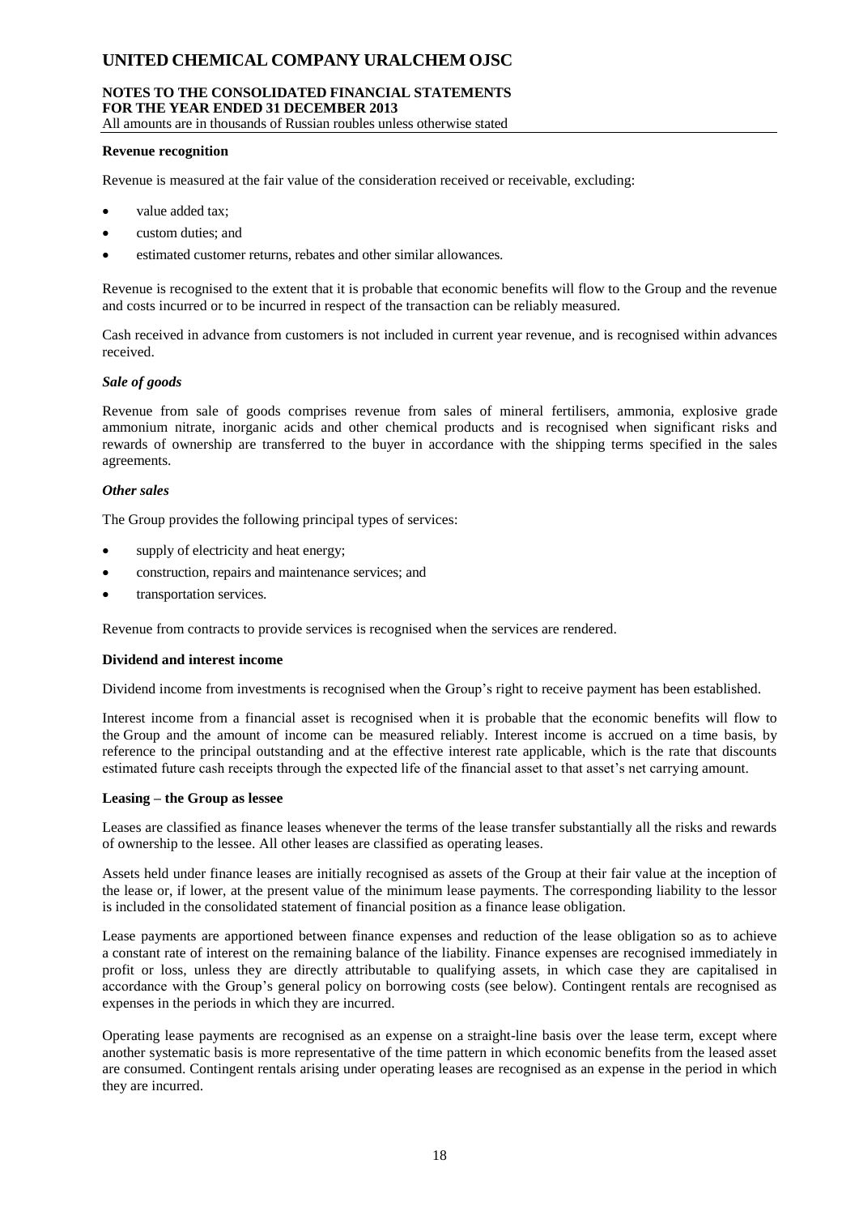### Revenue recognition

Revenue is measured at the fair value of the consideration received or receivable, excluding:

- value added tax;
- custom duties; and
- estimated customer returns, rebates and other similar allowances.

Revenue is recognised to the extent that it is probable that economic benefits will flow to the Group and the revenue and costs incurred or to be incurred in respect of the transaction can be reliably measured.

Cash received in advance from customers is not included in current year revenue, and is recognised within advances received.

#### *Sale of goods*

Revenue from sale of goods comprises revenue from sales of mineral fertilisers, ammonia, explosive grade ammonium nitrate, inorganic acids and other chemical products and is recognised when significant risks and rewards of ownership are transferred to the buyer in accordance with the shipping terms specified in the sales agreements.

#### *Other sales*

The Group provides the following principal types of services:

- supply of electricity and heat energy;
- construction, repairs and maintenance services; and
- transportation services.

Revenue from contracts to provide services is recognised when the services are rendered.

### Dividend and interest income

Dividend income from investments is recognised when the Group's right to receive payment has been established.

Interest income from a financial asset is recognised when it is probable that the economic benefits will flow to the Group and the amount of income can be measured reliably. Interest income is accrued on a time basis, by reference to the principal outstanding and at the effective interest rate applicable, which is the rate that discounts estimated future cash receipts through the expected life of the financial asset to that asset's net carrying amount.

### Leasing – the Group as lessee

Leases are classified as finance leases whenever the terms of the lease transfer substantially all the risks and rewards of ownership to the lessee. All other leases are classified as operating leases.

Assets held under finance leases are initially recognised as assets of the Group at their fair value at the inception of the lease or, if lower, at the present value of the minimum lease payments. The corresponding liability to the lessor is included in the consolidated statement of financial position as a finance lease obligation.

Lease payments are apportioned between finance expenses and reduction of the lease obligation so as to achieve a constant rate of interest on the remaining balance of the liability. Finance expenses are recognised immediately in profit or loss, unless they are directly attributable to qualifying assets, in which case they are capitalised in accordance with the Group's general policy on borrowing costs (see below). Contingent rentals are recognised as expenses in the periods in which they are incurred.

Operating lease payments are recognised as an expense on a straight-line basis over the lease term, except where another systematic basis is more representative of the time pattern in which economic benefits from the leased asset are consumed. Contingent rentals arising under operating leases are recognised as an expense in the period in which they are incurred.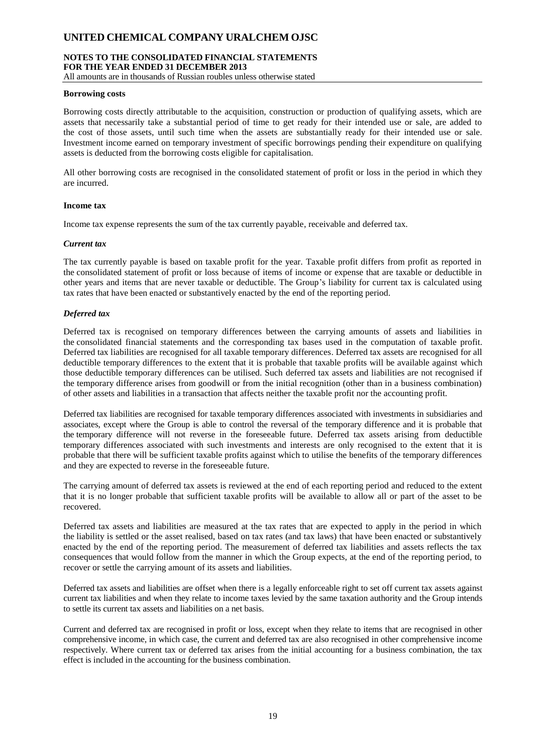**Borrowing costs**

Borrowing costs directly attributable to the acquisition, construction or production of qualifying assets, which are assets that necessarily take a substantial period of time to get ready for their intended use or sale, are added to the cost of those assets, until such time when the assets are substantially ready for their intended use or sale. Investment income earned on temporary investment of specific borrowings pending their expenditure on qualifying assets is deducted from the borrowing costs eligible for capitalisation.

All other borrowing costs are recognised in the consolidated statement of profit or loss in the period in which they are incurred.

**Income tax**

Income tax expense represents the sum of the tax currently payable, receivable and deferred tax.

***Current tax***

The tax currently payable is based on taxable profit for the year. Taxable profit differs from profit as reported in the consolidated statement of profit or loss because of items of income or expense that are taxable or deductible in other years and items that are never taxable or deductible. The Group's liability for current tax is calculated using tax rates that have been enacted or substantively enacted by the end of the reporting period.

***Deferred tax***

Deferred tax is recognised on temporary differences between the carrying amounts of assets and liabilities in the consolidated financial statements and the corresponding tax bases used in the computation of taxable profit. Deferred tax liabilities are recognised for all taxable temporary differences. Deferred tax assets are recognised for all deductible temporary differences to the extent that it is probable that taxable profits will be available against which those deductible temporary differences can be utilised. Such deferred tax assets and liabilities are not recognised if the temporary difference arises from goodwill or from the initial recognition (other than in a business combination) of other assets and liabilities in a transaction that affects neither the taxable profit nor the accounting profit.

Deferred tax liabilities are recognised for taxable temporary differences associated with investments in subsidiaries and associates, except where the Group is able to control the reversal of the temporary difference and it is probable that the temporary difference will not reverse in the foreseeable future. Deferred tax assets arising from deductible temporary differences associated with such investments and interests are only recognised to the extent that it is probable that there will be sufficient taxable profits against which to utilise the benefits of the temporary differences and they are expected to reverse in the foreseeable future.

The carrying amount of deferred tax assets is reviewed at the end of each reporting period and reduced to the extent that it is no longer probable that sufficient taxable profits will be available to allow all or part of the asset to be recovered.

Deferred tax assets and liabilities are measured at the tax rates that are expected to apply in the period in which the liability is settled or the asset realised, based on tax rates (and tax laws) that have been enacted or substantively enacted by the end of the reporting period. The measurement of deferred tax liabilities and assets reflects the tax consequences that would follow from the manner in which the Group expects, at the end of the reporting period, to recover or settle the carrying amount of its assets and liabilities.

Deferred tax assets and liabilities are offset when there is a legally enforceable right to set off current tax assets against current tax liabilities and when they relate to income taxes levied by the same taxation authority and the Group intends to settle its current tax assets and liabilities on a net basis.

Current and deferred tax are recognised in profit or loss, except when they relate to items that are recognised in other comprehensive income, in which case, the current and deferred tax are also recognised in other comprehensive income respectively. Where current tax or deferred tax arises from the initial accounting for a business combination, the tax effect is included in the accounting for the business combination.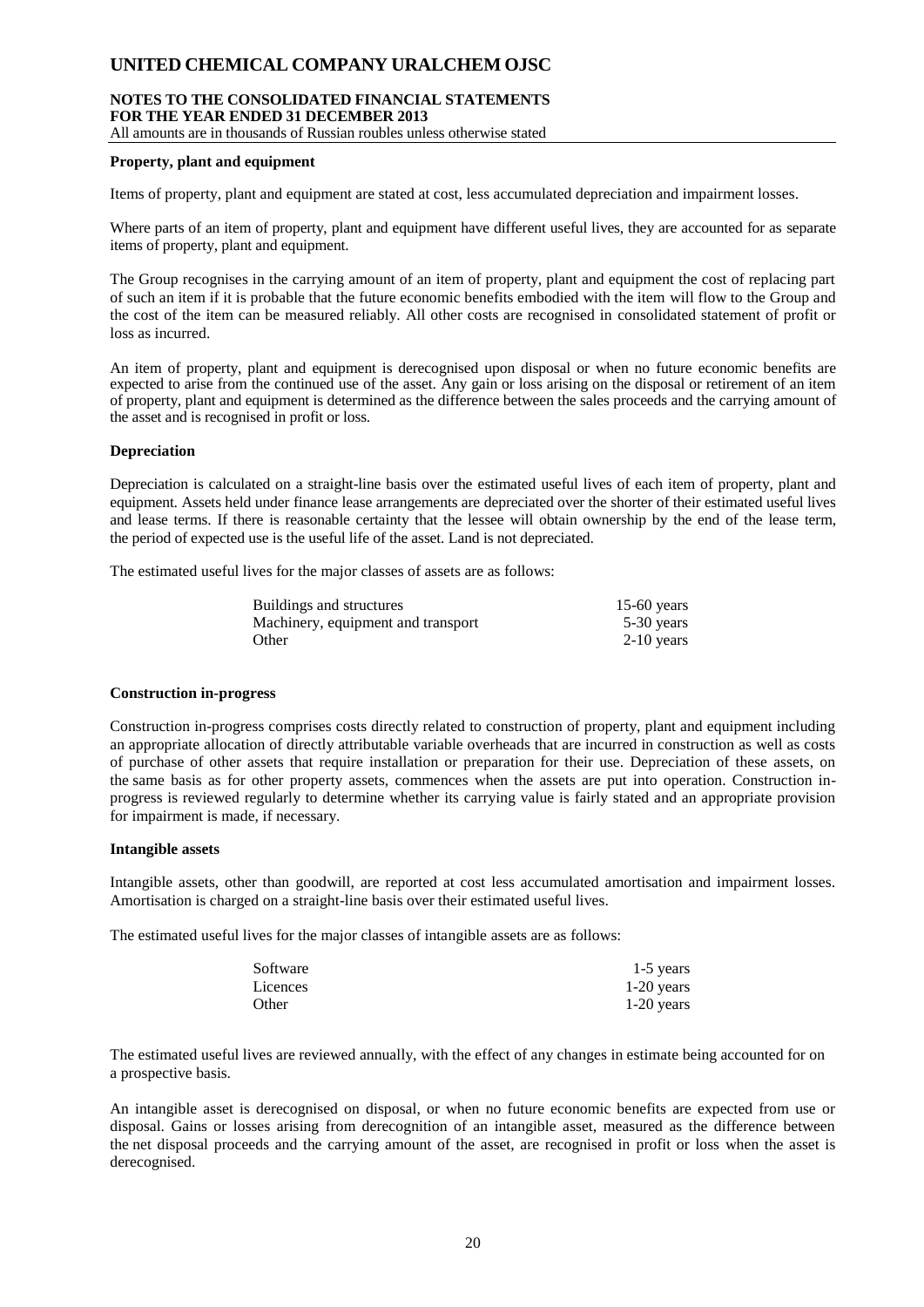**Property, plant and equipment**

Items of property, plant and equipment are stated at cost, less accumulated depreciation and impairment losses.

Where parts of an item of property, plant and equipment have different useful lives, they are accounted for as separate items of property, plant and equipment.

The Group recognises in the carrying amount of an item of property, plant and equipment the cost of replacing part of such an item if it is probable that the future economic benefits embodied with the item will flow to the Group and the cost of the item can be measured reliably. All other costs are recognised in consolidated statement of profit or loss as incurred.

An item of property, plant and equipment is derecognised upon disposal or when no future economic benefits are expected to arise from the continued use of the asset. Any gain or loss arising on the disposal or retirement of an item of property, plant and equipment is determined as the difference between the sales proceeds and the carrying amount of the asset and is recognised in profit or loss.

**Depreciation**

Depreciation is calculated on a straight-line basis over the estimated useful lives of each item of property, plant and equipment. Assets held under finance lease arrangements are depreciated over the shorter of their estimated useful lives and lease terms. If there is reasonable certainty that the lessee will obtain ownership by the end of the lease term, the period of expected use is the useful life of the asset. Land is not depreciated.

The estimated useful lives for the major classes of assets are as follows:

| | |
|---|---|
| Buildings and structures | 15-60 years |
| Machinery, equipment and transport | 5-30 years |
| Other | 2-10 years |

**Construction in-progress**

Construction in-progress comprises costs directly related to construction of property, plant and equipment including an appropriate allocation of directly attributable variable overheads that are incurred in construction as well as costs of purchase of other assets that require installation or preparation for their use. Depreciation of these assets, on the same basis as for other property assets, commences when the assets are put into operation. Construction in-progress is reviewed regularly to determine whether its carrying value is fairly stated and an appropriate provision for impairment is made, if necessary.

**Intangible assets**

Intangible assets, other than goodwill, are reported at cost less accumulated amortisation and impairment losses. Amortisation is charged on a straight-line basis over their estimated useful lives.

The estimated useful lives for the major classes of intangible assets are as follows:

| | |
|---|---|
| Software | 1-5 years |
| Licences | 1-20 years |
| Other | 1-20 years |

The estimated useful lives are reviewed annually, with the effect of any changes in estimate being accounted for on a prospective basis.

An intangible asset is derecognised on disposal, or when no future economic benefits are expected from use or disposal. Gains or losses arising from derecognition of an intangible asset, measured as the difference between the net disposal proceeds and the carrying amount of the asset, are recognised in profit or loss when the asset is derecognised.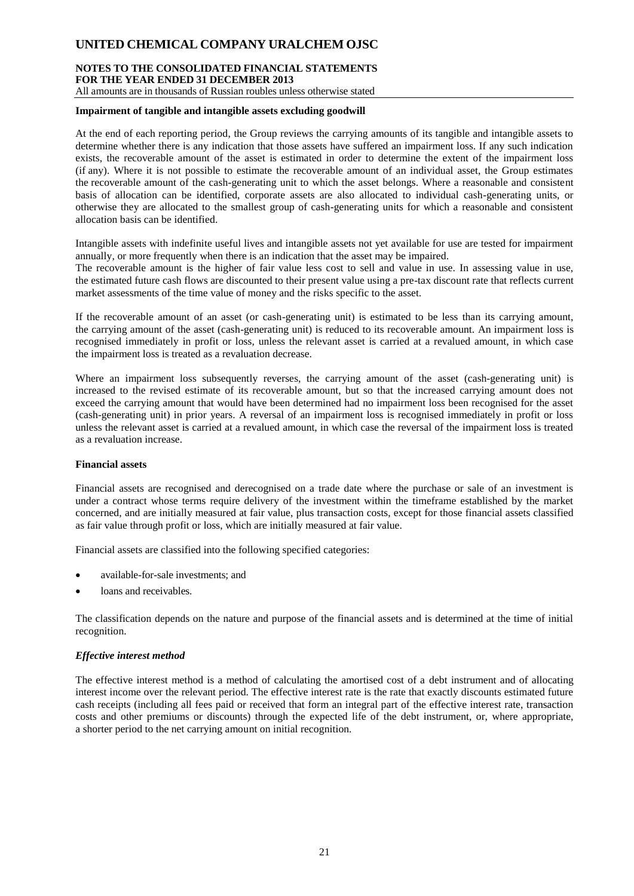**Impairment of tangible and intangible assets excluding goodwill**

At the end of each reporting period, the Group reviews the carrying amounts of its tangible and intangible assets to determine whether there is any indication that those assets have suffered an impairment loss. If any such indication exists, the recoverable amount of the asset is estimated in order to determine the extent of the impairment loss (if any). Where it is not possible to estimate the recoverable amount of an individual asset, the Group estimates the recoverable amount of the cash-generating unit to which the asset belongs. Where a reasonable and consistent basis of allocation can be identified, corporate assets are also allocated to individual cash-generating units, or otherwise they are allocated to the smallest group of cash-generating units for which a reasonable and consistent allocation basis can be identified.

Intangible assets with indefinite useful lives and intangible assets not yet available for use are tested for impairment annually, or more frequently when there is an indication that the asset may be impaired.
The recoverable amount is the higher of fair value less cost to sell and value in use. In assessing value in use, the estimated future cash flows are discounted to their present value using a pre-tax discount rate that reflects current market assessments of the time value of money and the risks specific to the asset.

If the recoverable amount of an asset (or cash-generating unit) is estimated to be less than its carrying amount, the carrying amount of the asset (cash-generating unit) is reduced to its recoverable amount. An impairment loss is recognised immediately in profit or loss, unless the relevant asset is carried at a revalued amount, in which case the impairment loss is treated as a revaluation decrease.

Where an impairment loss subsequently reverses, the carrying amount of the asset (cash-generating unit) is increased to the revised estimate of its recoverable amount, but so that the increased carrying amount does not exceed the carrying amount that would have been determined had no impairment loss been recognised for the asset (cash-generating unit) in prior years. A reversal of an impairment loss is recognised immediately in profit or loss unless the relevant asset is carried at a revalued amount, in which case the reversal of the impairment loss is treated as a revaluation increase.

**Financial assets**

Financial assets are recognised and derecognised on a trade date where the purchase or sale of an investment is under a contract whose terms require delivery of the investment within the timeframe established by the market concerned, and are initially measured at fair value, plus transaction costs, except for those financial assets classified as fair value through profit or loss, which are initially measured at fair value.

Financial assets are classified into the following specified categories:

- available-for-sale investments; and
- loans and receivables.

The classification depends on the nature and purpose of the financial assets and is determined at the time of initial recognition.

***Effective interest method***

The effective interest method is a method of calculating the amortised cost of a debt instrument and of allocating interest income over the relevant period. The effective interest rate is the rate that exactly discounts estimated future cash receipts (including all fees paid or received that form an integral part of the effective interest rate, transaction costs and other premiums or discounts) through the expected life of the debt instrument, or, where appropriate, a shorter period to the net carrying amount on initial recognition.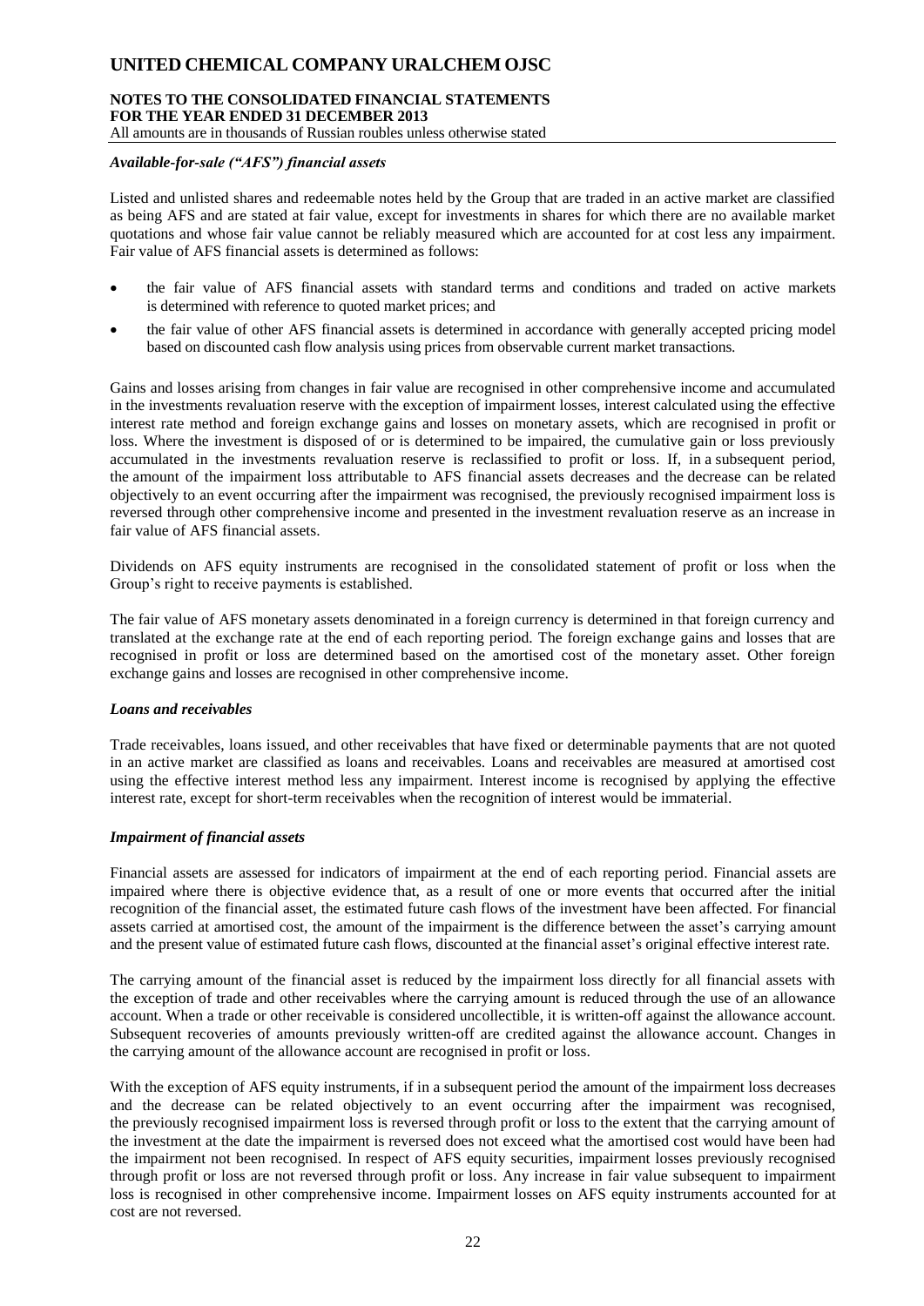### *Available-for-sale ("AFS") financial assets*

Listed and unlisted shares and redeemable notes held by the Group that are traded in an active market are classified as being AFS and are stated at fair value, except for investments in shares for which there are no available market quotations and whose fair value cannot be reliably measured which are accounted for at cost less any impairment. Fair value of AFS financial assets is determined as follows:

- the fair value of AFS financial assets with standard terms and conditions and traded on active markets is determined with reference to quoted market prices; and
- the fair value of other AFS financial assets is determined in accordance with generally accepted pricing model based on discounted cash flow analysis using prices from observable current market transactions.

Gains and losses arising from changes in fair value are recognised in other comprehensive income and accumulated in the investments revaluation reserve with the exception of impairment losses, interest calculated using the effective interest rate method and foreign exchange gains and losses on monetary assets, which are recognised in profit or loss. Where the investment is disposed of or is determined to be impaired, the cumulative gain or loss previously accumulated in the investments revaluation reserve is reclassified to profit or loss. If, in a subsequent period, the amount of the impairment loss attributable to AFS financial assets decreases and the decrease can be related objectively to an event occurring after the impairment was recognised, the previously recognised impairment loss is reversed through other comprehensive income and presented in the investment revaluation reserve as an increase in fair value of AFS financial assets.

Dividends on AFS equity instruments are recognised in the consolidated statement of profit or loss when the Group's right to receive payments is established.

The fair value of AFS monetary assets denominated in a foreign currency is determined in that foreign currency and translated at the exchange rate at the end of each reporting period. The foreign exchange gains and losses that are recognised in profit or loss are determined based on the amortised cost of the monetary asset. Other foreign exchange gains and losses are recognised in other comprehensive income.

### *Loans and receivables*

Trade receivables, loans issued, and other receivables that have fixed or determinable payments that are not quoted in an active market are classified as loans and receivables. Loans and receivables are measured at amortised cost using the effective interest method less any impairment. Interest income is recognised by applying the effective interest rate, except for short-term receivables when the recognition of interest would be immaterial.

### *Impairment of financial assets*

Financial assets are assessed for indicators of impairment at the end of each reporting period. Financial assets are impaired where there is objective evidence that, as a result of one or more events that occurred after the initial recognition of the financial asset, the estimated future cash flows of the investment have been affected. For financial assets carried at amortised cost, the amount of the impairment is the difference between the asset's carrying amount and the present value of estimated future cash flows, discounted at the financial asset's original effective interest rate.

The carrying amount of the financial asset is reduced by the impairment loss directly for all financial assets with the exception of trade and other receivables where the carrying amount is reduced through the use of an allowance account. When a trade or other receivable is considered uncollectible, it is written-off against the allowance account. Subsequent recoveries of amounts previously written-off are credited against the allowance account. Changes in the carrying amount of the allowance account are recognised in profit or loss.

With the exception of AFS equity instruments, if in a subsequent period the amount of the impairment loss decreases and the decrease can be related objectively to an event occurring after the impairment was recognised, the previously recognised impairment loss is reversed through profit or loss to the extent that the carrying amount of the investment at the date the impairment is reversed does not exceed what the amortised cost would have been had the impairment not been recognised. In respect of AFS equity securities, impairment losses previously recognised through profit or loss are not reversed through profit or loss. Any increase in fair value subsequent to impairment loss is recognised in other comprehensive income. Impairment losses on AFS equity instruments accounted for at cost are not reversed.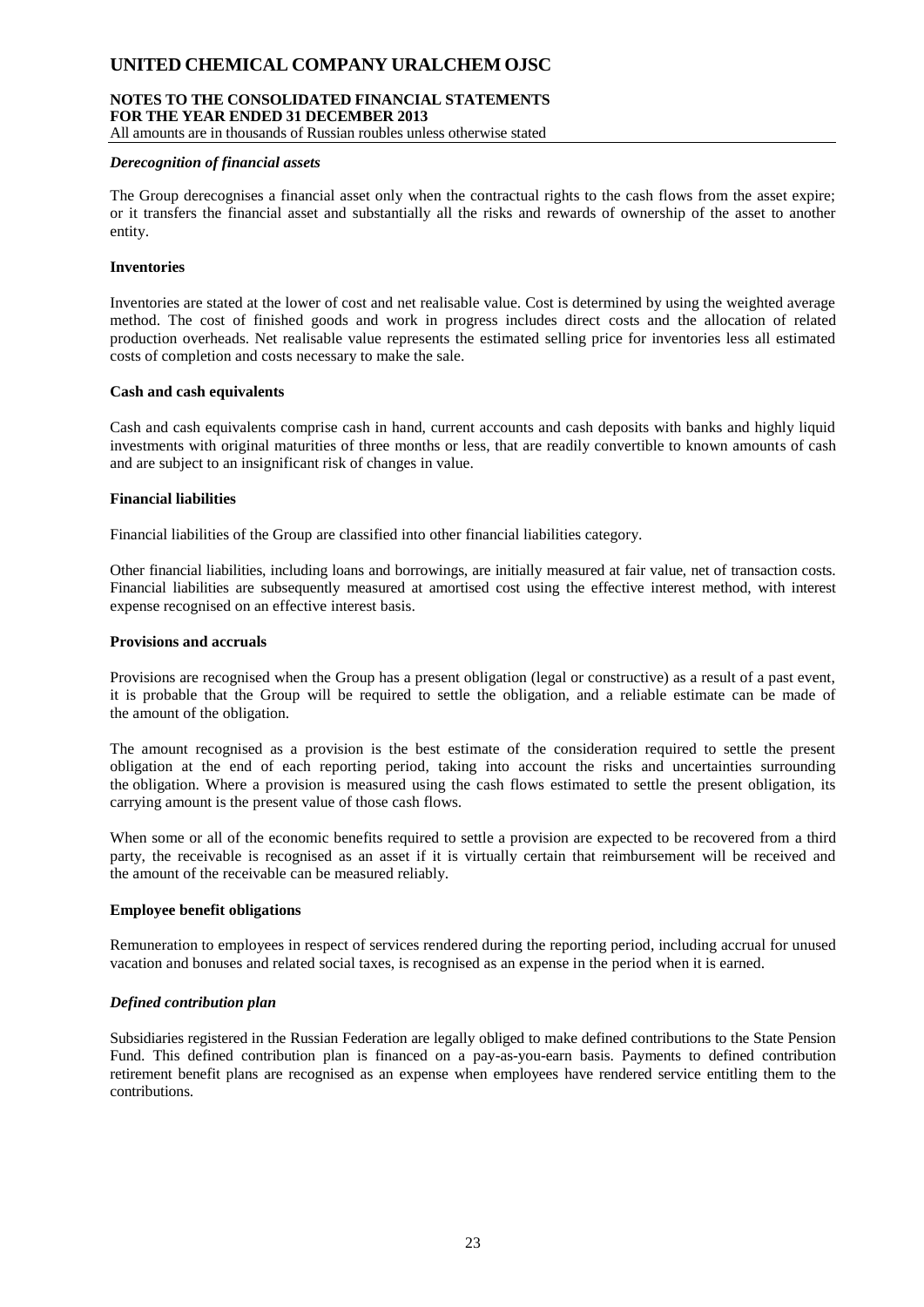*Derecognition of financial assets*

The Group derecognises a financial asset only when the contractual rights to the cash flows from the asset expire; or it transfers the financial asset and substantially all the risks and rewards of ownership of the asset to another entity.

**Inventories**

Inventories are stated at the lower of cost and net realisable value. Cost is determined by using the weighted average method. The cost of finished goods and work in progress includes direct costs and the allocation of related production overheads. Net realisable value represents the estimated selling price for inventories less all estimated costs of completion and costs necessary to make the sale.

**Cash and cash equivalents**

Cash and cash equivalents comprise cash in hand, current accounts and cash deposits with banks and highly liquid investments with original maturities of three months or less, that are readily convertible to known amounts of cash and are subject to an insignificant risk of changes in value.

**Financial liabilities**

Financial liabilities of the Group are classified into other financial liabilities category.

Other financial liabilities, including loans and borrowings, are initially measured at fair value, net of transaction costs. Financial liabilities are subsequently measured at amortised cost using the effective interest method, with interest expense recognised on an effective interest basis.

**Provisions and accruals**

Provisions are recognised when the Group has a present obligation (legal or constructive) as a result of a past event, it is probable that the Group will be required to settle the obligation, and a reliable estimate can be made of the amount of the obligation.

The amount recognised as a provision is the best estimate of the consideration required to settle the present obligation at the end of each reporting period, taking into account the risks and uncertainties surrounding the obligation. Where a provision is measured using the cash flows estimated to settle the present obligation, its carrying amount is the present value of those cash flows.

When some or all of the economic benefits required to settle a provision are expected to be recovered from a third party, the receivable is recognised as an asset if it is virtually certain that reimbursement will be received and the amount of the receivable can be measured reliably.

**Employee benefit obligations**

Remuneration to employees in respect of services rendered during the reporting period, including accrual for unused vacation and bonuses and related social taxes, is recognised as an expense in the period when it is earned.

*Defined contribution plan*

Subsidiaries registered in the Russian Federation are legally obliged to make defined contributions to the State Pension Fund. This defined contribution plan is financed on a pay-as-you-earn basis. Payments to defined contribution retirement benefit plans are recognised as an expense when employees have rendered service entitling them to the contributions.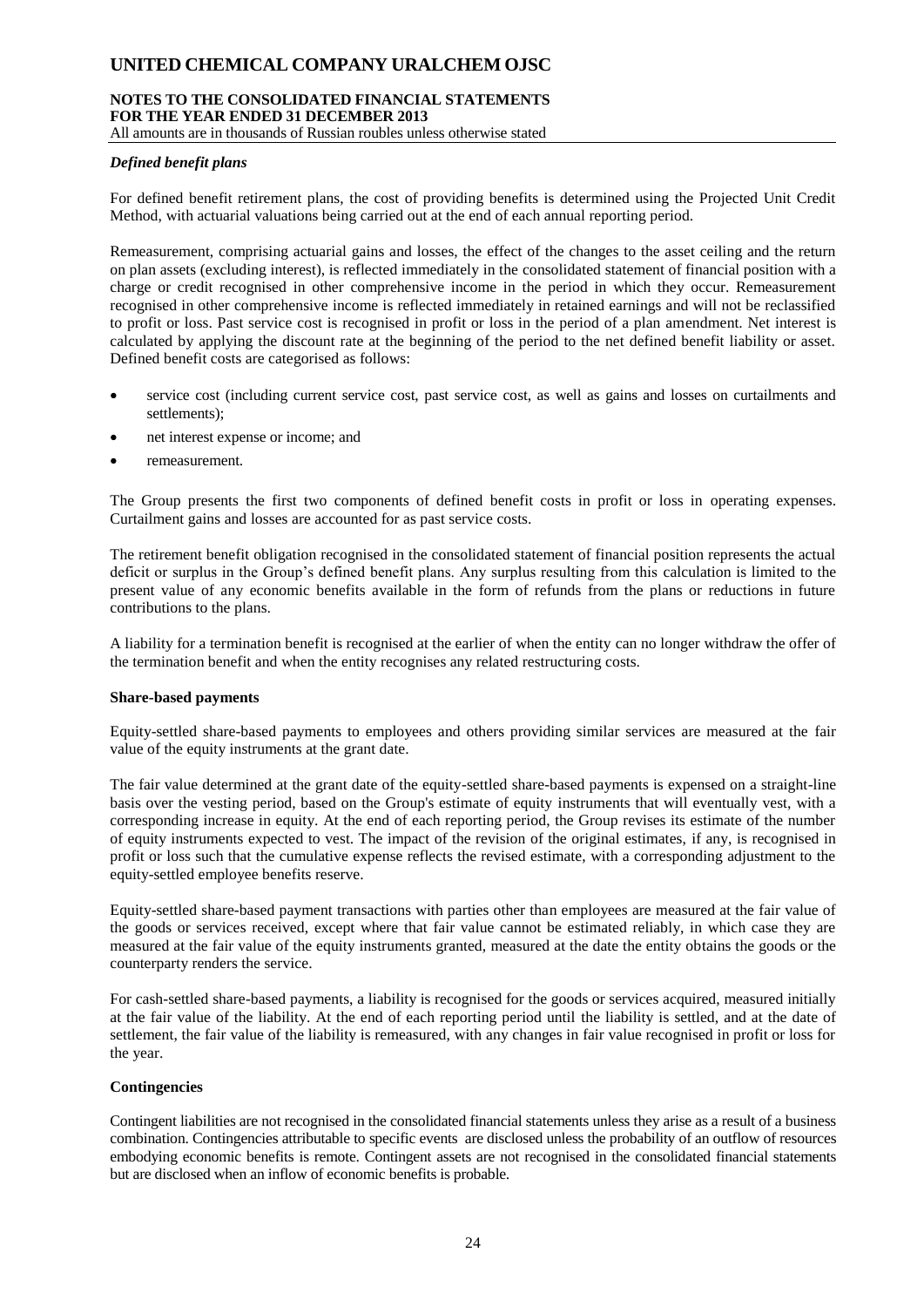*Defined benefit plans*

For defined benefit retirement plans, the cost of providing benefits is determined using the Projected Unit Credit Method, with actuarial valuations being carried out at the end of each annual reporting period.

Remeasurement, comprising actuarial gains and losses, the effect of the changes to the asset ceiling and the return on plan assets (excluding interest), is reflected immediately in the consolidated statement of financial position with a charge or credit recognised in other comprehensive income in the period in which they occur. Remeasurement recognised in other comprehensive income is reflected immediately in retained earnings and will not be reclassified to profit or loss. Past service cost is recognised in profit or loss in the period of a plan amendment. Net interest is calculated by applying the discount rate at the beginning of the period to the net defined benefit liability or asset. Defined benefit costs are categorised as follows:

- service cost (including current service cost, past service cost, as well as gains and losses on curtailments and settlements);
- net interest expense or income; and
- remeasurement.

The Group presents the first two components of defined benefit costs in profit or loss in operating expenses. Curtailment gains and losses are accounted for as past service costs.

The retirement benefit obligation recognised in the consolidated statement of financial position represents the actual deficit or surplus in the Group's defined benefit plans. Any surplus resulting from this calculation is limited to the present value of any economic benefits available in the form of refunds from the plans or reductions in future contributions to the plans.

A liability for a termination benefit is recognised at the earlier of when the entity can no longer withdraw the offer of the termination benefit and when the entity recognises any related restructuring costs.

**Share-based payments**

Equity-settled share-based payments to employees and others providing similar services are measured at the fair value of the equity instruments at the grant date.

The fair value determined at the grant date of the equity-settled share-based payments is expensed on a straight-line basis over the vesting period, based on the Group's estimate of equity instruments that will eventually vest, with a corresponding increase in equity. At the end of each reporting period, the Group revises its estimate of the number of equity instruments expected to vest. The impact of the revision of the original estimates, if any, is recognised in profit or loss such that the cumulative expense reflects the revised estimate, with a corresponding adjustment to the equity-settled employee benefits reserve.

Equity-settled share-based payment transactions with parties other than employees are measured at the fair value of the goods or services received, except where that fair value cannot be estimated reliably, in which case they are measured at the fair value of the equity instruments granted, measured at the date the entity obtains the goods or the counterparty renders the service.

For cash-settled share-based payments, a liability is recognised for the goods or services acquired, measured initially at the fair value of the liability. At the end of each reporting period until the liability is settled, and at the date of settlement, the fair value of the liability is remeasured, with any changes in fair value recognised in profit or loss for the year.

**Contingencies**

Contingent liabilities are not recognised in the consolidated financial statements unless they arise as a result of a business combination. Contingencies attributable to specific events are disclosed unless the probability of an outflow of resources embodying economic benefits is remote. Contingent assets are not recognised in the consolidated financial statements but are disclosed when an inflow of economic benefits is probable.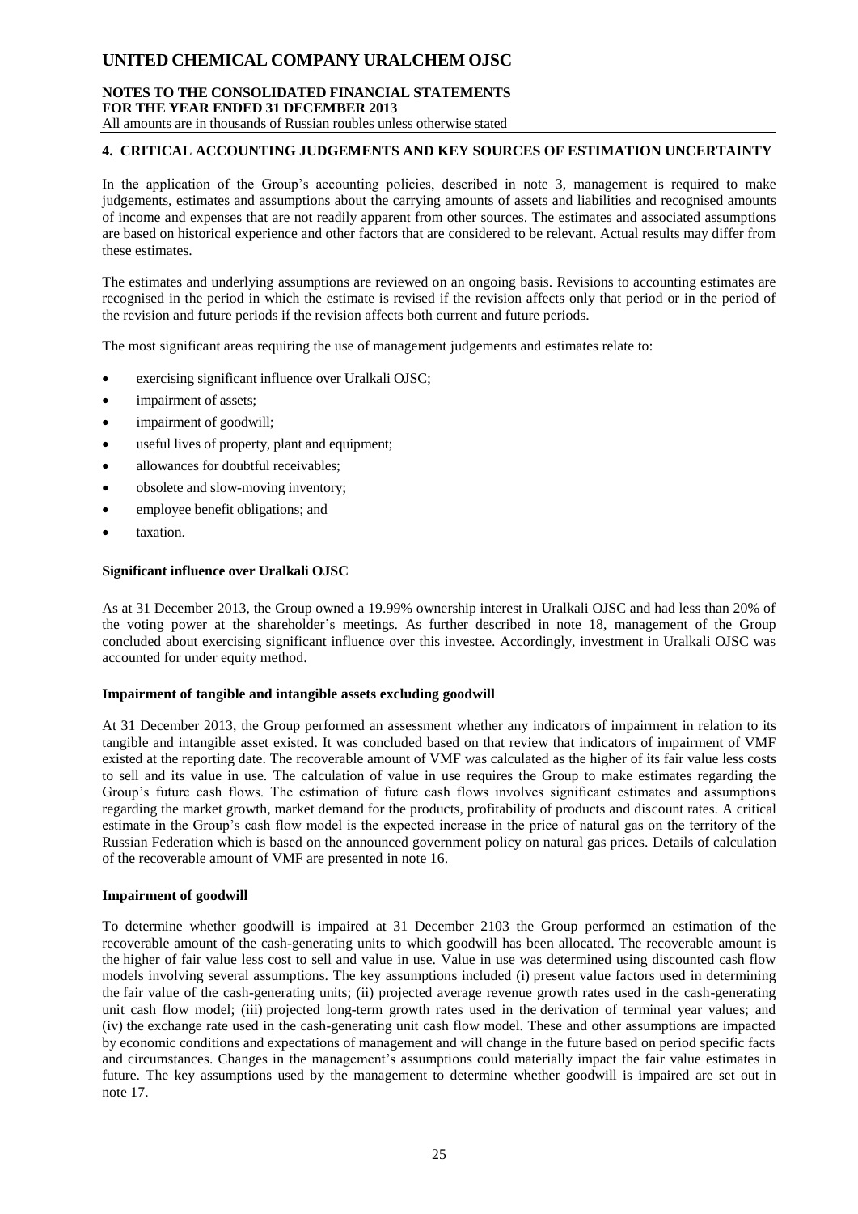## 4. CRITICAL ACCOUNTING JUDGEMENTS AND KEY SOURCES OF ESTIMATION UNCERTAINTY

In the application of the Group's accounting policies, described in note 3, management is required to make judgements, estimates and assumptions about the carrying amounts of assets and liabilities and recognised amounts of income and expenses that are not readily apparent from other sources. The estimates and associated assumptions are based on historical experience and other factors that are considered to be relevant. Actual results may differ from these estimates.

The estimates and underlying assumptions are reviewed on an ongoing basis. Revisions to accounting estimates are recognised in the period in which the estimate is revised if the revision affects only that period or in the period of the revision and future periods if the revision affects both current and future periods.

The most significant areas requiring the use of management judgements and estimates relate to:

- exercising significant influence over Uralkali OJSC;
- impairment of assets;
- impairment of goodwill;
- useful lives of property, plant and equipment;
- allowances for doubtful receivables;
- obsolete and slow-moving inventory;
- employee benefit obligations; and
- taxation.

### Significant influence over Uralkali OJSC

As at 31 December 2013, the Group owned a 19.99% ownership interest in Uralkali OJSC and had less than 20% of the voting power at the shareholder's meetings. As further described in note 18, management of the Group concluded about exercising significant influence over this investee. Accordingly, investment in Uralkali OJSC was accounted for under equity method.

### Impairment of tangible and intangible assets excluding goodwill

At 31 December 2013, the Group performed an assessment whether any indicators of impairment in relation to its tangible and intangible asset existed. It was concluded based on that review that indicators of impairment of VMF existed at the reporting date. The recoverable amount of VMF was calculated as the higher of its fair value less costs to sell and its value in use. The calculation of value in use requires the Group to make estimates regarding the Group's future cash flows. The estimation of future cash flows involves significant estimates and assumptions regarding the market growth, market demand for the products, profitability of products and discount rates. A critical estimate in the Group's cash flow model is the expected increase in the price of natural gas on the territory of the Russian Federation which is based on the announced government policy on natural gas prices. Details of calculation of the recoverable amount of VMF are presented in note 16.

### Impairment of goodwill

To determine whether goodwill is impaired at 31 December 2103 the Group performed an estimation of the recoverable amount of the cash-generating units to which goodwill has been allocated. The recoverable amount is the higher of fair value less cost to sell and value in use. Value in use was determined using discounted cash flow models involving several assumptions. The key assumptions included (i) present value factors used in determining the fair value of the cash-generating units; (ii) projected average revenue growth rates used in the cash-generating unit cash flow model; (iii) projected long-term growth rates used in the derivation of terminal year values; and (iv) the exchange rate used in the cash-generating unit cash flow model. These and other assumptions are impacted by economic conditions and expectations of management and will change in the future based on period specific facts and circumstances. Changes in the management's assumptions could materially impact the fair value estimates in future. The key assumptions used by the management to determine whether goodwill is impaired are set out in note 17.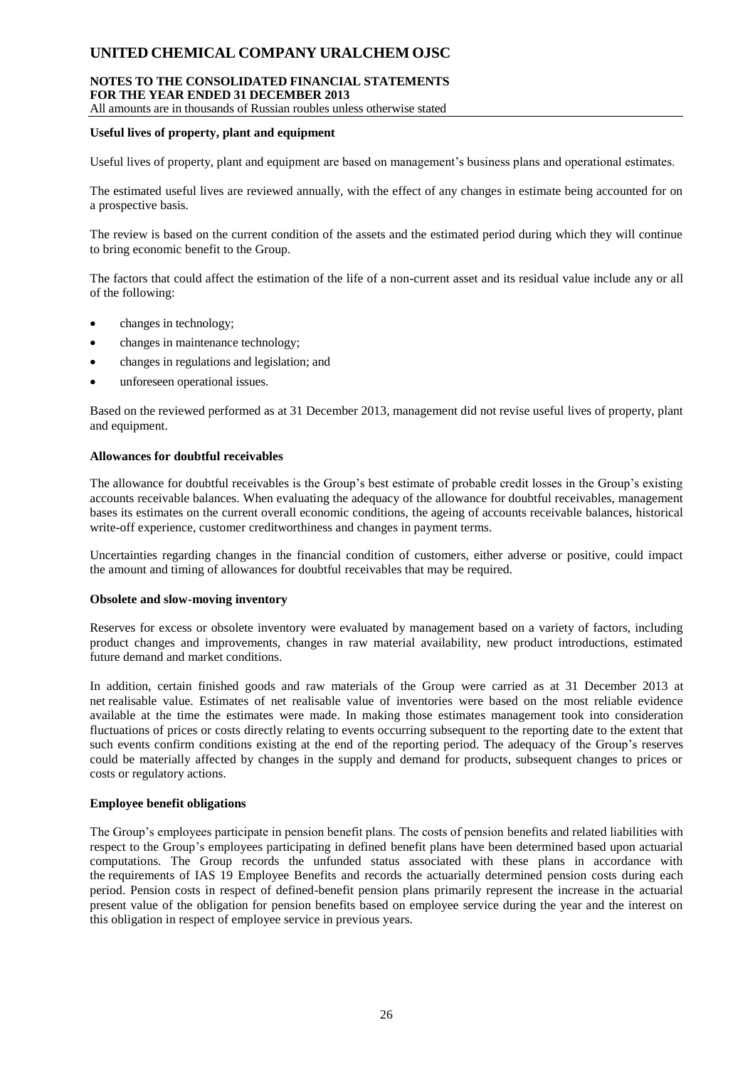**Useful lives of property, plant and equipment**

Useful lives of property, plant and equipment are based on management's business plans and operational estimates.

The estimated useful lives are reviewed annually, with the effect of any changes in estimate being accounted for on a prospective basis.

The review is based on the current condition of the assets and the estimated period during which they will continue to bring economic benefit to the Group.

The factors that could affect the estimation of the life of a non-current asset and its residual value include any or all of the following:

- changes in technology;
- changes in maintenance technology;
- changes in regulations and legislation; and
- unforeseen operational issues.

Based on the reviewed performed as at 31 December 2013, management did not revise useful lives of property, plant and equipment.

**Allowances for doubtful receivables**

The allowance for doubtful receivables is the Group's best estimate of probable credit losses in the Group's existing accounts receivable balances. When evaluating the adequacy of the allowance for doubtful receivables, management bases its estimates on the current overall economic conditions, the ageing of accounts receivable balances, historical write-off experience, customer creditworthiness and changes in payment terms.

Uncertainties regarding changes in the financial condition of customers, either adverse or positive, could impact the amount and timing of allowances for doubtful receivables that may be required.

**Obsolete and slow-moving inventory**

Reserves for excess or obsolete inventory were evaluated by management based on a variety of factors, including product changes and improvements, changes in raw material availability, new product introductions, estimated future demand and market conditions.

In addition, certain finished goods and raw materials of the Group were carried as at 31 December 2013 at net realisable value. Estimates of net realisable value of inventories were based on the most reliable evidence available at the time the estimates were made. In making those estimates management took into consideration fluctuations of prices or costs directly relating to events occurring subsequent to the reporting date to the extent that such events confirm conditions existing at the end of the reporting period. The adequacy of the Group's reserves could be materially affected by changes in the supply and demand for products, subsequent changes to prices or costs or regulatory actions.

**Employee benefit obligations**

The Group's employees participate in pension benefit plans. The costs of pension benefits and related liabilities with respect to the Group's employees participating in defined benefit plans have been determined based upon actuarial computations. The Group records the unfunded status associated with these plans in accordance with the requirements of IAS 19 Employee Benefits and records the actuarially determined pension costs during each period. Pension costs in respect of defined-benefit pension plans primarily represent the increase in the actuarial present value of the obligation for pension benefits based on employee service during the year and the interest on this obligation in respect of employee service in previous years.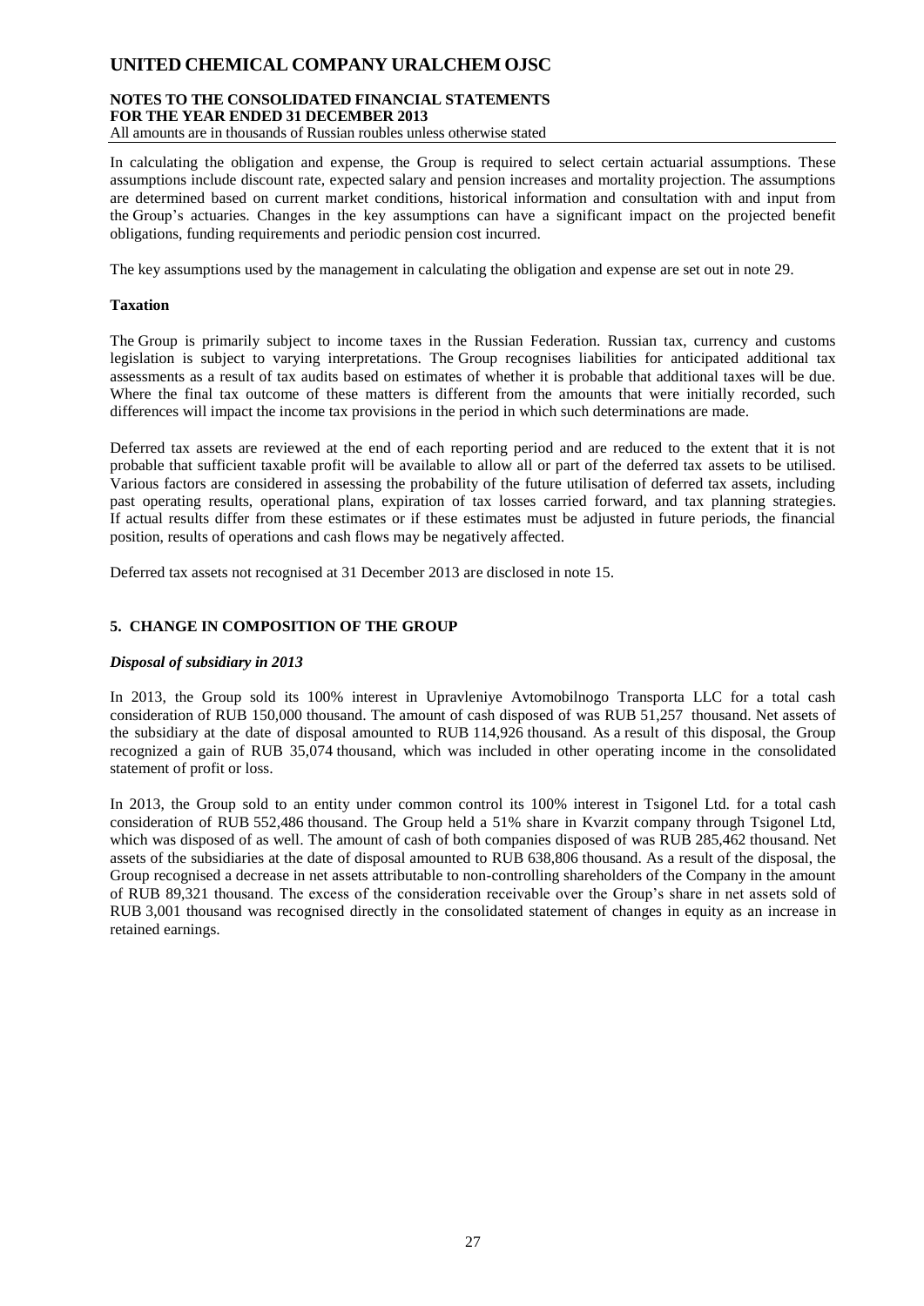In calculating the obligation and expense, the Group is required to select certain actuarial assumptions. These assumptions include discount rate, expected salary and pension increases and mortality projection. The assumptions are determined based on current market conditions, historical information and consultation with and input from the Group's actuaries. Changes in the key assumptions can have a significant impact on the projected benefit obligations, funding requirements and periodic pension cost incurred.

The key assumptions used by the management in calculating the obligation and expense are set out in note 29.

**Taxation**

The Group is primarily subject to income taxes in the Russian Federation. Russian tax, currency and customs legislation is subject to varying interpretations. The Group recognises liabilities for anticipated additional tax assessments as a result of tax audits based on estimates of whether it is probable that additional taxes will be due. Where the final tax outcome of these matters is different from the amounts that were initially recorded, such differences will impact the income tax provisions in the period in which such determinations are made.

Deferred tax assets are reviewed at the end of each reporting period and are reduced to the extent that it is not probable that sufficient taxable profit will be available to allow all or part of the deferred tax assets to be utilised. Various factors are considered in assessing the probability of the future utilisation of deferred tax assets, including past operating results, operational plans, expiration of tax losses carried forward, and tax planning strategies. If actual results differ from these estimates or if these estimates must be adjusted in future periods, the financial position, results of operations and cash flows may be negatively affected.

Deferred tax assets not recognised at 31 December 2013 are disclosed in note 15.

## 5. CHANGE IN COMPOSITION OF THE GROUP

***Disposal of subsidiary in 2013***

In 2013, the Group sold its 100% interest in Upravleniye Avtomobilnogo Transporta LLC for a total cash consideration of RUB 150,000 thousand. The amount of cash disposed of was RUB 51,257 thousand. Net assets of the subsidiary at the date of disposal amounted to RUB 114,926 thousand. As a result of this disposal, the Group recognized a gain of RUB 35,074 thousand, which was included in other operating income in the consolidated statement of profit or loss.

In 2013, the Group sold to an entity under common control its 100% interest in Tsigonel Ltd. for a total cash consideration of RUB 552,486 thousand. The Group held a 51% share in Kvarzit company through Tsigonel Ltd, which was disposed of as well. The amount of cash of both companies disposed of was RUB 285,462 thousand. Net assets of the subsidiaries at the date of disposal amounted to RUB 638,806 thousand. As a result of the disposal, the Group recognised a decrease in net assets attributable to non-controlling shareholders of the Company in the amount of RUB 89,321 thousand. The excess of the consideration receivable over the Group's share in net assets sold of RUB 3,001 thousand was recognised directly in the consolidated statement of changes in equity as an increase in retained earnings.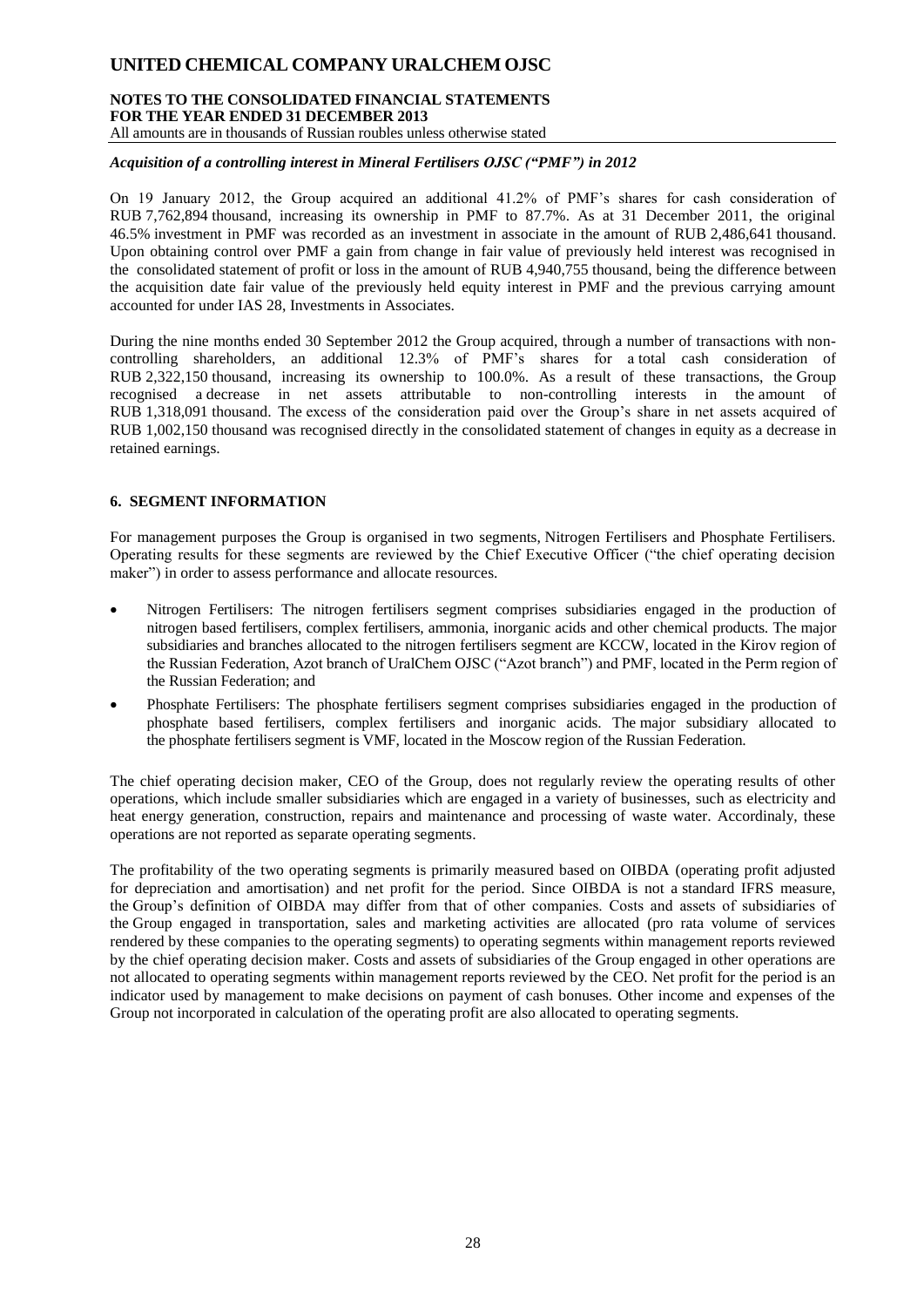*Acquisition of a controlling interest in Mineral Fertilisers OJSC ("PMF") in 2012*

On 19 January 2012, the Group acquired an additional 41.2% of PMF's shares for cash consideration of RUB 7,762,894 thousand, increasing its ownership in PMF to 87.7%. As at 31 December 2011, the original 46.5% investment in PMF was recorded as an investment in associate in the amount of RUB 2,486,641 thousand. Upon obtaining control over PMF a gain from change in fair value of previously held interest was recognised in the consolidated statement of profit or loss in the amount of RUB 4,940,755 thousand, being the difference between the acquisition date fair value of the previously held equity interest in PMF and the previous carrying amount accounted for under IAS 28, Investments in Associates.

During the nine months ended 30 September 2012 the Group acquired, through a number of transactions with non-controlling shareholders, an additional 12.3% of PMF's shares for a total cash consideration of RUB 2,322,150 thousand, increasing its ownership to 100.0%. As a result of these transactions, the Group recognised a decrease in net assets attributable to non-controlling interests in the amount of RUB 1,318,091 thousand. The excess of the consideration paid over the Group's share in net assets acquired of RUB 1,002,150 thousand was recognised directly in the consolidated statement of changes in equity as a decrease in retained earnings.

## 6. SEGMENT INFORMATION

For management purposes the Group is organised in two segments, Nitrogen Fertilisers and Phosphate Fertilisers. Operating results for these segments are reviewed by the Chief Executive Officer ("the chief operating decision maker") in order to assess performance and allocate resources.

- Nitrogen Fertilisers: The nitrogen fertilisers segment comprises subsidiaries engaged in the production of nitrogen based fertilisers, complex fertilisers, ammonia, inorganic acids and other chemical products. The major subsidiaries and branches allocated to the nitrogen fertilisers segment are KCCW, located in the Kirov region of the Russian Federation, Azot branch of UralChem OJSC ("Azot branch") and PMF, located in the Perm region of the Russian Federation; and
- Phosphate Fertilisers: The phosphate fertilisers segment comprises subsidiaries engaged in the production of phosphate based fertilisers, complex fertilisers and inorganic acids. The major subsidiary allocated to the phosphate fertilisers segment is VMF, located in the Moscow region of the Russian Federation.

The chief operating decision maker, CEO of the Group, does not regularly review the operating results of other operations, which include smaller subsidiaries which are engaged in a variety of businesses, such as electricity and heat energy generation, construction, repairs and maintenance and processing of waste water. Accordinaly, these operations are not reported as separate operating segments.

The profitability of the two operating segments is primarily measured based on OIBDA (operating profit adjusted for depreciation and amortisation) and net profit for the period. Since OIBDA is not a standard IFRS measure, the Group's definition of OIBDA may differ from that of other companies. Costs and assets of subsidiaries of the Group engaged in transportation, sales and marketing activities are allocated (pro rata volume of services rendered by these companies to the operating segments) to operating segments within management reports reviewed by the chief operating decision maker. Costs and assets of subsidiaries of the Group engaged in other operations are not allocated to operating segments within management reports reviewed by the CEO. Net profit for the period is an indicator used by management to make decisions on payment of cash bonuses. Other income and expenses of the Group not incorporated in calculation of the operating profit are also allocated to operating segments.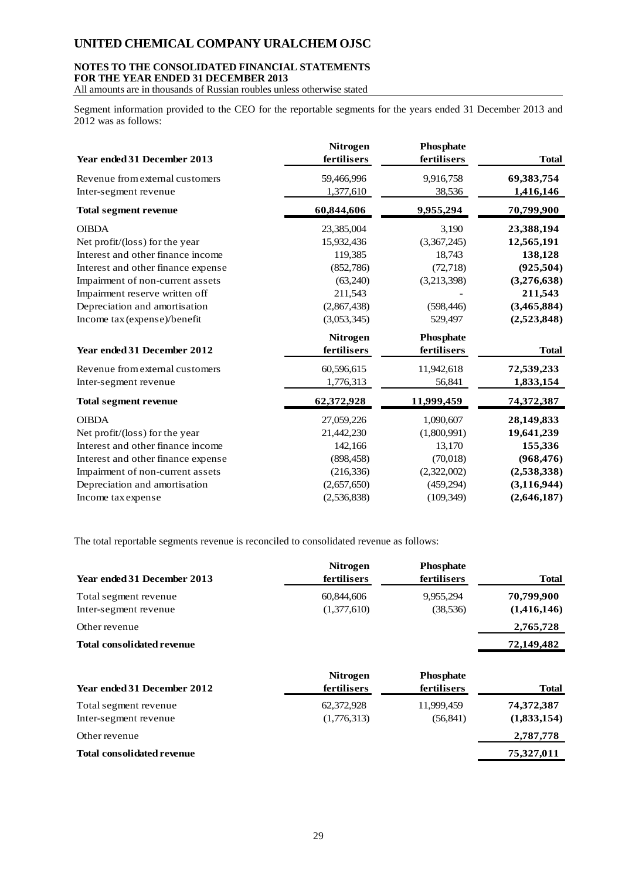Segment information provided to the CEO for the reportable segments for the years ended 31 December 2013 and 2012 was as follows:

| Year ended 31 December 2013 | Nitrogen fertilisers | Phosphate fertilisers | Total |
|---|---|---|---|
| Revenue from external customers | 59,466,996 | 9,916,758 | **69,383,754** |
| Inter-segment revenue | 1,377,610 | 38,536 | **1,416,146** |
| **Total segment revenue** | **60,844,606** | **9,955,294** | **70,799,900** |
| OIBDA | 23,385,004 | 3,190 | **23,388,194** |
| Net profit/(loss) for the year | 15,932,436 | (3,367,245) | **12,565,191** |
| Interest and other finance income | 119,385 | 18,743 | **138,128** |
| Interest and other finance expense | (852,786) | (72,718) | **(925,504)** |
| Impairment of non-current assets | (63,240) | (3,213,398) | **(3,276,638)** |
| Impairment reserve written off | 211,543 | - | **211,543** |
| Depreciation and amortisation | (2,867,438) | (598,446) | **(3,465,884)** |
| Income tax (expense)/benefit | (3,053,345) | 529,497 | **(2,523,848)** |

| Year ended 31 December 2012 | Nitrogen fertilisers | Phosphate fertilisers | Total |
|---|---|---|---|
| Revenue from external customers | 60,596,615 | 11,942,618 | **72,539,233** |
| Inter-segment revenue | 1,776,313 | 56,841 | **1,833,154** |
| **Total segment revenue** | **62,372,928** | **11,999,459** | **74,372,387** |
| OIBDA | 27,059,226 | 1,090,607 | **28,149,833** |
| Net profit/(loss) for the year | 21,442,230 | (1,800,991) | **19,641,239** |
| Interest and other finance income | 142,166 | 13,170 | **155,336** |
| Interest and other finance expense | (898,458) | (70,018) | **(968,476)** |
| Impairment of non-current assets | (216,336) | (2,322,002) | **(2,538,338)** |
| Depreciation and amortisation | (2,657,650) | (459,294) | **(3,116,944)** |
| Income tax expense | (2,536,838) | (109,349) | **(2,646,187)** |

The total reportable segments revenue is reconciled to consolidated revenue as follows:

| Year ended 31 December 2013 | Nitrogen fertilisers | Phosphate fertilisers | Total |
|---|---|---|---|
| Total segment revenue | 60,844,606 | 9,955,294 | **70,799,900** |
| Inter-segment revenue | (1,377,610) | (38,536) | **(1,416,146)** |
| Other revenue | | | **2,765,728** |
| **Total consolidated revenue** | | | **72,149,482** |

| Year ended 31 December 2012 | Nitrogen fertilisers | Phosphate fertilisers | Total |
|---|---|---|---|
| Total segment revenue | 62,372,928 | 11,999,459 | **74,372,387** |
| Inter-segment revenue | (1,776,313) | (56,841) | **(1,833,154)** |
| Other revenue | | | **2,787,778** |
| **Total consolidated revenue** | | | **75,327,011** |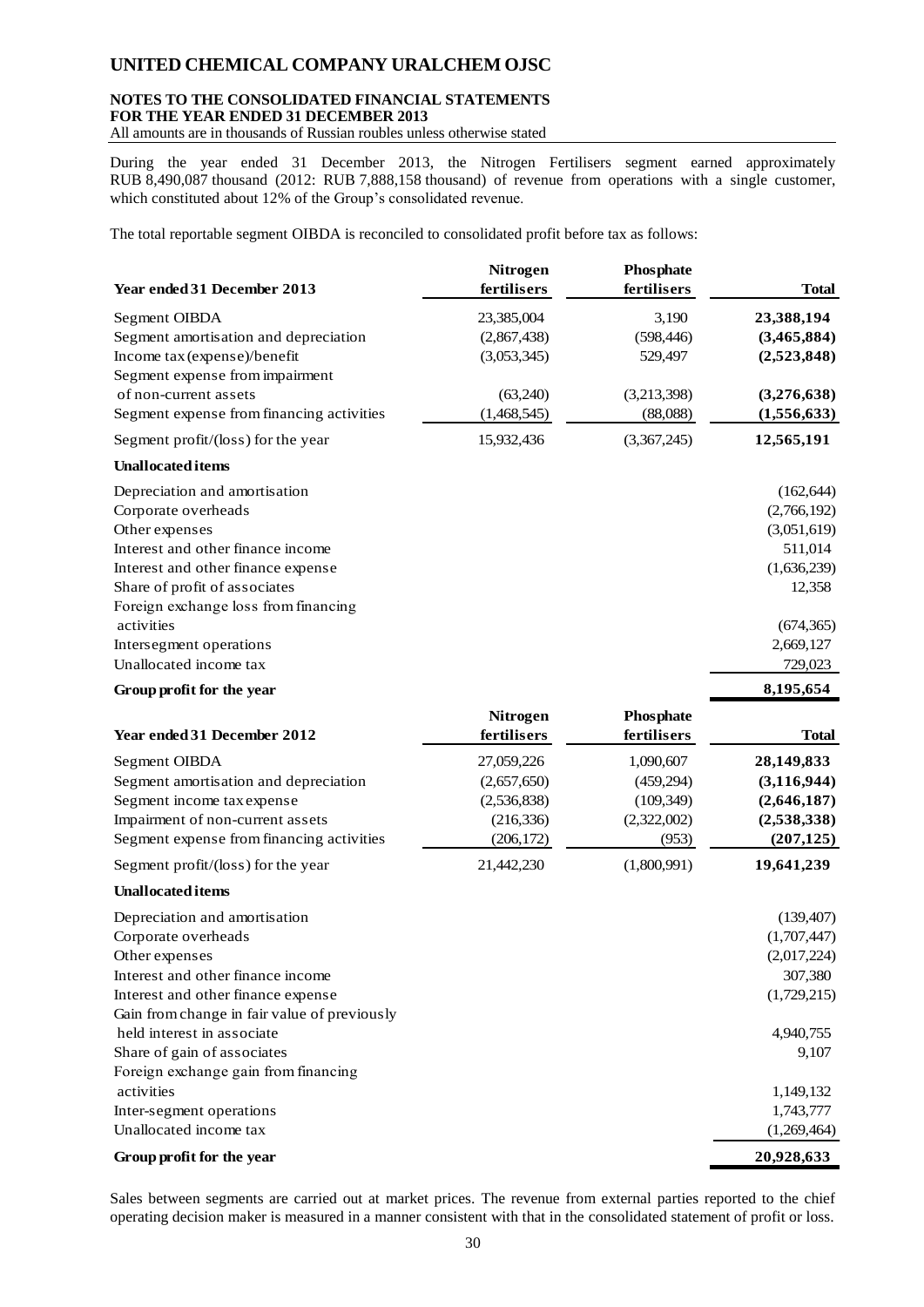During the year ended 31 December 2013, the Nitrogen Fertilisers segment earned approximately RUB 8,490,087 thousand (2012: RUB 7,888,158 thousand) of revenue from operations with a single customer, which constituted about 12% of the Group's consolidated revenue.

The total reportable segment OIBDA is reconciled to consolidated profit before tax as follows:

| Year ended 31 December 2013 | Nitrogen fertilisers | Phosphate fertilisers | Total |
|---|---|---|---|
| Segment OIBDA | 23,385,004 | 3,190 | **23,388,194** |
| Segment amortisation and depreciation | (2,867,438) | (598,446) | **(3,465,884)** |
| Income tax (expense)/benefit | (3,053,345) | 529,497 | **(2,523,848)** |
| Segment expense from impairment of non-current assets | (63,240) | (3,213,398) | **(3,276,638)** |
| Segment expense from financing activities | (1,468,545) | (88,088) | **(1,556,633)** |
| Segment profit/(loss) for the year | 15,932,436 | (3,367,245) | **12,565,191** |
| **Unallocated items** | | | |
| Depreciation and amortisation | | | (162,644) |
| Corporate overheads | | | (2,766,192) |
| Other expenses | | | (3,051,619) |
| Interest and other finance income | | | 511,014 |
| Interest and other finance expense | | | (1,636,239) |
| Share of profit of associates | | | 12,358 |
| Foreign exchange loss from financing activities | | | (674,365) |
| Intersegment operations | | | 2,669,127 |
| Unallocated income tax | | | 729,023 |
| **Group profit for the year** | | | **8,195,654** |

| Year ended 31 December 2012 | Nitrogen fertilisers | Phosphate fertilisers | Total |
|---|---|---|---|
| Segment OIBDA | 27,059,226 | 1,090,607 | **28,149,833** |
| Segment amortisation and depreciation | (2,657,650) | (459,294) | **(3,116,944)** |
| Segment income tax expense | (2,536,838) | (109,349) | **(2,646,187)** |
| Impairment of non-current assets | (216,336) | (2,322,002) | **(2,538,338)** |
| Segment expense from financing activities | (206,172) | (953) | **(207,125)** |
| Segment profit/(loss) for the year | 21,442,230 | (1,800,991) | **19,641,239** |
| **Unallocated items** | | | |
| Depreciation and amortisation | | | (139,407) |
| Corporate overheads | | | (1,707,447) |
| Other expenses | | | (2,017,224) |
| Interest and other finance income | | | 307,380 |
| Interest and other finance expense | | | (1,729,215) |
| Gain from change in fair value of previously held interest in associate | | | 4,940,755 |
| Share of gain of associates | | | 9,107 |
| Foreign exchange gain from financing activities | | | 1,149,132 |
| Inter-segment operations | | | 1,743,777 |
| Unallocated income tax | | | (1,269,464) |
| **Group profit for the year** | | | **20,928,633** |

Sales between segments are carried out at market prices. The revenue from external parties reported to the chief operating decision maker is measured in a manner consistent with that in the consolidated statement of profit or loss.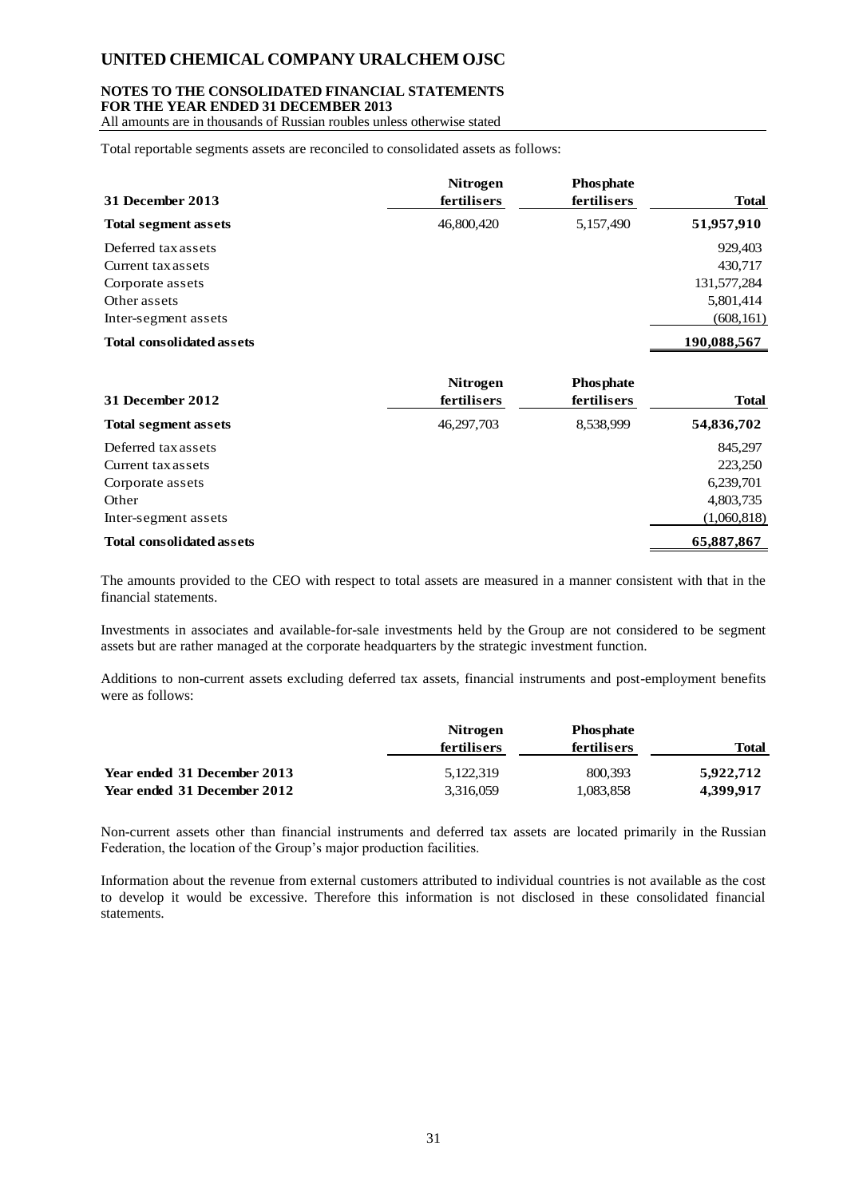Total reportable segments assets are reconciled to consolidated assets as follows:

| 31 December 2013 | Nitrogen fertilisers | Phosphate fertilisers | Total |
|---|---|---|---|
| **Total segment assets** | 46,800,420 | 5,157,490 | **51,957,910** |
| Deferred tax assets | | | 929,403 |
| Current tax assets | | | 430,717 |
| Corporate assets | | | 131,577,284 |
| Other assets | | | 5,801,414 |
| Inter-segment assets | | | (608,161) |
| **Total consolidated assets** | | | **190,088,567** |

| 31 December 2012 | Nitrogen fertilisers | Phosphate fertilisers | Total |
|---|---|---|---|
| **Total segment assets** | 46,297,703 | 8,538,999 | **54,836,702** |
| Deferred tax assets | | | 845,297 |
| Current tax assets | | | 223,250 |
| Corporate assets | | | 6,239,701 |
| Other | | | 4,803,735 |
| Inter-segment assets | | | (1,060,818) |
| **Total consolidated assets** | | | **65,887,867** |

The amounts provided to the CEO with respect to total assets are measured in a manner consistent with that in the financial statements.

Investments in associates and available-for-sale investments held by the Group are not considered to be segment assets but are rather managed at the corporate headquarters by the strategic investment function.

Additions to non-current assets excluding deferred tax assets, financial instruments and post-employment benefits were as follows:

| | Nitrogen fertilisers | Phosphate fertilisers | Total |
|---|---|---|---|
| **Year ended 31 December 2013** | 5,122,319 | 800,393 | **5,922,712** |
| **Year ended 31 December 2012** | 3,316,059 | 1,083,858 | **4,399,917** |

Non-current assets other than financial instruments and deferred tax assets are located primarily in the Russian Federation, the location of the Group's major production facilities.

Information about the revenue from external customers attributed to individual countries is not available as the cost to develop it would be excessive. Therefore this information is not disclosed in these consolidated financial statements.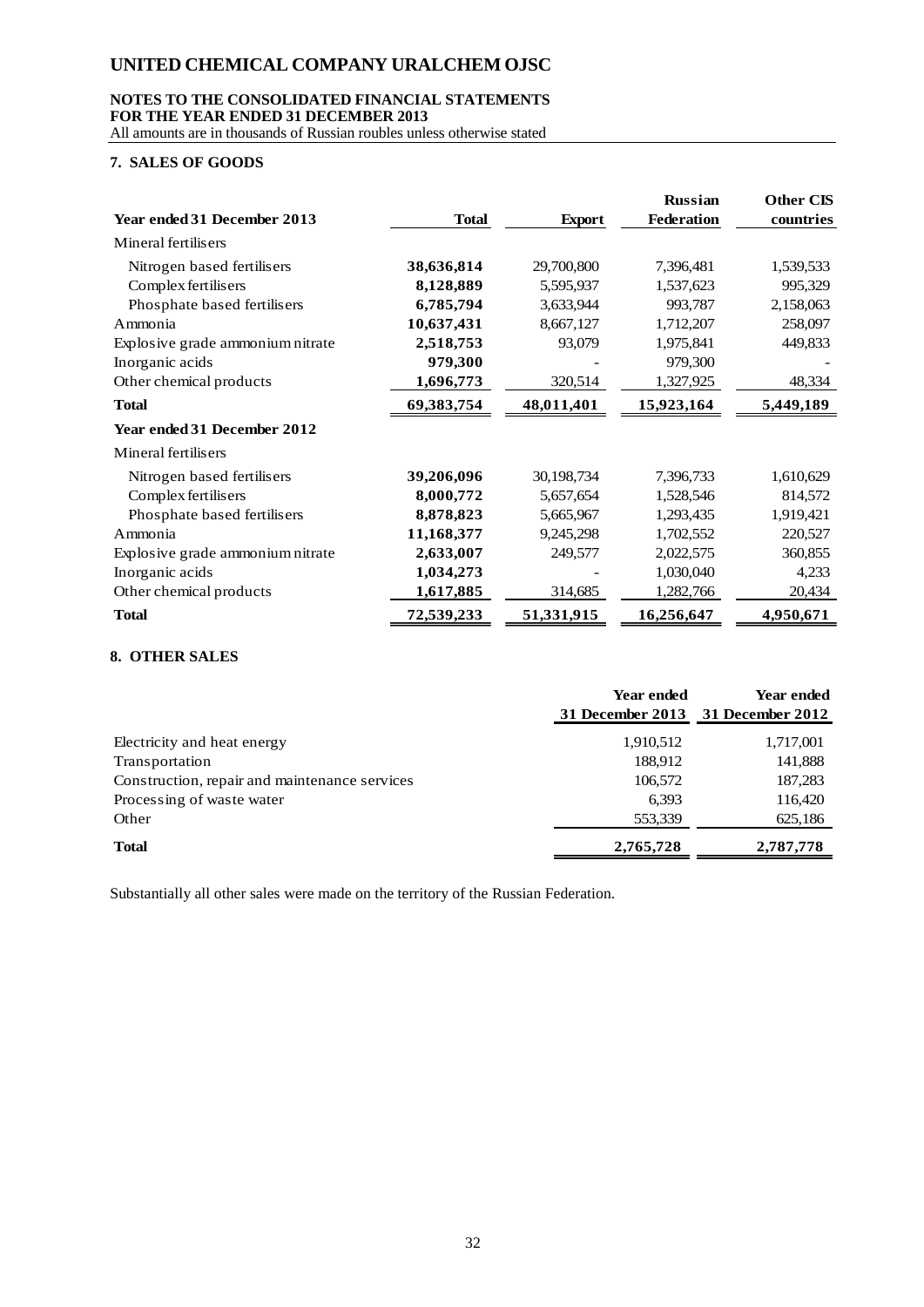## 7. SALES OF GOODS

| Year ended 31 December 2013 | Total | Export | Russian Federation | Other CIS countries |
|---|---|---|---|---|
| Mineral fertilisers | | | | |
| Nitrogen based fertilisers | **38,636,814** | 29,700,800 | 7,396,481 | 1,539,533 |
| Complex fertilisers | **8,128,889** | 5,595,937 | 1,537,623 | 995,329 |
| Phosphate based fertilisers | **6,785,794** | 3,633,944 | 993,787 | 2,158,063 |
| Ammonia | **10,637,431** | 8,667,127 | 1,712,207 | 258,097 |
| Explosive grade ammonium nitrate | **2,518,753** | 93,079 | 1,975,841 | 449,833 |
| Inorganic acids | **979,300** | - | 979,300 | - |
| Other chemical products | **1,696,773** | 320,514 | 1,327,925 | 48,334 |
| **Total** | **69,383,754** | **48,011,401** | **15,923,164** | **5,449,189** |
| **Year ended 31 December 2012** | | | | |
| Mineral fertilisers | | | | |
| Nitrogen based fertilisers | **39,206,096** | 30,198,734 | 7,396,733 | 1,610,629 |
| Complex fertilisers | **8,000,772** | 5,657,654 | 1,528,546 | 814,572 |
| Phosphate based fertilisers | **8,878,823** | 5,665,967 | 1,293,435 | 1,919,421 |
| Ammonia | **11,168,377** | 9,245,298 | 1,702,552 | 220,527 |
| Explosive grade ammonium nitrate | **2,633,007** | 249,577 | 2,022,575 | 360,855 |
| Inorganic acids | **1,034,273** | - | 1,030,040 | 4,233 |
| Other chemical products | **1,617,885** | 314,685 | 1,282,766 | 20,434 |
| **Total** | **72,539,233** | **51,331,915** | **16,256,647** | **4,950,671** |

## 8. OTHER SALES

| | Year ended 31 December 2013 | Year ended 31 December 2012 |
|---|---|---|
| Electricity and heat energy | 1,910,512 | 1,717,001 |
| Transportation | 188,912 | 141,888 |
| Construction, repair and maintenance services | 106,572 | 187,283 |
| Processing of waste water | 6,393 | 116,420 |
| Other | 553,339 | 625,186 |
| **Total** | **2,765,728** | **2,787,778** |

Substantially all other sales were made on the territory of the Russian Federation.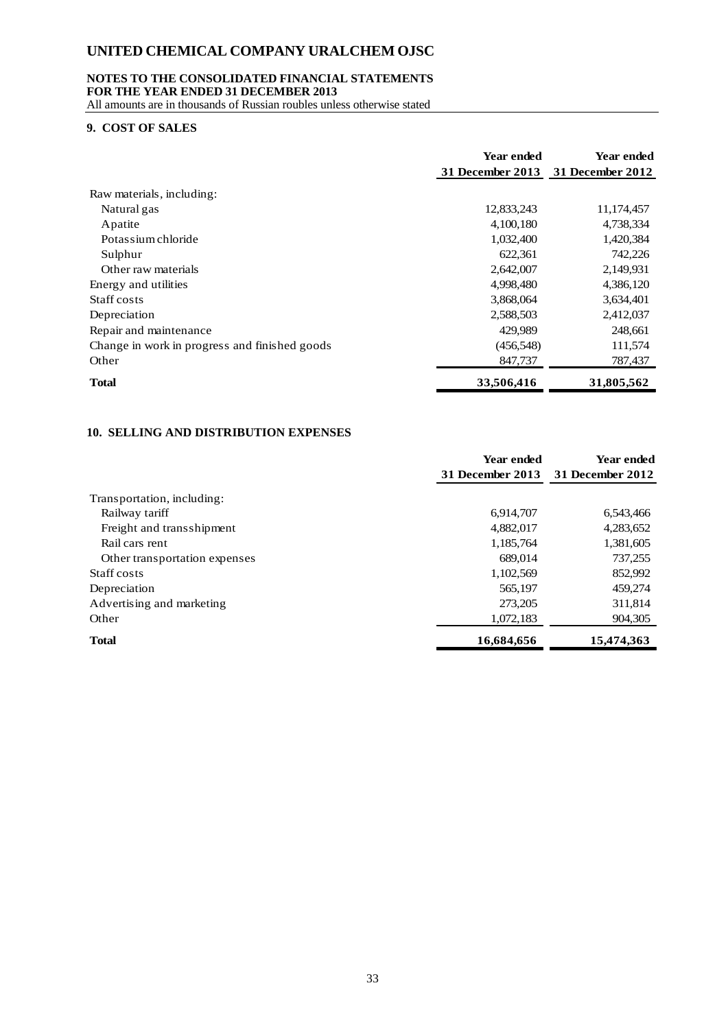## 9. COST OF SALES

| | Year ended 31 December 2013 | Year ended 31 December 2012 |
|---|---|---|
| Raw materials, including: | | |
| Natural gas | 12,833,243 | 11,174,457 |
| Apatite | 4,100,180 | 4,738,334 |
| Potassium chloride | 1,032,400 | 1,420,384 |
| Sulphur | 622,361 | 742,226 |
| Other raw materials | 2,642,007 | 2,149,931 |
| Energy and utilities | 4,998,480 | 4,386,120 |
| Staff costs | 3,868,064 | 3,634,401 |
| Depreciation | 2,588,503 | 2,412,037 |
| Repair and maintenance | 429,989 | 248,661 |
| Change in work in progress and finished goods | (456,548) | 111,574 |
| Other | 847,737 | 787,437 |
| **Total** | **33,506,416** | **31,805,562** |

## 10. SELLING AND DISTRIBUTION EXPENSES

| | Year ended 31 December 2013 | Year ended 31 December 2012 |
|---|---|---|
| Transportation, including: | | |
| Railway tariff | 6,914,707 | 6,543,466 |
| Freight and transshipment | 4,882,017 | 4,283,652 |
| Rail cars rent | 1,185,764 | 1,381,605 |
| Other transportation expenses | 689,014 | 737,255 |
| Staff costs | 1,102,569 | 852,992 |
| Depreciation | 565,197 | 459,274 |
| Advertising and marketing | 273,205 | 311,814 |
| Other | 1,072,183 | 904,305 |
| **Total** | **16,684,656** | **15,474,363** |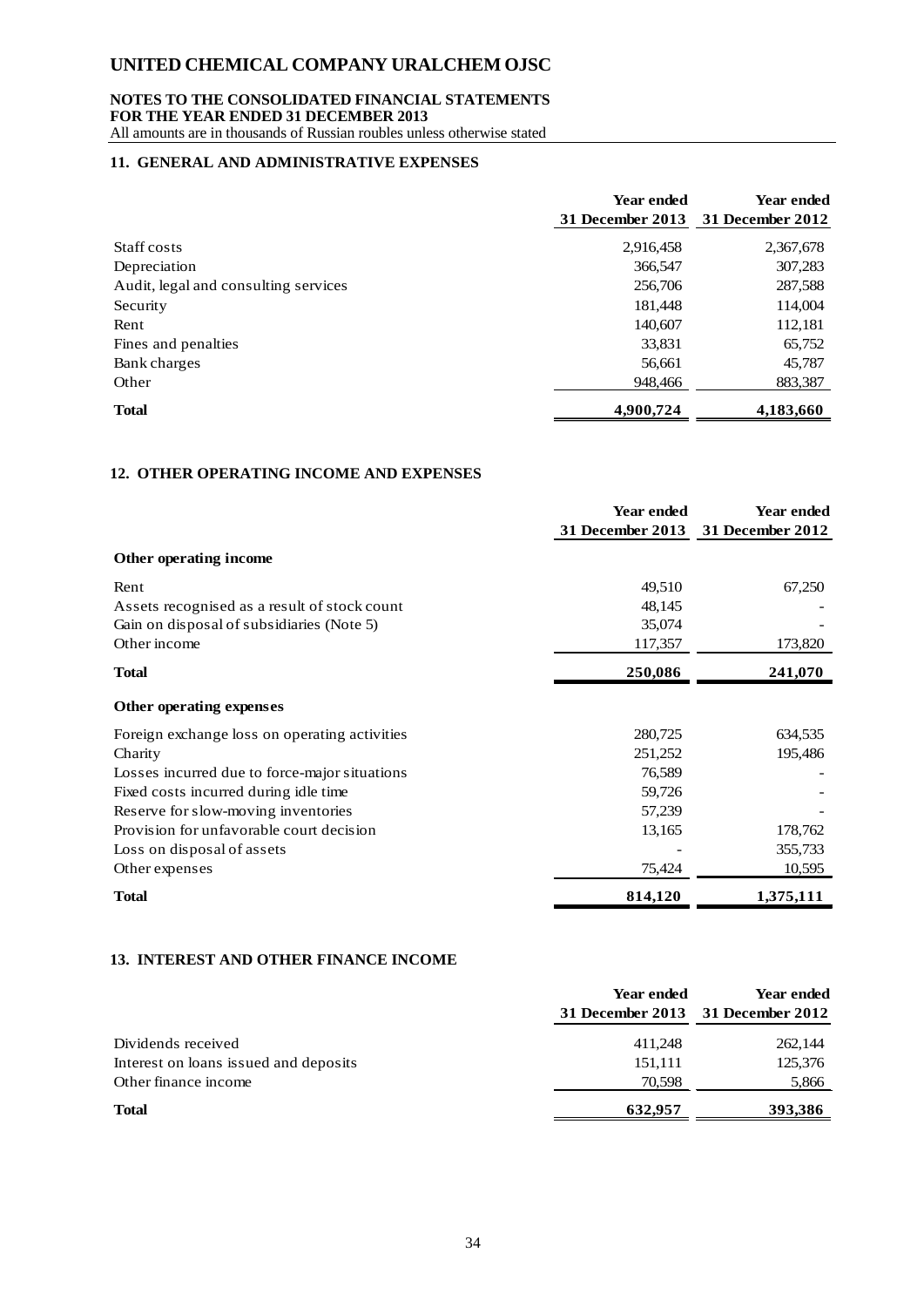## 11. GENERAL AND ADMINISTRATIVE EXPENSES

| | Year ended 31 December 2013 | Year ended 31 December 2012 |
|---|---|---|
| Staff costs | 2,916,458 | 2,367,678 |
| Depreciation | 366,547 | 307,283 |
| Audit, legal and consulting services | 256,706 | 287,588 |
| Security | 181,448 | 114,004 |
| Rent | 140,607 | 112,181 |
| Fines and penalties | 33,831 | 65,752 |
| Bank charges | 56,661 | 45,787 |
| Other | 948,466 | 883,387 |
| **Total** | **4,900,724** | **4,183,660** |

## 12. OTHER OPERATING INCOME AND EXPENSES

| | Year ended 31 December 2013 | Year ended 31 December 2012 |
|---|---|---|
| **Other operating income** | | |
| Rent | 49,510 | 67,250 |
| Assets recognised as a result of stock count | 48,145 | - |
| Gain on disposal of subsidiaries (Note 5) | 35,074 | - |
| Other income | 117,357 | 173,820 |
| **Total** | **250,086** | **241,070** |
| **Other operating expenses** | | |
| Foreign exchange loss on operating activities | 280,725 | 634,535 |
| Charity | 251,252 | 195,486 |
| Losses incurred due to force-major situations | 76,589 | - |
| Fixed costs incurred during idle time | 59,726 | - |
| Reserve for slow-moving inventories | 57,239 | - |
| Provision for unfavorable court decision | 13,165 | 178,762 |
| Loss on disposal of assets | - | 355,733 |
| Other expenses | 75,424 | 10,595 |
| **Total** | **814,120** | **1,375,111** |

## 13. INTEREST AND OTHER FINANCE INCOME

| | Year ended 31 December 2013 | Year ended 31 December 2012 |
|---|---|---|
| Dividends received | 411,248 | 262,144 |
| Interest on loans issued and deposits | 151,111 | 125,376 |
| Other finance income | 70,598 | 5,866 |
| **Total** | **632,957** | **393,386** |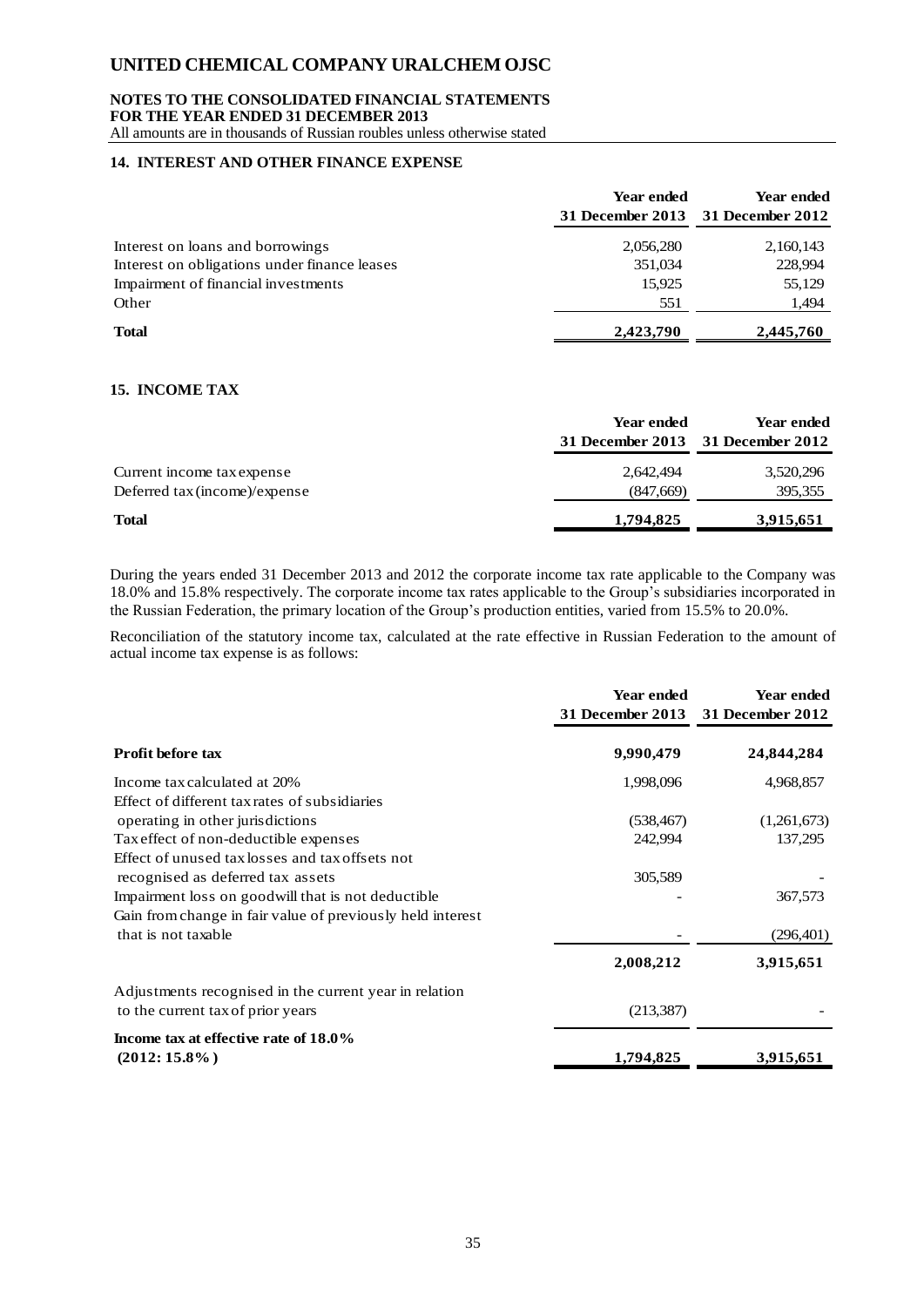## 14. INTEREST AND OTHER FINANCE EXPENSE

| | Year ended 31 December 2013 | Year ended 31 December 2012 |
|---|---|---|
| Interest on loans and borrowings | 2,056,280 | 2,160,143 |
| Interest on obligations under finance leases | 351,034 | 228,994 |
| Impairment of financial investments | 15,925 | 55,129 |
| Other | 551 | 1,494 |
| **Total** | **2,423,790** | **2,445,760** |

## 15. INCOME TAX

| | Year ended 31 December 2013 | Year ended 31 December 2012 |
|---|---|---|
| Current income tax expense | 2,642,494 | 3,520,296 |
| Deferred tax (income)/expense | (847,669) | 395,355 |
| **Total** | **1,794,825** | **3,915,651** |

During the years ended 31 December 2013 and 2012 the corporate income tax rate applicable to the Company was 18.0% and 15.8% respectively. The corporate income tax rates applicable to the Group's subsidiaries incorporated in the Russian Federation, the primary location of the Group's production entities, varied from 15.5% to 20.0%.

Reconciliation of the statutory income tax, calculated at the rate effective in Russian Federation to the amount of actual income tax expense is as follows:

| | Year ended 31 December 2013 | Year ended 31 December 2012 |
|---|---|---|
| **Profit before tax** | **9,990,479** | **24,844,284** |
| Income tax calculated at 20% | 1,998,096 | 4,968,857 |
| Effect of different tax rates of subsidiaries operating in other jurisdictions | (538,467) | (1,261,673) |
| Tax effect of non-deductible expenses | 242,994 | 137,295 |
| Effect of unused tax losses and tax offsets not recognised as deferred tax assets | 305,589 | - |
| Impairment loss on goodwill that is not deductible | - | 367,573 |
| Gain from change in fair value of previously held interest that is not taxable | - | (296,401) |
| | **2,008,212** | **3,915,651** |
| Adjustments recognised in the current year in relation to the current tax of prior years | (213,387) | - |
| **Income tax at effective rate of 18.0% (2012: 15.8%)** | **1,794,825** | **3,915,651** |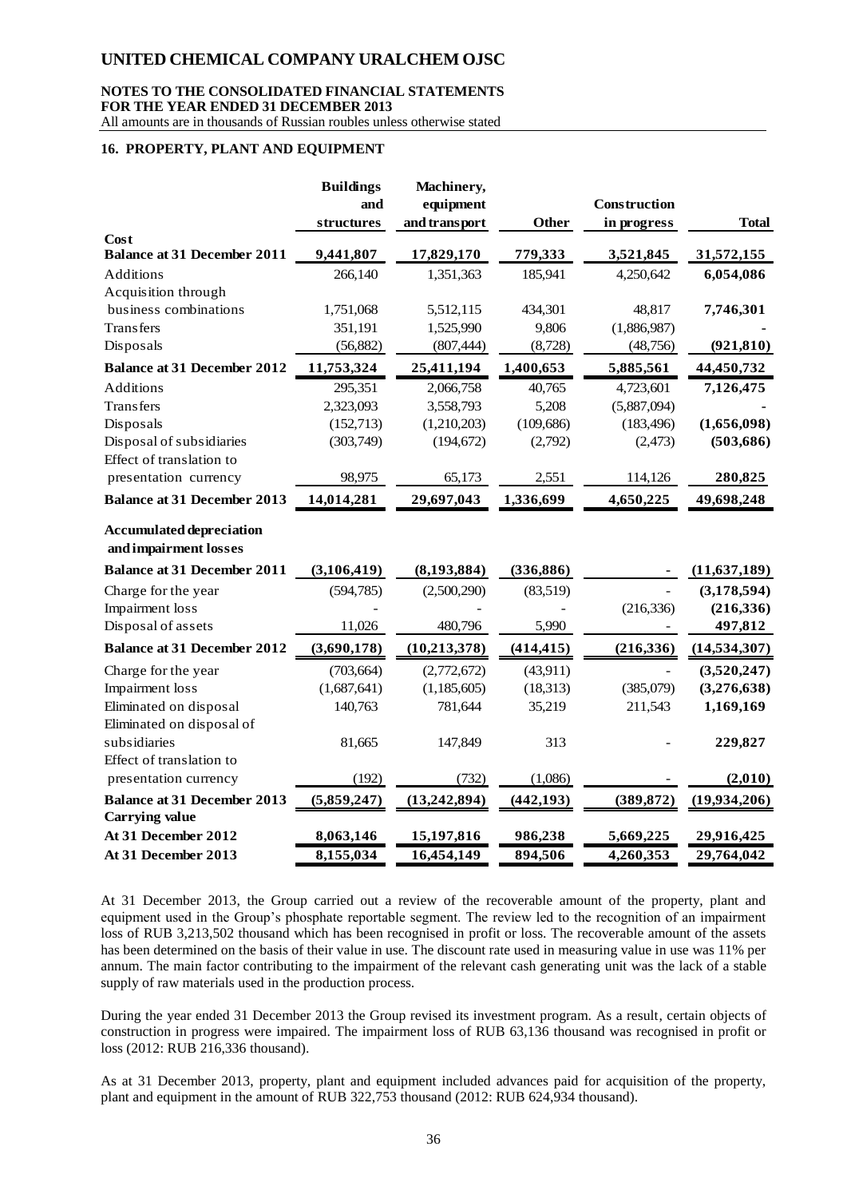## 16. PROPERTY, PLANT AND EQUIPMENT

| | Buildings and structures | Machinery, equipment and transport | Other | Construction in progress | Total |
|---|---|---|---|---|---|
| **Cost** | | | | | |
| **Balance at 31 December 2011** | **9,441,807** | **17,829,170** | **779,333** | **3,521,845** | **31,572,155** |
| Additions | 266,140 | 1,351,363 | 185,941 | 4,250,642 | **6,054,086** |
| Acquisition through business combinations | 1,751,068 | 5,512,115 | 434,301 | 48,817 | **7,746,301** |
| Transfers | 351,191 | 1,525,990 | 9,806 | (1,886,987) | **-** |
| Disposals | (56,882) | (807,444) | (8,728) | (48,756) | **(921,810)** |
| **Balance at 31 December 2012** | **11,753,324** | **25,411,194** | **1,400,653** | **5,885,561** | **44,450,732** |
| Additions | 295,351 | 2,066,758 | 40,765 | 4,723,601 | **7,126,475** |
| Transfers | 2,323,093 | 3,558,793 | 5,208 | (5,887,094) | **-** |
| Disposals | (152,713) | (1,210,203) | (109,686) | (183,496) | **(1,656,098)** |
| Disposal of subsidiaries | (303,749) | (194,672) | (2,792) | (2,473) | **(503,686)** |
| Effect of translation to presentation currency | 98,975 | 65,173 | 2,551 | 114,126 | **280,825** |
| **Balance at 31 December 2013** | **14,014,281** | **29,697,043** | **1,336,699** | **4,650,225** | **49,698,248** |
| **Accumulated depreciation and impairment losses** | | | | | |
| **Balance at 31 December 2011** | **(3,106,419)** | **(8,193,884)** | **(336,886)** | **-** | **(11,637,189)** |
| Charge for the year | (594,785) | (2,500,290) | (83,519) | - | **(3,178,594)** |
| Impairment loss | - | - | - | (216,336) | **(216,336)** |
| Disposal of assets | 11,026 | 480,796 | 5,990 | - | **497,812** |
| **Balance at 31 December 2012** | **(3,690,178)** | **(10,213,378)** | **(414,415)** | **(216,336)** | **(14,534,307)** |
| Charge for the year | (703,664) | (2,772,672) | (43,911) | - | **(3,520,247)** |
| Impairment loss | (1,687,641) | (1,185,605) | (18,313) | (385,079) | **(3,276,638)** |
| Eliminated on disposal | 140,763 | 781,644 | 35,219 | 211,543 | **1,169,169** |
| Eliminated on disposal of subsidiaries | 81,665 | 147,849 | 313 | - | **229,827** |
| Effect of translation to presentation currency | (192) | (732) | (1,086) | - | **(2,010)** |
| **Balance at 31 December 2013** | **(5,859,247)** | **(13,242,894)** | **(442,193)** | **(389,872)** | **(19,934,206)** |
| **Carrying value** | | | | | |
| **At 31 December 2012** | **8,063,146** | **15,197,816** | **986,238** | **5,669,225** | **29,916,425** |
| **At 31 December 2013** | **8,155,034** | **16,454,149** | **894,506** | **4,260,353** | **29,764,042** |

At 31 December 2013, the Group carried out a review of the recoverable amount of the property, plant and equipment used in the Group's phosphate reportable segment. The review led to the recognition of an impairment loss of RUB 3,213,502 thousand which has been recognised in profit or loss. The recoverable amount of the assets has been determined on the basis of their value in use. The discount rate used in measuring value in use was 11% per annum. The main factor contributing to the impairment of the relevant cash generating unit was the lack of a stable supply of raw materials used in the production process.

During the year ended 31 December 2013 the Group revised its investment program. As a result, certain objects of construction in progress were impaired. The impairment loss of RUB 63,136 thousand was recognised in profit or loss (2012: RUB 216,336 thousand).

As at 31 December 2013, property, plant and equipment included advances paid for acquisition of the property, plant and equipment in the amount of RUB 322,753 thousand (2012: RUB 624,934 thousand).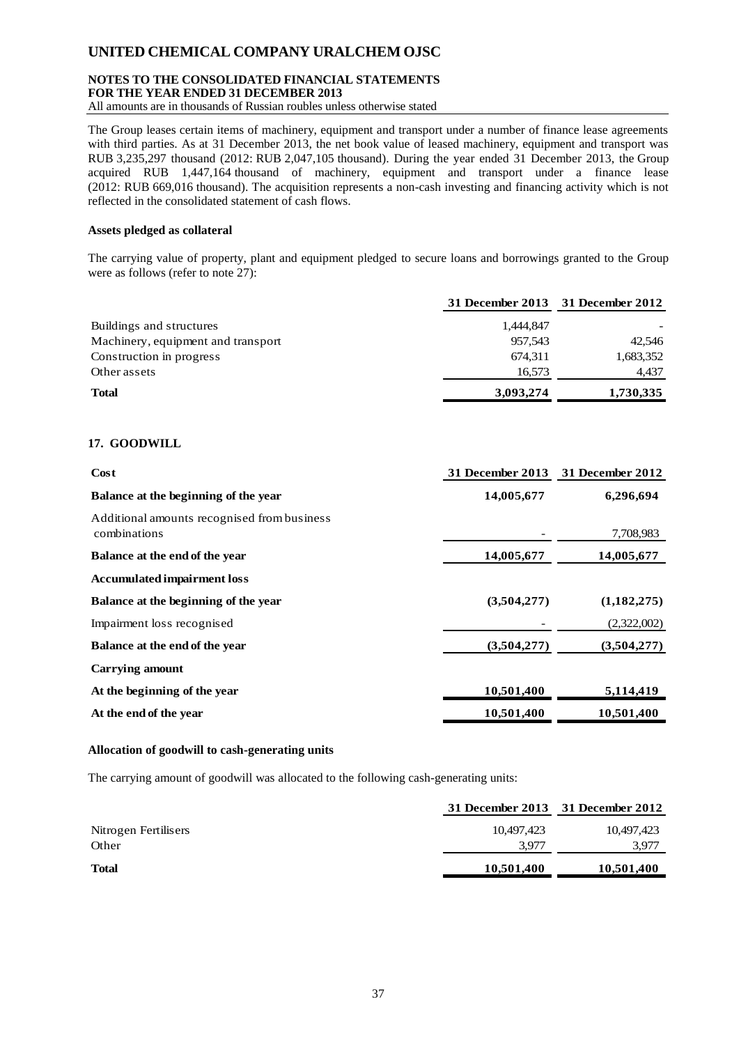The Group leases certain items of machinery, equipment and transport under a number of finance lease agreements with third parties. As at 31 December 2013, the net book value of leased machinery, equipment and transport was RUB 3,235,297 thousand (2012: RUB 2,047,105 thousand). During the year ended 31 December 2013, the Group acquired RUB 1,447,164 thousand of machinery, equipment and transport under a finance lease (2012: RUB 669,016 thousand). The acquisition represents a non-cash investing and financing activity which is not reflected in the consolidated statement of cash flows.

**Assets pledged as collateral**

The carrying value of property, plant and equipment pledged to secure loans and borrowings granted to the Group were as follows (refer to note 27):

| | 31 December 2013 | 31 December 2012 |
|---|---|---|
| Buildings and structures | 1,444,847 | - |
| Machinery, equipment and transport | 957,543 | 42,546 |
| Construction in progress | 674,311 | 1,683,352 |
| Other assets | 16,573 | 4,437 |
| **Total** | **3,093,274** | **1,730,335** |

## 17. GOODWILL

| **Cost** | 31 December 2013 | 31 December 2012 |
|---|---|---|
| **Balance at the beginning of the year** | **14,005,677** | **6,296,694** |
| Additional amounts recognised from business combinations | - | 7,708,983 |
| **Balance at the end of the year** | **14,005,677** | **14,005,677** |
| **Accumulated impairment loss** | | |
| **Balance at the beginning of the year** | **(3,504,277)** | **(1,182,275)** |
| Impairment loss recognised | - | (2,322,002) |
| **Balance at the end of the year** | **(3,504,277)** | **(3,504,277)** |
| **Carrying amount** | | |
| **At the beginning of the year** | **10,501,400** | **5,114,419** |
| **At the end of the year** | **10,501,400** | **10,501,400** |

**Allocation of goodwill to cash-generating units**

The carrying amount of goodwill was allocated to the following cash-generating units:

| | 31 December 2013 | 31 December 2012 |
|---|---|---|
| Nitrogen Fertilisers | 10,497,423 | 10,497,423 |
| Other | 3,977 | 3,977 |
| **Total** | **10,501,400** | **10,501,400** |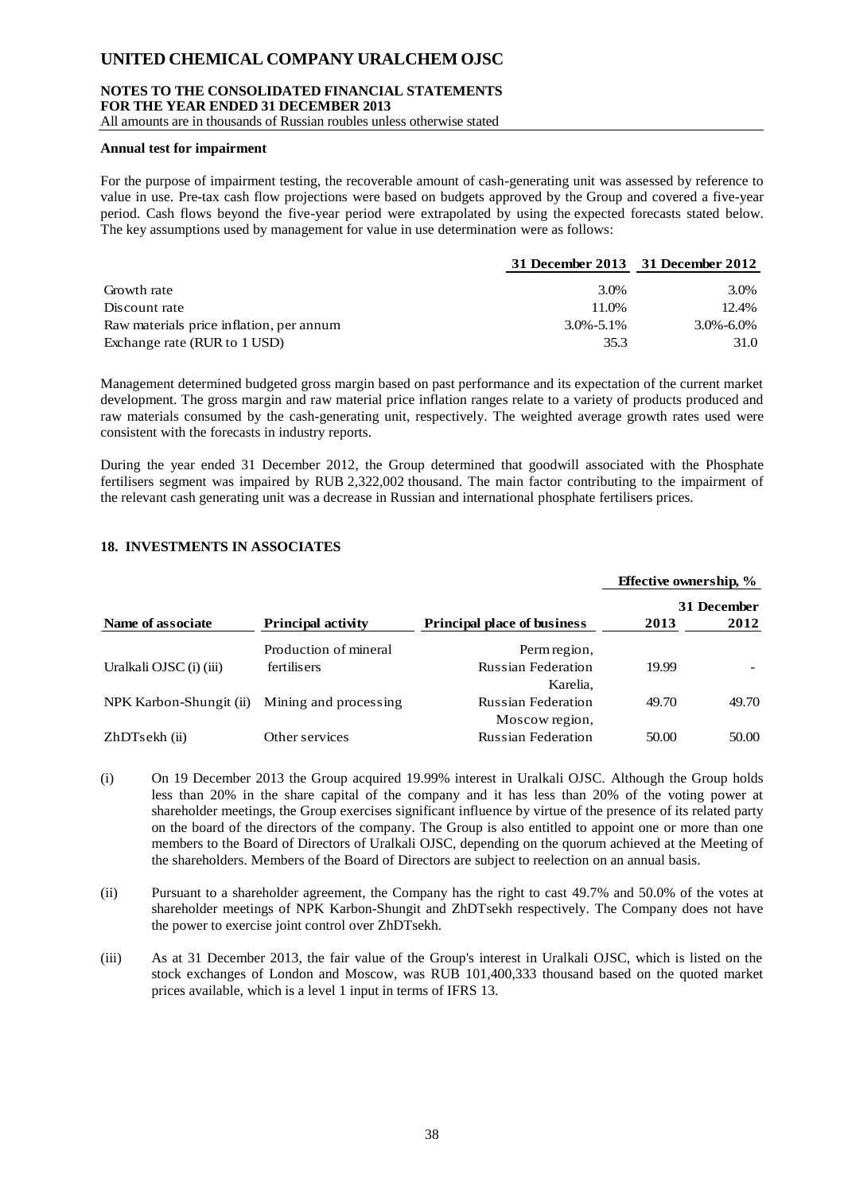#### Annual test for impairment

For the purpose of impairment testing, the recoverable amount of cash-generating unit was assessed by reference to value in use. Pre-tax cash flow projections were based on budgets approved by the Group and covered a five-year period. Cash flows beyond the five-year period were extrapolated by using the expected forecasts stated below. The key assumptions used by management for value in use determination were as follows:

| | 31 December 2013 | 31 December 2012 |
|---|---|---|
| Growth rate | 3.0% | 3.0% |
| Discount rate | 11.0% | 12.4% |
| Raw materials price inflation, per annum | 3.0%-5.1% | 3.0%-6.0% |
| Exchange rate (RUR to 1 USD) | 35.3 | 31.0 |

Management determined budgeted gross margin based on past performance and its expectation of the current market development. The gross margin and raw material price inflation ranges relate to a variety of products produced and raw materials consumed by the cash-generating unit, respectively. The weighted average growth rates used were consistent with the forecasts in industry reports.

During the year ended 31 December 2012, the Group determined that goodwill associated with the Phosphate fertilisers segment was impaired by RUB 2,322,002 thousand. The main factor contributing to the impairment of the relevant cash generating unit was a decrease in Russian and international phosphate fertilisers prices.

## 18. INVESTMENTS IN ASSOCIATES

| | | | Effective ownership, % | |
|---|---|---|---|---|
| | | | 31 December | |
| Name of associate | Principal activity | Principal place of business | 2013 | 2012 |
| Uralkali OJSC (i) (iii) | Production of mineral fertilisers | Perm region, Russian Federation | 19.99 | - |
| NPK Karbon-Shungit (ii) | Mining and processing | Karelia, Russian Federation | 49.70 | 49.70 |
| ZhDTsekh (ii) | Other services | Moscow region, Russian Federation | 50.00 | 50.00 |

(i) On 19 December 2013 the Group acquired 19.99% interest in Uralkali OJSC. Although the Group holds less than 20% in the share capital of the company and it has less than 20% of the voting power at shareholder meetings, the Group exercises significant influence by virtue of the presence of its related party on the board of the directors of the company. The Group is also entitled to appoint one or more than one members to the Board of Directors of Uralkali OJSC, depending on the quorum achieved at the Meeting of the shareholders. Members of the Board of Directors are subject to reelection on an annual basis.

(ii) Pursuant to a shareholder agreement, the Company has the right to cast 49.7% and 50.0% of the votes at shareholder meetings of NPK Karbon-Shungit and ZhDTsekh respectively. The Company does not have the power to exercise joint control over ZhDTsekh.

(iii) As at 31 December 2013, the fair value of the Group's interest in Uralkali OJSC, which is listed on the stock exchanges of London and Moscow, was RUB 101,400,333 thousand based on the quoted market prices available, which is a level 1 input in terms of IFRS 13.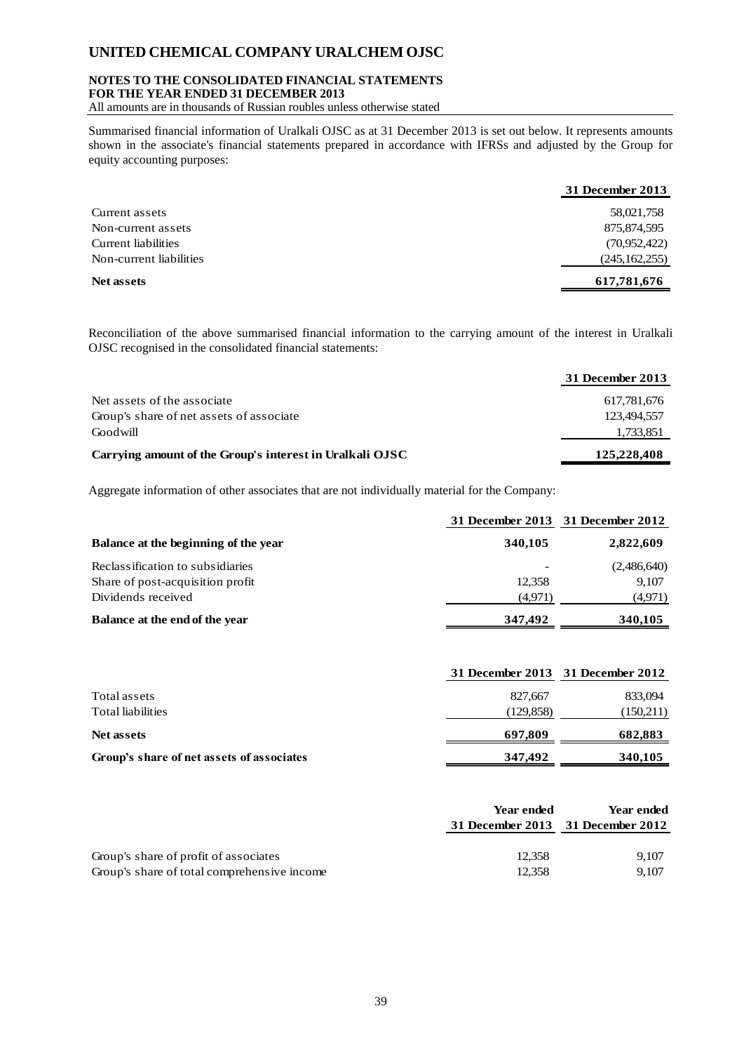Summarised financial information of Uralkali OJSC as at 31 December 2013 is set out below. It represents amounts shown in the associate's financial statements prepared in accordance with IFRSs and adjusted by the Group for equity accounting purposes:

| | 31 December 2013 |
|---|---|
| Current assets | 58,021,758 |
| Non-current assets | 875,874,595 |
| Current liabilities | (70,952,422) |
| Non-current liabilities | (245,162,255) |
| **Net assets** | **617,781,676** |

Reconciliation of the above summarised financial information to the carrying amount of the interest in Uralkali OJSC recognised in the consolidated financial statements:

| | 31 December 2013 |
|---|---|
| Net assets of the associate | 617,781,676 |
| Group's share of net assets of associate | 123,494,557 |
| Goodwill | 1,733,851 |
| **Carrying amount of the Group's interest in Uralkali OJSC** | **125,228,408** |

Aggregate information of other associates that are not individually material for the Company:

| | 31 December 2013 | 31 December 2012 |
|---|---|---|
| **Balance at the beginning of the year** | **340,105** | **2,822,609** |
| Reclassification to subsidiaries | - | (2,486,640) |
| Share of post-acquisition profit | 12,358 | 9,107 |
| Dividends received | (4,971) | (4,971) |
| **Balance at the end of the year** | **347,492** | **340,105** |

| | 31 December 2013 | 31 December 2012 |
|---|---|---|
| Total assets | 827,667 | 833,094 |
| Total liabilities | (129,858) | (150,211) |
| **Net assets** | **697,809** | **682,883** |
| **Group's share of net assets of associates** | **347,492** | **340,105** |

| | Year ended 31 December 2013 | Year ended 31 December 2012 |
|---|---|---|
| Group's share of profit of associates | 12,358 | 9,107 |
| Group's share of total comprehensive income | 12,358 | 9,107 |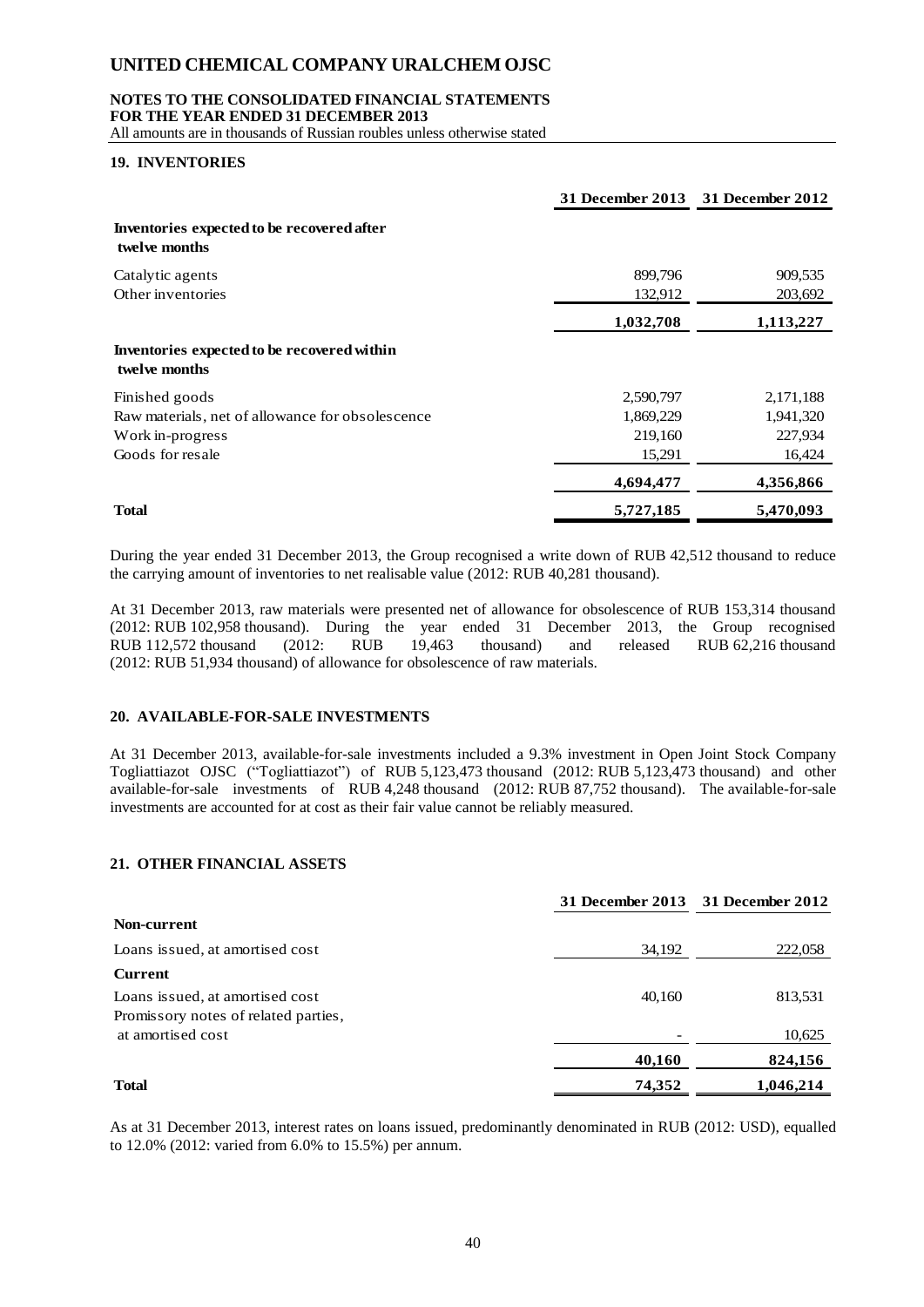## 19. INVENTORIES

| | 31 December 2013 | 31 December 2012 |
|---|---|---|
| **Inventories expected to be recovered after twelve months** | | |
| Catalytic agents | 899,796 | 909,535 |
| Other inventories | 132,912 | 203,692 |
| | **1,032,708** | **1,113,227** |
| **Inventories expected to be recovered within twelve months** | | |
| Finished goods | 2,590,797 | 2,171,188 |
| Raw materials, net of allowance for obsolescence | 1,869,229 | 1,941,320 |
| Work in-progress | 219,160 | 227,934 |
| Goods for resale | 15,291 | 16,424 |
| | **4,694,477** | **4,356,866** |
| **Total** | **5,727,185** | **5,470,093** |

During the year ended 31 December 2013, the Group recognised a write down of RUB 42,512 thousand to reduce the carrying amount of inventories to net realisable value (2012: RUB 40,281 thousand).

At 31 December 2013, raw materials were presented net of allowance for obsolescence of RUB 153,314 thousand (2012: RUB 102,958 thousand). During the year ended 31 December 2013, the Group recognised RUB 112,572 thousand (2012: RUB 19,463 thousand) and released RUB 62,216 thousand (2012: RUB 51,934 thousand) of allowance for obsolescence of raw materials.

## 20. AVAILABLE-FOR-SALE INVESTMENTS

At 31 December 2013, available-for-sale investments included a 9.3% investment in Open Joint Stock Company Togliattiazot OJSC ("Togliattiazot") of RUB 5,123,473 thousand (2012: RUB 5,123,473 thousand) and other available-for-sale investments of RUB 4,248 thousand (2012: RUB 87,752 thousand). The available-for-sale investments are accounted for at cost as their fair value cannot be reliably measured.

## 21. OTHER FINANCIAL ASSETS

| | 31 December 2013 | 31 December 2012 |
|---|---|---|
| **Non-current** | | |
| Loans issued, at amortised cost | 34,192 | 222,058 |
| **Current** | | |
| Loans issued, at amortised cost | 40,160 | 813,531 |
| Promissory notes of related parties, at amortised cost | - | 10,625 |
| | **40,160** | **824,156** |
| **Total** | **74,352** | **1,046,214** |

As at 31 December 2013, interest rates on loans issued, predominantly denominated in RUB (2012: USD), equalled to 12.0% (2012: varied from 6.0% to 15.5%) per annum.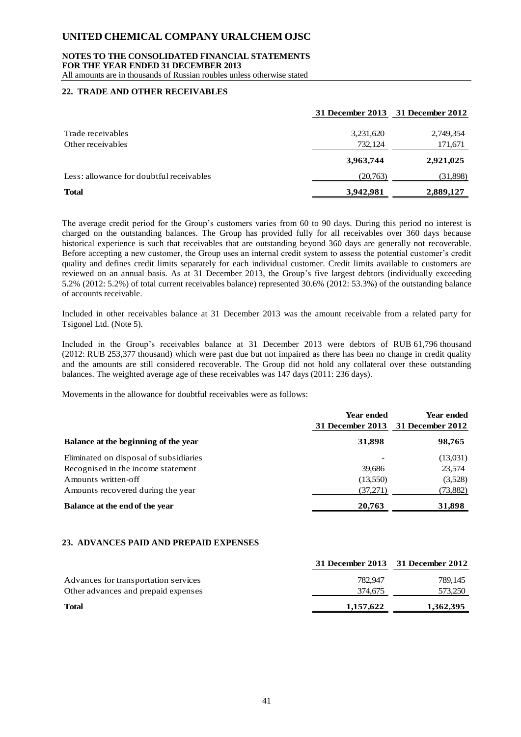## 22. TRADE AND OTHER RECEIVABLES

| | 31 December 2013 | 31 December 2012 |
|---|---|---|
| Trade receivables | 3,231,620 | 2,749,354 |
| Other receivables | 732,124 | 171,671 |
| | **3,963,744** | **2,921,025** |
| Less: allowance for doubtful receivables | (20,763) | (31,898) |
| **Total** | **3,942,981** | **2,889,127** |

The average credit period for the Group's customers varies from 60 to 90 days. During this period no interest is charged on the outstanding balances. The Group has provided fully for all receivables over 360 days because historical experience is such that receivables that are outstanding beyond 360 days are generally not recoverable. Before accepting a new customer, the Group uses an internal credit system to assess the potential customer's credit quality and defines credit limits separately for each individual customer. Credit limits available to customers are reviewed on an annual basis. As at 31 December 2013, the Group's five largest debtors (individually exceeding 5.2% (2012: 5.2%) of total current receivables balance) represented 30.6% (2012: 53.3%) of the outstanding balance of accounts receivable.

Included in other receivables balance at 31 December 2013 was the amount receivable from a related party for Tsigonel Ltd. (Note 5).

Included in the Group's receivables balance at 31 December 2013 were debtors of RUB 61,796 thousand (2012: RUB 253,377 thousand) which were past due but not impaired as there has been no change in credit quality and the amounts are still considered recoverable. The Group did not hold any collateral over these outstanding balances. The weighted average age of these receivables was 147 days (2011: 236 days).

Movements in the allowance for doubtful receivables were as follows:

| | Year ended 31 December 2013 | Year ended 31 December 2012 |
|---|---|---|
| **Balance at the beginning of the year** | **31,898** | **98,765** |
| Eliminated on disposal of subsidiaries | - | (13,031) |
| Recognised in the income statement | 39,686 | 23,574 |
| Amounts written-off | (13,550) | (3,528) |
| Amounts recovered during the year | (37,271) | (73,882) |
| **Balance at the end of the year** | **20,763** | **31,898** |

## 23. ADVANCES PAID AND PREPAID EXPENSES

| | 31 December 2013 | 31 December 2012 |
|---|---|---|
| Advances for transportation services | 782,947 | 789,145 |
| Other advances and prepaid expenses | 374,675 | 573,250 |
| **Total** | **1,157,622** | **1,362,395** |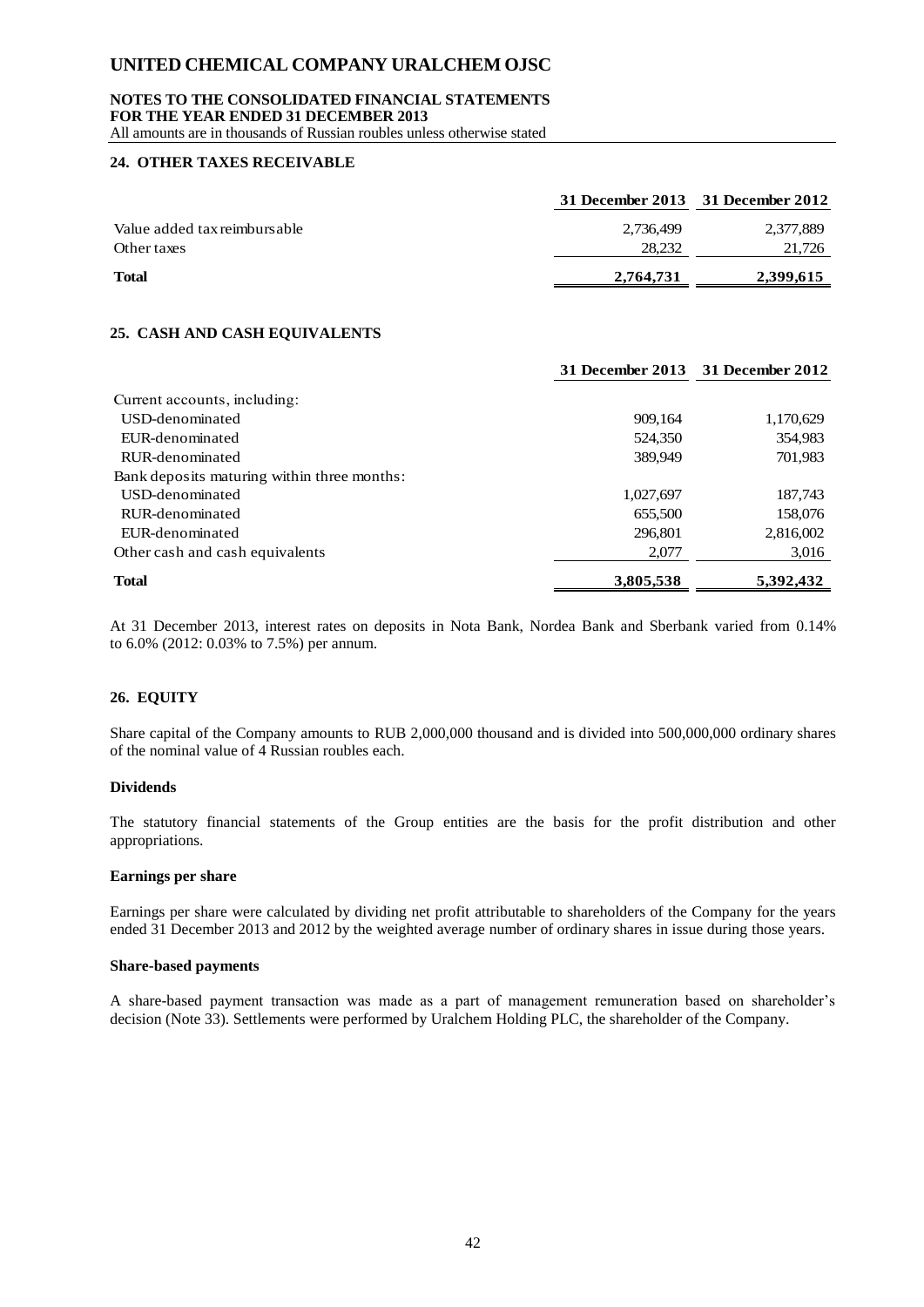## 24. OTHER TAXES RECEIVABLE

| | 31 December 2013 | 31 December 2012 |
|---|---|---|
| Value added tax reimbursable | 2,736,499 | 2,377,889 |
| Other taxes | 28,232 | 21,726 |
| **Total** | **2,764,731** | **2,399,615** |

## 25. CASH AND CASH EQUIVALENTS

| | 31 December 2013 | 31 December 2012 |
|---|---|---|
| Current accounts, including: | | |
| USD-denominated | 909,164 | 1,170,629 |
| EUR-denominated | 524,350 | 354,983 |
| RUR-denominated | 389,949 | 701,983 |
| Bank deposits maturing within three months: | | |
| USD-denominated | 1,027,697 | 187,743 |
| RUR-denominated | 655,500 | 158,076 |
| EUR-denominated | 296,801 | 2,816,002 |
| Other cash and cash equivalents | 2,077 | 3,016 |
| **Total** | **3,805,538** | **5,392,432** |

At 31 December 2013, interest rates on deposits in Nota Bank, Nordea Bank and Sberbank varied from 0.14% to 6.0% (2012: 0.03% to 7.5%) per annum.

## 26. EQUITY

Share capital of the Company amounts to RUB 2,000,000 thousand and is divided into 500,000,000 ordinary shares of the nominal value of 4 Russian roubles each.

### Dividends

The statutory financial statements of the Group entities are the basis for the profit distribution and other appropriations.

### Earnings per share

Earnings per share were calculated by dividing net profit attributable to shareholders of the Company for the years ended 31 December 2013 and 2012 by the weighted average number of ordinary shares in issue during those years.

### Share-based payments

A share-based payment transaction was made as a part of management remuneration based on shareholder's decision (Note 33). Settlements were performed by Uralchem Holding PLC, the shareholder of the Company.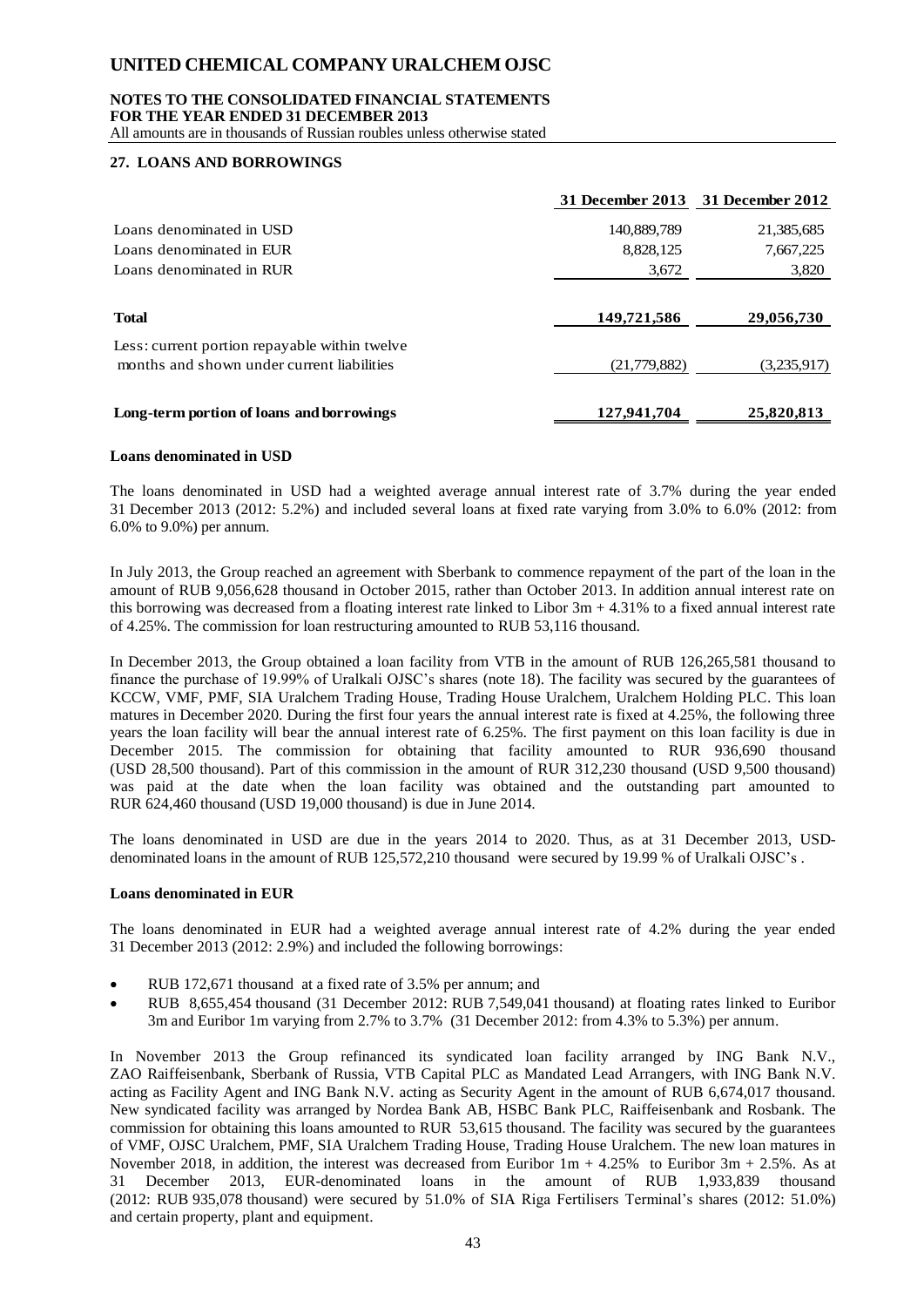## 27. LOANS AND BORROWINGS

| | 31 December 2013 | 31 December 2012 |
|---|---|---|
| Loans denominated in USD | 140,889,789 | 21,385,685 |
| Loans denominated in EUR | 8,828,125 | 7,667,225 |
| Loans denominated in RUR | 3,672 | 3,820 |
| **Total** | **149,721,586** | **29,056,730** |
| Less: current portion repayable within twelve months and shown under current liabilities | (21,779,882) | (3,235,917) |
| **Long-term portion of loans and borrowings** | **127,941,704** | **25,820,813** |

**Loans denominated in USD**

The loans denominated in USD had a weighted average annual interest rate of 3.7% during the year ended 31 December 2013 (2012: 5.2%) and included several loans at fixed rate varying from 3.0% to 6.0% (2012: from 6.0% to 9.0%) per annum.

In July 2013, the Group reached an agreement with Sberbank to commence repayment of the part of the loan in the amount of RUB 9,056,628 thousand in October 2015, rather than October 2013. In addition annual interest rate on this borrowing was decreased from a floating interest rate linked to Libor 3m + 4.31% to a fixed annual interest rate of 4.25%. The commission for loan restructuring amounted to RUB 53,116 thousand.

In December 2013, the Group obtained a loan facility from VTB in the amount of RUB 126,265,581 thousand to finance the purchase of 19.99% of Uralkali OJSC's shares (note 18). The facility was secured by the guarantees of KCCW, VMF, PMF, SIA Uralchem Trading House, Trading House Uralchem, Uralchem Holding PLC. This loan matures in December 2020. During the first four years the annual interest rate is fixed at 4.25%, the following three years the loan facility will bear the annual interest rate of 6.25%. The first payment on this loan facility is due in December 2015. The commission for obtaining that facility amounted to RUR 936,690 thousand (USD 28,500 thousand). Part of this commission in the amount of RUR 312,230 thousand (USD 9,500 thousand) was paid at the date when the loan facility was obtained and the outstanding part amounted to RUR 624,460 thousand (USD 19,000 thousand) is due in June 2014.

The loans denominated in USD are due in the years 2014 to 2020. Thus, as at 31 December 2013, USD-denominated loans in the amount of RUB 125,572,210 thousand were secured by 19.99 % of Uralkali OJSC's .

**Loans denominated in EUR**

The loans denominated in EUR had a weighted average annual interest rate of 4.2% during the year ended 31 December 2013 (2012: 2.9%) and included the following borrowings:

- RUB 172,671 thousand at a fixed rate of 3.5% per annum; and
- RUB 8,655,454 thousand (31 December 2012: RUB 7,549,041 thousand) at floating rates linked to Euribor 3m and Euribor 1m varying from 2.7% to 3.7% (31 December 2012: from 4.3% to 5.3%) per annum.

In November 2013 the Group refinanced its syndicated loan facility arranged by ING Bank N.V., ZAO Raiffeisenbank, Sberbank of Russia, VTB Capital PLC as Mandated Lead Arrangers, with ING Bank N.V. acting as Facility Agent and ING Bank N.V. acting as Security Agent in the amount of RUB 6,674,017 thousand. New syndicated facility was arranged by Nordea Bank AB, HSBC Bank PLC, Raiffeisenbank and Rosbank. The commission for obtaining this loans amounted to RUR 53,615 thousand. The facility was secured by the guarantees of VMF, OJSC Uralchem, PMF, SIA Uralchem Trading House, Trading House Uralchem. The new loan matures in November 2018, in addition, the interest was decreased from Euribor 1m + 4.25% to Euribor 3m + 2.5%. As at 31 December 2013, EUR-denominated loans in the amount of RUB 1,933,839 thousand (2012: RUB 935,078 thousand) were secured by 51.0% of SIA Riga Fertilisers Terminal's shares (2012: 51.0%) and certain property, plant and equipment.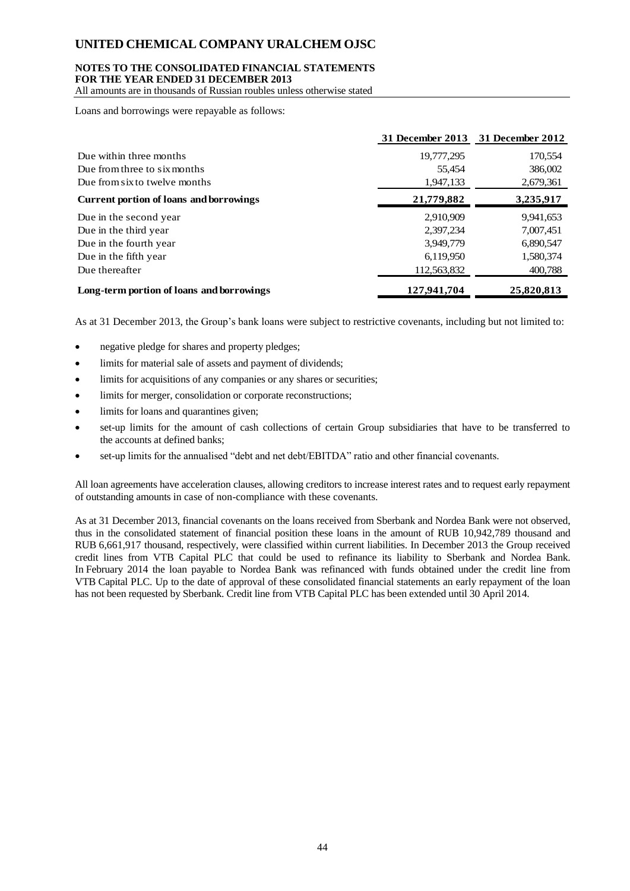Loans and borrowings were repayable as follows:

| | 31 December 2013 | 31 December 2012 |
|---|---|---|
| Due within three months | 19,777,295 | 170,554 |
| Due from three to six months | 55,454 | 386,002 |
| Due from six to twelve months | 1,947,133 | 2,679,361 |
| **Current portion of loans and borrowings** | **21,779,882** | **3,235,917** |
| Due in the second year | 2,910,909 | 9,941,653 |
| Due in the third year | 2,397,234 | 7,007,451 |
| Due in the fourth year | 3,949,779 | 6,890,547 |
| Due in the fifth year | 6,119,950 | 1,580,374 |
| Due thereafter | 112,563,832 | 400,788 |
| **Long-term portion of loans and borrowings** | **127,941,704** | **25,820,813** |

As at 31 December 2013, the Group's bank loans were subject to restrictive covenants, including but not limited to:

- negative pledge for shares and property pledges;
- limits for material sale of assets and payment of dividends;
- limits for acquisitions of any companies or any shares or securities;
- limits for merger, consolidation or corporate reconstructions;
- limits for loans and quarantines given;
- set-up limits for the amount of cash collections of certain Group subsidiaries that have to be transferred to the accounts at defined banks;
- set-up limits for the annualised "debt and net debt/EBITDA" ratio and other financial covenants.

All loan agreements have acceleration clauses, allowing creditors to increase interest rates and to request early repayment of outstanding amounts in case of non-compliance with these covenants.

As at 31 December 2013, financial covenants on the loans received from Sberbank and Nordea Bank were not observed, thus in the consolidated statement of financial position these loans in the amount of RUB 10,942,789 thousand and RUB 6,661,917 thousand, respectively, were classified within current liabilities. In December 2013 the Group received credit lines from VTB Capital PLC that could be used to refinance its liability to Sberbank and Nordea Bank. In February 2014 the loan payable to Nordea Bank was refinanced with funds obtained under the credit line from VTB Capital PLC. Up to the date of approval of these consolidated financial statements an early repayment of the loan has not been requested by Sberbank. Credit line from VTB Capital PLC has been extended until 30 April 2014.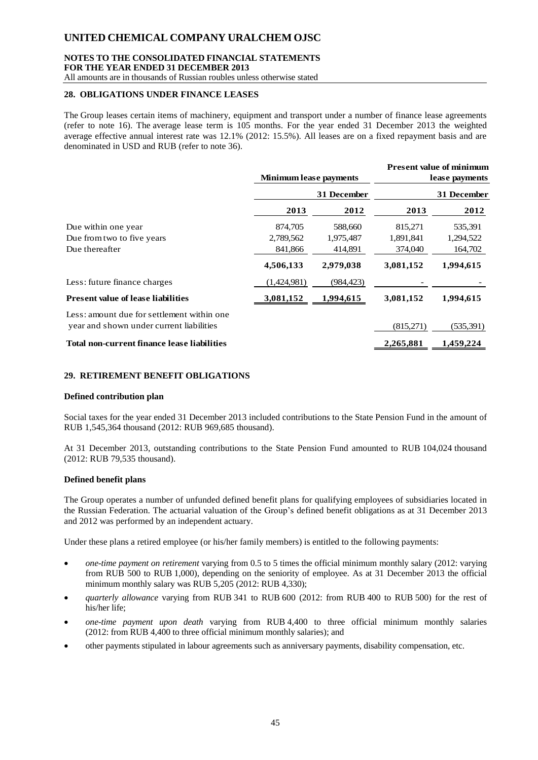## 28. OBLIGATIONS UNDER FINANCE LEASES

The Group leases certain items of machinery, equipment and transport under a number of finance lease agreements (refer to note 16). The average lease term is 105 months. For the year ended 31 December 2013 the weighted average effective annual interest rate was 12.1% (2012: 15.5%). All leases are on a fixed repayment basis and are denominated in USD and RUB (refer to note 36).

| | Minimum lease payments | | Present value of minimum lease payments | |
|---|---|---|---|---|
| | 31 December | | 31 December | |
| | **2013** | **2012** | **2013** | **2012** |
| Due within one year | 874,705 | 588,660 | 815,271 | 535,391 |
| Due from two to five years | 2,789,562 | 1,975,487 | 1,891,841 | 1,294,522 |
| Due thereafter | 841,866 | 414,891 | 374,040 | 164,702 |
| | **4,506,133** | **2,979,038** | **3,081,152** | **1,994,615** |
| Less: future finance charges | (1,424,981) | (984,423) | - | - |
| **Present value of lease liabilities** | **3,081,152** | **1,994,615** | **3,081,152** | **1,994,615** |
| Less: amount due for settlement within one year and shown under current liabilities | | | (815,271) | (535,391) |
| **Total non-current finance lease liabilities** | | | **2,265,881** | **1,459,224** |

## 29. RETIREMENT BENEFIT OBLIGATIONS

### Defined contribution plan

Social taxes for the year ended 31 December 2013 included contributions to the State Pension Fund in the amount of RUB 1,545,364 thousand (2012: RUB 969,685 thousand).

At 31 December 2013, outstanding contributions to the State Pension Fund amounted to RUB 104,024 thousand (2012: RUB 79,535 thousand).

### Defined benefit plans

The Group operates a number of unfunded defined benefit plans for qualifying employees of subsidiaries located in the Russian Federation. The actuarial valuation of the Group's defined benefit obligations as at 31 December 2013 and 2012 was performed by an independent actuary.

Under these plans a retired employee (or his/her family members) is entitled to the following payments:

- *one-time payment on retirement* varying from 0.5 to 5 times the official minimum monthly salary (2012: varying from RUB 500 to RUB 1,000), depending on the seniority of employee. As at 31 December 2013 the official minimum monthly salary was RUB 5,205 (2012: RUB 4,330);
- *quarterly allowance* varying from RUB 341 to RUB 600 (2012: from RUB 400 to RUB 500) for the rest of his/her life;
- *one-time payment upon death* varying from RUB 4,400 to three official minimum monthly salaries (2012: from RUB 4,400 to three official minimum monthly salaries); and
- other payments stipulated in labour agreements such as anniversary payments, disability compensation, etc.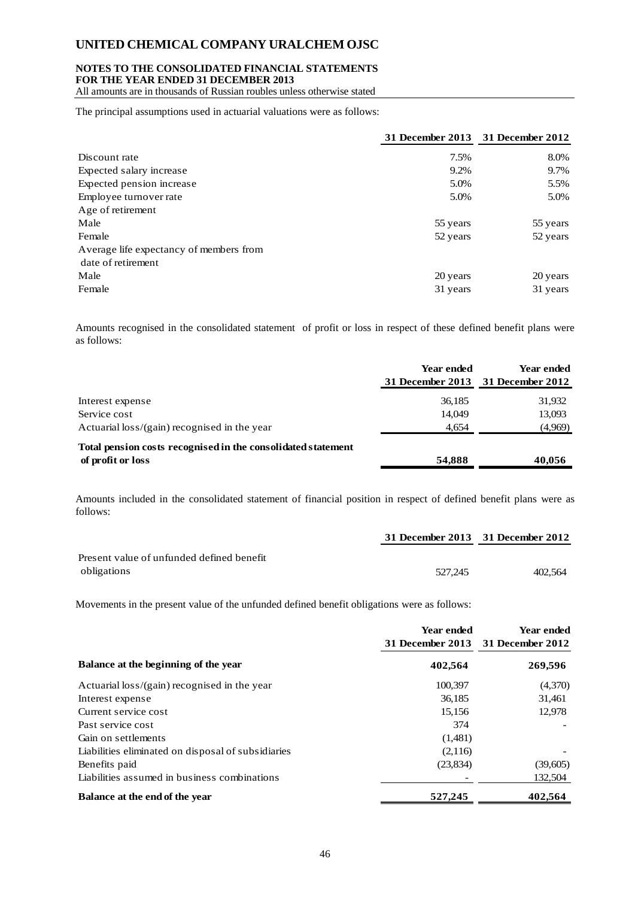The principal assumptions used in actuarial valuations were as follows:

| | 31 December 2013 | 31 December 2012 |
|---|---|---|
| Discount rate | 7.5% | 8.0% |
| Expected salary increase | 9.2% | 9.7% |
| Expected pension increase | 5.0% | 5.5% |
| Employee turnover rate | 5.0% | 5.0% |
| Age of retirement | | |
| Male | 55 years | 55 years |
| Female | 52 years | 52 years |
| Average life expectancy of members from date of retirement | | |
| Male | 20 years | 20 years |
| Female | 31 years | 31 years |

Amounts recognised in the consolidated statement of profit or loss in respect of these defined benefit plans were as follows:

| | Year ended 31 December 2013 | Year ended 31 December 2012 |
|---|---|---|
| Interest expense | 36,185 | 31,932 |
| Service cost | 14,049 | 13,093 |
| Actuarial loss/(gain) recognised in the year | 4,654 | (4,969) |
| **Total pension costs recognised in the consolidated statement of profit or loss** | **54,888** | **40,056** |

Amounts included in the consolidated statement of financial position in respect of defined benefit plans were as follows:

| | 31 December 2013 | 31 December 2012 |
|---|---|---|
| Present value of unfunded defined benefit obligations | 527,245 | 402,564 |

Movements in the present value of the unfunded defined benefit obligations were as follows:

| | Year ended 31 December 2013 | Year ended 31 December 2012 |
|---|---|---|
| **Balance at the beginning of the year** | **402,564** | **269,596** |
| Actuarial loss/(gain) recognised in the year | 100,397 | (4,370) |
| Interest expense | 36,185 | 31,461 |
| Current service cost | 15,156 | 12,978 |
| Past service cost | 374 | - |
| Gain on settlements | (1,481) | |
| Liabilities eliminated on disposal of subsidiaries | (2,116) | - |
| Benefits paid | (23,834) | (39,605) |
| Liabilities assumed in business combinations | - | 132,504 |
| **Balance at the end of the year** | **527,245** | **402,564** |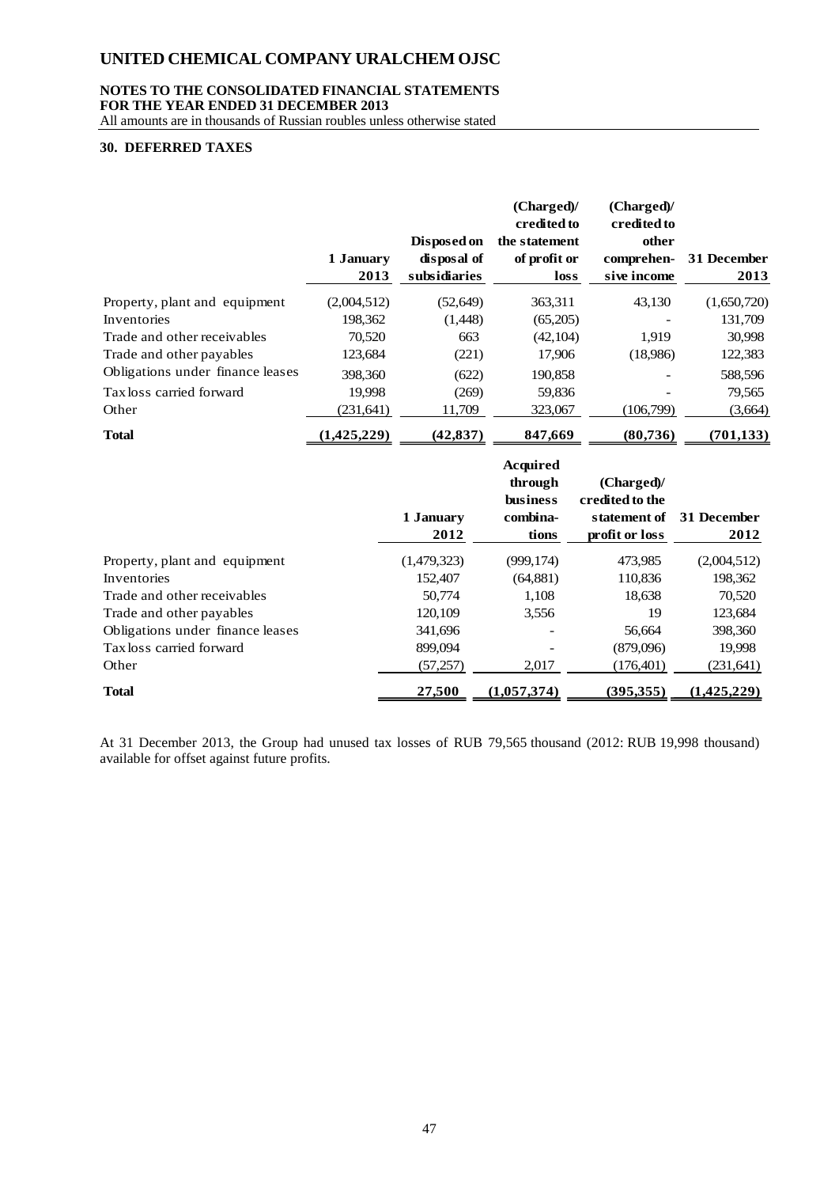## 30. DEFERRED TAXES

| | 1 January 2013 | Disposed on disposal of subsidiaries | (Charged)/ credited to the statement of profit or loss | (Charged)/ credited to other comprehensive income | 31 December 2013 |
|---|---|---|---|---|---|
| Property, plant and equipment | (2,004,512) | (52,649) | 363,311 | 43,130 | (1,650,720) |
| Inventories | 198,362 | (1,448) | (65,205) | - | 131,709 |
| Trade and other receivables | 70,520 | 663 | (42,104) | 1,919 | 30,998 |
| Trade and other payables | 123,684 | (221) | 17,906 | (18,986) | 122,383 |
| Obligations under finance leases | 398,360 | (622) | 190,858 | - | 588,596 |
| Tax loss carried forward | 19,998 | (269) | 59,836 | - | 79,565 |
| Other | (231,641) | 11,709 | 323,067 | (106,799) | (3,664) |
| **Total** | **(1,425,229)** | **(42,837)** | **847,669** | **(80,736)** | **(701,133)** |

| | 1 January 2012 | Acquired through business combinations | (Charged)/ credited to the statement of profit or loss | 31 December 2012 |
|---|---|---|---|---|
| Property, plant and equipment | (1,479,323) | (999,174) | 473,985 | (2,004,512) |
| Inventories | 152,407 | (64,881) | 110,836 | 198,362 |
| Trade and other receivables | 50,774 | 1,108 | 18,638 | 70,520 |
| Trade and other payables | 120,109 | 3,556 | 19 | 123,684 |
| Obligations under finance leases | 341,696 | - | 56,664 | 398,360 |
| Tax loss carried forward | 899,094 | - | (879,096) | 19,998 |
| Other | (57,257) | 2,017 | (176,401) | (231,641) |
| **Total** | **27,500** | **(1,057,374)** | **(395,355)** | **(1,425,229)** |

At 31 December 2013, the Group had unused tax losses of RUB 79,565 thousand (2012: RUB 19,998 thousand) available for offset against future profits.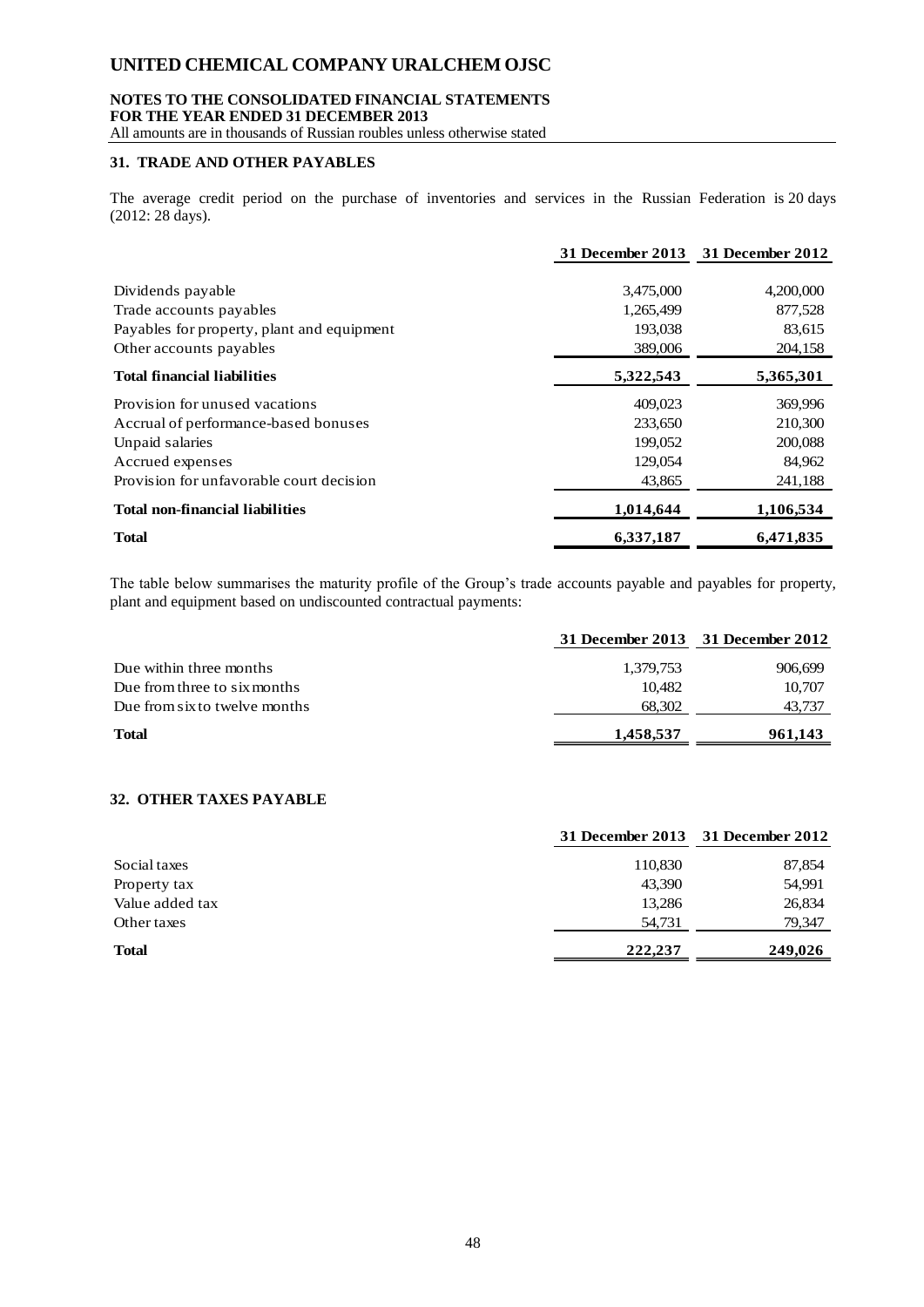## 31. TRADE AND OTHER PAYABLES

The average credit period on the purchase of inventories and services in the Russian Federation is 20 days (2012: 28 days).

| | 31 December 2013 | 31 December 2012 |
|---|---|---|
| Dividends payable | 3,475,000 | 4,200,000 |
| Trade accounts payables | 1,265,499 | 877,528 |
| Payables for property, plant and equipment | 193,038 | 83,615 |
| Other accounts payables | 389,006 | 204,158 |
| **Total financial liabilities** | **5,322,543** | **5,365,301** |
| Provision for unused vacations | 409,023 | 369,996 |
| Accrual of performance-based bonuses | 233,650 | 210,300 |
| Unpaid salaries | 199,052 | 200,088 |
| Accrued expenses | 129,054 | 84,962 |
| Provision for unfavorable court decision | 43,865 | 241,188 |
| **Total non-financial liabilities** | **1,014,644** | **1,106,534** |
| **Total** | **6,337,187** | **6,471,835** |

The table below summarises the maturity profile of the Group's trade accounts payable and payables for property, plant and equipment based on undiscounted contractual payments:

| | 31 December 2013 | 31 December 2012 |
|---|---|---|
| Due within three months | 1,379,753 | 906,699 |
| Due from three to six months | 10,482 | 10,707 |
| Due from six to twelve months | 68,302 | 43,737 |
| **Total** | **1,458,537** | **961,143** |

## 32. OTHER TAXES PAYABLE

| | 31 December 2013 | 31 December 2012 |
|---|---|---|
| Social taxes | 110,830 | 87,854 |
| Property tax | 43,390 | 54,991 |
| Value added tax | 13,286 | 26,834 |
| Other taxes | 54,731 | 79,347 |
| **Total** | **222,237** | **249,026** |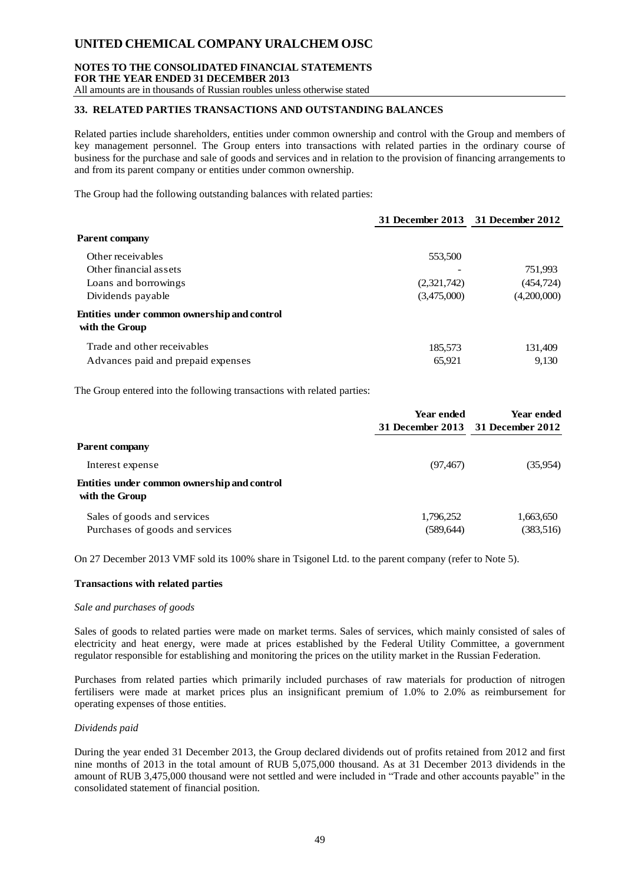## 33. RELATED PARTIES TRANSACTIONS AND OUTSTANDING BALANCES

Related parties include shareholders, entities under common ownership and control with the Group and members of key management personnel. The Group enters into transactions with related parties in the ordinary course of business for the purchase and sale of goods and services and in relation to the provision of financing arrangements to and from its parent company or entities under common ownership.

The Group had the following outstanding balances with related parties:

| | 31 December 2013 | 31 December 2012 |
|---|---|---|
| **Parent company** | | |
| Other receivables | 553,500 | |
| Other financial assets | - | 751,993 |
| Loans and borrowings | (2,321,742) | (454,724) |
| Dividends payable | (3,475,000) | (4,200,000) |
| **Entities under common ownership and control with the Group** | | |
| Trade and other receivables | 185,573 | 131,409 |
| Advances paid and prepaid expenses | 65,921 | 9,130 |

The Group entered into the following transactions with related parties:

| | Year ended 31 December 2013 | Year ended 31 December 2012 |
|---|---|---|
| **Parent company** | | |
| Interest expense | (97,467) | (35,954) |
| **Entities under common ownership and control with the Group** | | |
| Sales of goods and services | 1,796,252 | 1,663,650 |
| Purchases of goods and services | (589,644) | (383,516) |

On 27 December 2013 VMF sold its 100% share in Tsigonel Ltd. to the parent company (refer to Note 5).

### Transactions with related parties

*Sale and purchases of goods*

Sales of goods to related parties were made on market terms. Sales of services, which mainly consisted of sales of electricity and heat energy, were made at prices established by the Federal Utility Committee, a government regulator responsible for establishing and monitoring the prices on the utility market in the Russian Federation.

Purchases from related parties which primarily included purchases of raw materials for production of nitrogen fertilisers were made at market prices plus an insignificant premium of 1.0% to 2.0% as reimbursement for operating expenses of those entities.

*Dividends paid*

During the year ended 31 December 2013, the Group declared dividends out of profits retained from 2012 and first nine months of 2013 in the total amount of RUB 5,075,000 thousand. As at 31 December 2013 dividends in the amount of RUB 3,475,000 thousand were not settled and were included in "Trade and other accounts payable" in the consolidated statement of financial position.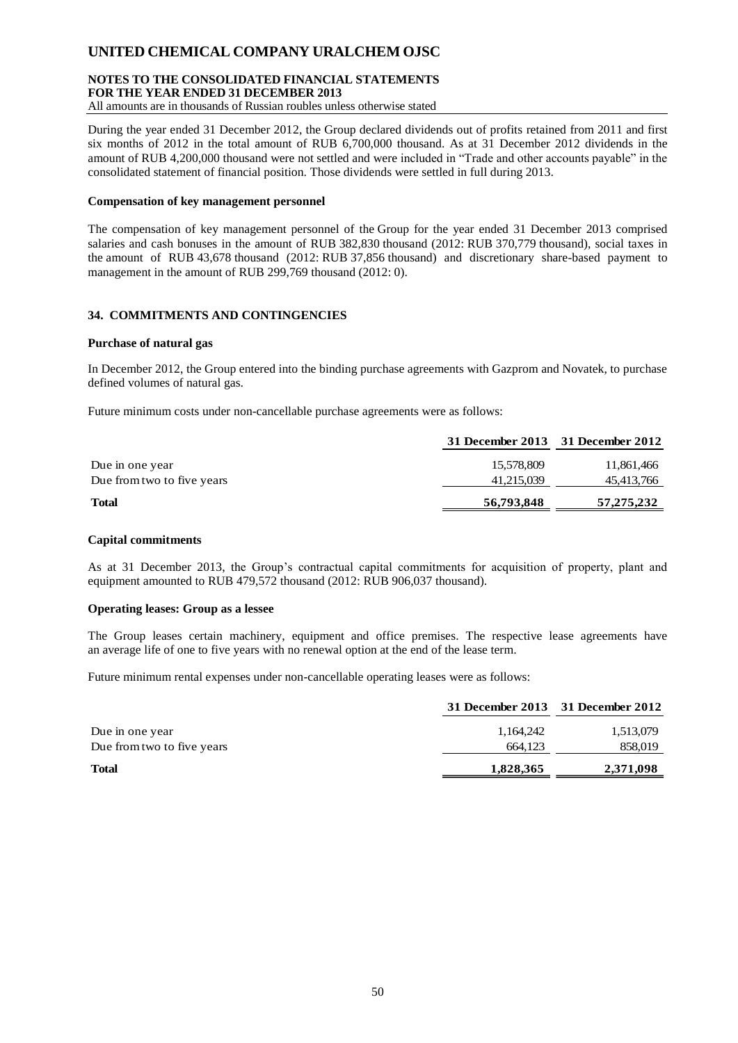During the year ended 31 December 2012, the Group declared dividends out of profits retained from 2011 and first six months of 2012 in the total amount of RUB 6,700,000 thousand. As at 31 December 2012 dividends in the amount of RUB 4,200,000 thousand were not settled and were included in "Trade and other accounts payable" in the consolidated statement of financial position. Those dividends were settled in full during 2013.

**Compensation of key management personnel**

The compensation of key management personnel of the Group for the year ended 31 December 2013 comprised salaries and cash bonuses in the amount of RUB 382,830 thousand (2012: RUB 370,779 thousand), social taxes in the amount of RUB 43,678 thousand (2012: RUB 37,856 thousand) and discretionary share-based payment to management in the amount of RUB 299,769 thousand (2012: 0).

## 34. COMMITMENTS AND CONTINGENCIES

**Purchase of natural gas**

In December 2012, the Group entered into the binding purchase agreements with Gazprom and Novatek, to purchase defined volumes of natural gas.

Future minimum costs under non-cancellable purchase agreements were as follows:

| | 31 December 2013 | 31 December 2012 |
|---|---|---|
| Due in one year | 15,578,809 | 11,861,466 |
| Due from two to five years | 41,215,039 | 45,413,766 |
| **Total** | **56,793,848** | **57,275,232** |

**Capital commitments**

As at 31 December 2013, the Group's contractual capital commitments for acquisition of property, plant and equipment amounted to RUB 479,572 thousand (2012: RUB 906,037 thousand).

**Operating leases: Group as a lessee**

The Group leases certain machinery, equipment and office premises. The respective lease agreements have an average life of one to five years with no renewal option at the end of the lease term.

Future minimum rental expenses under non-cancellable operating leases were as follows:

| | 31 December 2013 | 31 December 2012 |
|---|---|---|
| Due in one year | 1,164,242 | 1,513,079 |
| Due from two to five years | 664,123 | 858,019 |
| **Total** | **1,828,365** | **2,371,098** |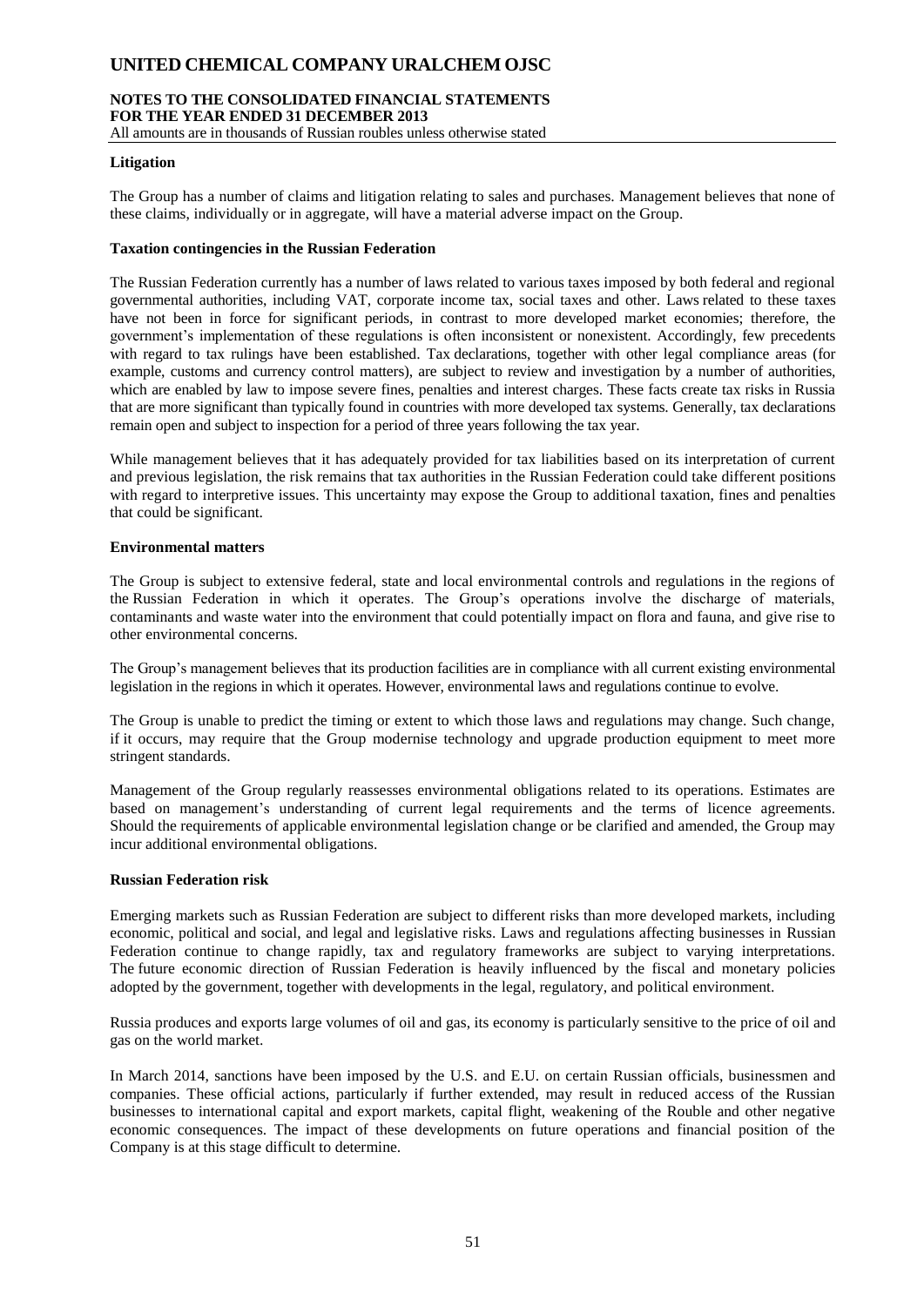**Litigation**

The Group has a number of claims and litigation relating to sales and purchases. Management believes that none of these claims, individually or in aggregate, will have a material adverse impact on the Group.

**Taxation contingencies in the Russian Federation**

The Russian Federation currently has a number of laws related to various taxes imposed by both federal and regional governmental authorities, including VAT, corporate income tax, social taxes and other. Laws related to these taxes have not been in force for significant periods, in contrast to more developed market economies; therefore, the government's implementation of these regulations is often inconsistent or nonexistent. Accordingly, few precedents with regard to tax rulings have been established. Tax declarations, together with other legal compliance areas (for example, customs and currency control matters), are subject to review and investigation by a number of authorities, which are enabled by law to impose severe fines, penalties and interest charges. These facts create tax risks in Russia that are more significant than typically found in countries with more developed tax systems. Generally, tax declarations remain open and subject to inspection for a period of three years following the tax year.

While management believes that it has adequately provided for tax liabilities based on its interpretation of current and previous legislation, the risk remains that tax authorities in the Russian Federation could take different positions with regard to interpretive issues. This uncertainty may expose the Group to additional taxation, fines and penalties that could be significant.

**Environmental matters**

The Group is subject to extensive federal, state and local environmental controls and regulations in the regions of the Russian Federation in which it operates. The Group's operations involve the discharge of materials, contaminants and waste water into the environment that could potentially impact on flora and fauna, and give rise to other environmental concerns.

The Group's management believes that its production facilities are in compliance with all current existing environmental legislation in the regions in which it operates. However, environmental laws and regulations continue to evolve.

The Group is unable to predict the timing or extent to which those laws and regulations may change. Such change, if it occurs, may require that the Group modernise technology and upgrade production equipment to meet more stringent standards.

Management of the Group regularly reassesses environmental obligations related to its operations. Estimates are based on management's understanding of current legal requirements and the terms of licence agreements. Should the requirements of applicable environmental legislation change or be clarified and amended, the Group may incur additional environmental obligations.

**Russian Federation risk**

Emerging markets such as Russian Federation are subject to different risks than more developed markets, including economic, political and social, and legal and legislative risks. Laws and regulations affecting businesses in Russian Federation continue to change rapidly, tax and regulatory frameworks are subject to varying interpretations. The future economic direction of Russian Federation is heavily influenced by the fiscal and monetary policies adopted by the government, together with developments in the legal, regulatory, and political environment.

Russia produces and exports large volumes of oil and gas, its economy is particularly sensitive to the price of oil and gas on the world market.

In March 2014, sanctions have been imposed by the U.S. and E.U. on certain Russian officials, businessmen and companies. These official actions, particularly if further extended, may result in reduced access of the Russian businesses to international capital and export markets, capital flight, weakening of the Rouble and other negative economic consequences. The impact of these developments on future operations and financial position of the Company is at this stage difficult to determine.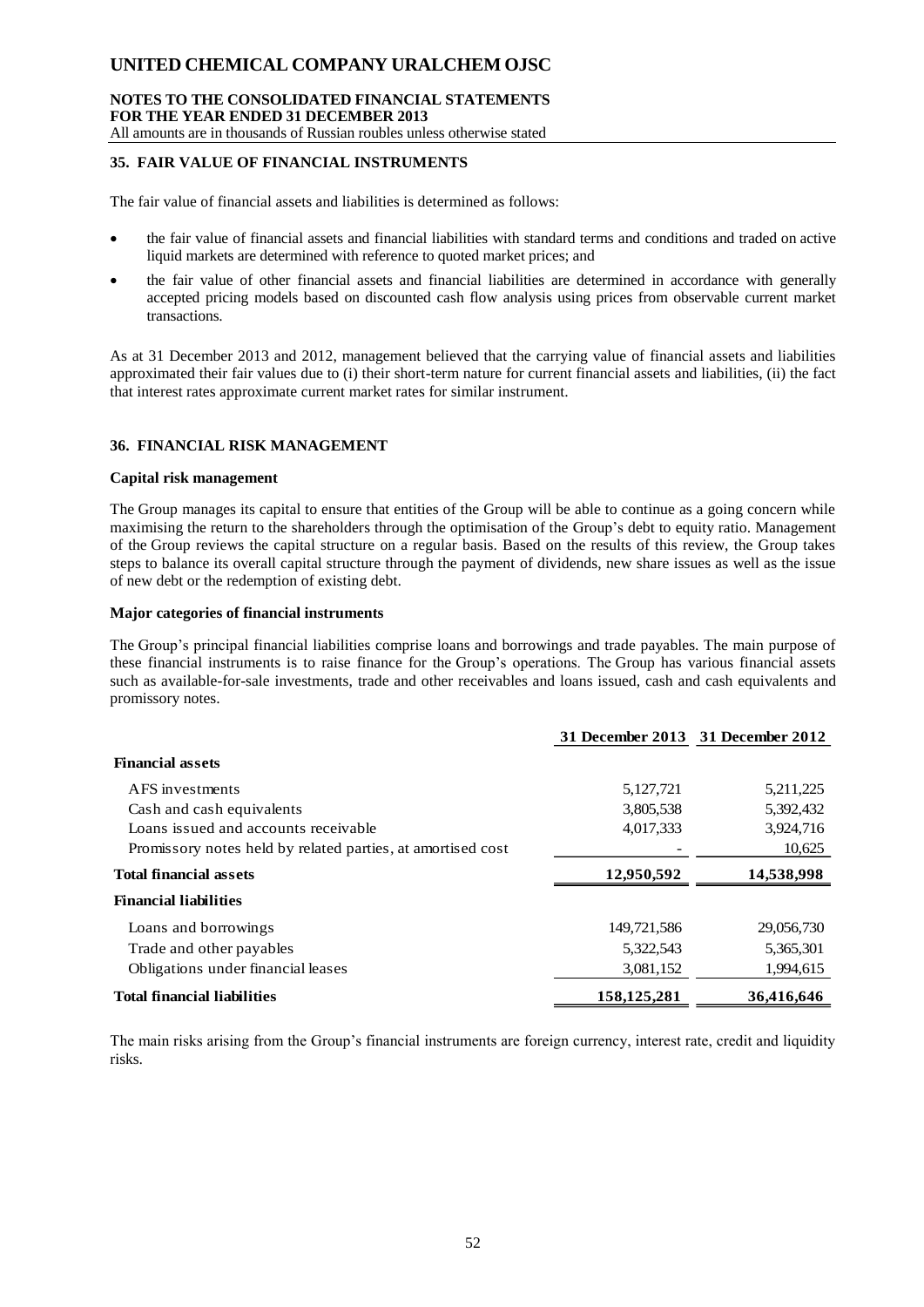## 35. FAIR VALUE OF FINANCIAL INSTRUMENTS

The fair value of financial assets and liabilities is determined as follows:

- the fair value of financial assets and financial liabilities with standard terms and conditions and traded on active liquid markets are determined with reference to quoted market prices; and
- the fair value of other financial assets and financial liabilities are determined in accordance with generally accepted pricing models based on discounted cash flow analysis using prices from observable current market transactions.

As at 31 December 2013 and 2012, management believed that the carrying value of financial assets and liabilities approximated their fair values due to (i) their short-term nature for current financial assets and liabilities, (ii) the fact that interest rates approximate current market rates for similar instrument.

## 36. FINANCIAL RISK MANAGEMENT

**Capital risk management**

The Group manages its capital to ensure that entities of the Group will be able to continue as a going concern while maximising the return to the shareholders through the optimisation of the Group's debt to equity ratio. Management of the Group reviews the capital structure on a regular basis. Based on the results of this review, the Group takes steps to balance its overall capital structure through the payment of dividends, new share issues as well as the issue of new debt or the redemption of existing debt.

**Major categories of financial instruments**

The Group's principal financial liabilities comprise loans and borrowings and trade payables. The main purpose of these financial instruments is to raise finance for the Group's operations. The Group has various financial assets such as available-for-sale investments, trade and other receivables and loans issued, cash and cash equivalents and promissory notes.

| | 31 December 2013 | 31 December 2012 |
|---|---|---|
| **Financial assets** | | |
| AFS investments | 5,127,721 | 5,211,225 |
| Cash and cash equivalents | 3,805,538 | 5,392,432 |
| Loans issued and accounts receivable | 4,017,333 | 3,924,716 |
| Promissory notes held by related parties, at amortised cost | - | 10,625 |
| **Total financial assets** | **12,950,592** | **14,538,998** |
| **Financial liabilities** | | |
| Loans and borrowings | 149,721,586 | 29,056,730 |
| Trade and other payables | 5,322,543 | 5,365,301 |
| Obligations under financial leases | 3,081,152 | 1,994,615 |
| **Total financial liabilities** | **158,125,281** | **36,416,646** |

The main risks arising from the Group's financial instruments are foreign currency, interest rate, credit and liquidity risks.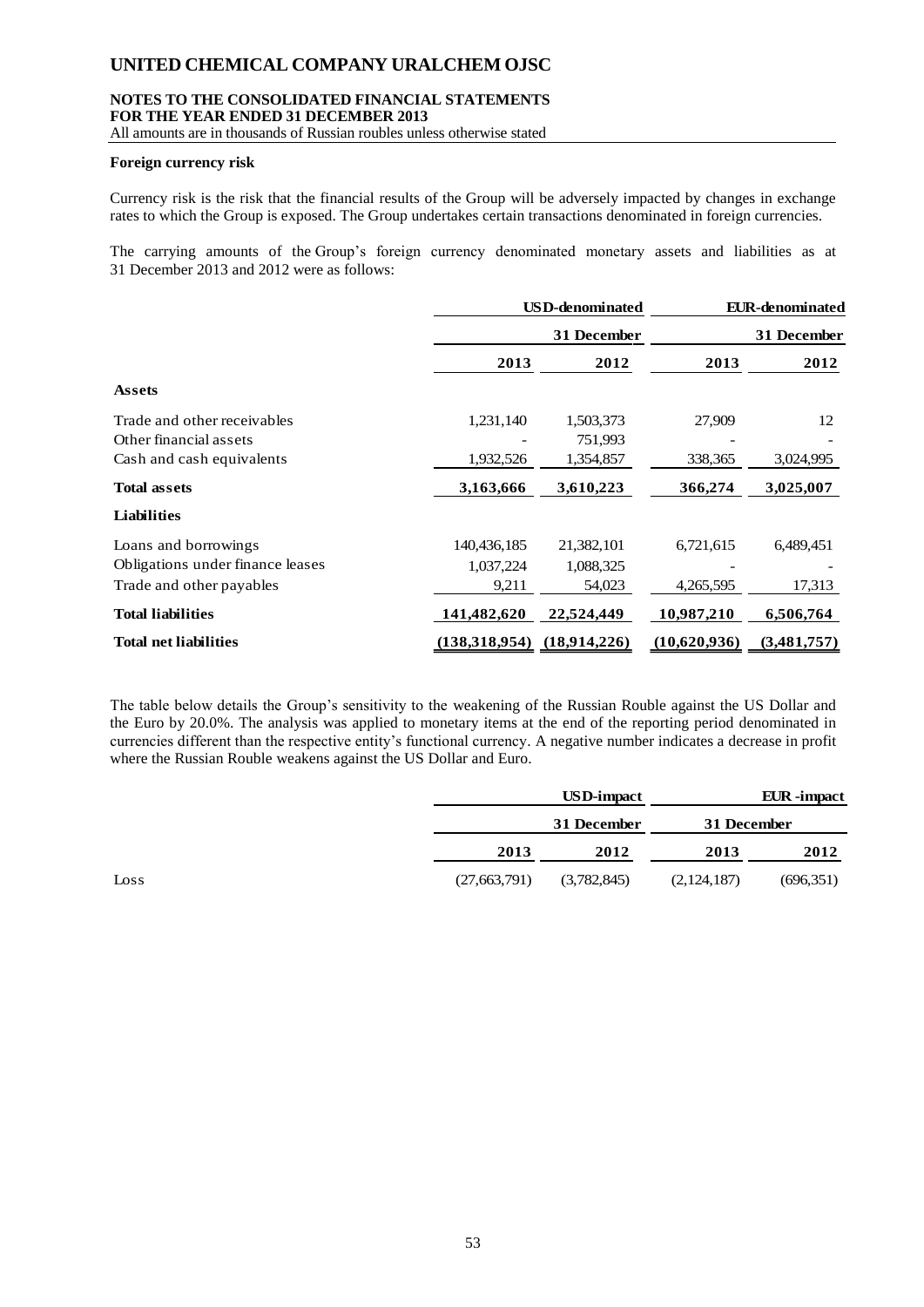**Foreign currency risk**

Currency risk is the risk that the financial results of the Group will be adversely impacted by changes in exchange rates to which the Group is exposed. The Group undertakes certain transactions denominated in foreign currencies.

The carrying amounts of the Group's foreign currency denominated monetary assets and liabilities as at 31 December 2013 and 2012 were as follows:

| | USD-denominated | | EUR-denominated | |
|---|---|---|---|---|
| | 31 December | | 31 December | |
| | 2013 | 2012 | 2013 | 2012 |
| **Assets** | | | | |
| Trade and other receivables | 1,231,140 | 1,503,373 | 27,909 | 12 |
| Other financial assets | - | 751,993 | - | - |
| Cash and cash equivalents | 1,932,526 | 1,354,857 | 338,365 | 3,024,995 |
| **Total assets** | **3,163,666** | **3,610,223** | **366,274** | **3,025,007** |
| **Liabilities** | | | | |
| Loans and borrowings | 140,436,185 | 21,382,101 | 6,721,615 | 6,489,451 |
| Obligations under finance leases | 1,037,224 | 1,088,325 | - | - |
| Trade and other payables | 9,211 | 54,023 | 4,265,595 | 17,313 |
| **Total liabilities** | **141,482,620** | **22,524,449** | **10,987,210** | **6,506,764** |
| **Total net liabilities** | **(138,318,954)** | **(18,914,226)** | **(10,620,936)** | **(3,481,757)** |

The table below details the Group's sensitivity to the weakening of the Russian Rouble against the US Dollar and the Euro by 20.0%. The analysis was applied to monetary items at the end of the reporting period denominated in currencies different than the respective entity's functional currency. A negative number indicates a decrease in profit where the Russian Rouble weakens against the US Dollar and Euro.

| | USD-impact | | EUR -impact | |
|---|---|---|---|---|
| | 31 December | | 31 December | |
| | 2013 | 2012 | 2013 | 2012 |
| Loss | (27,663,791) | (3,782,845) | (2,124,187) | (696,351) |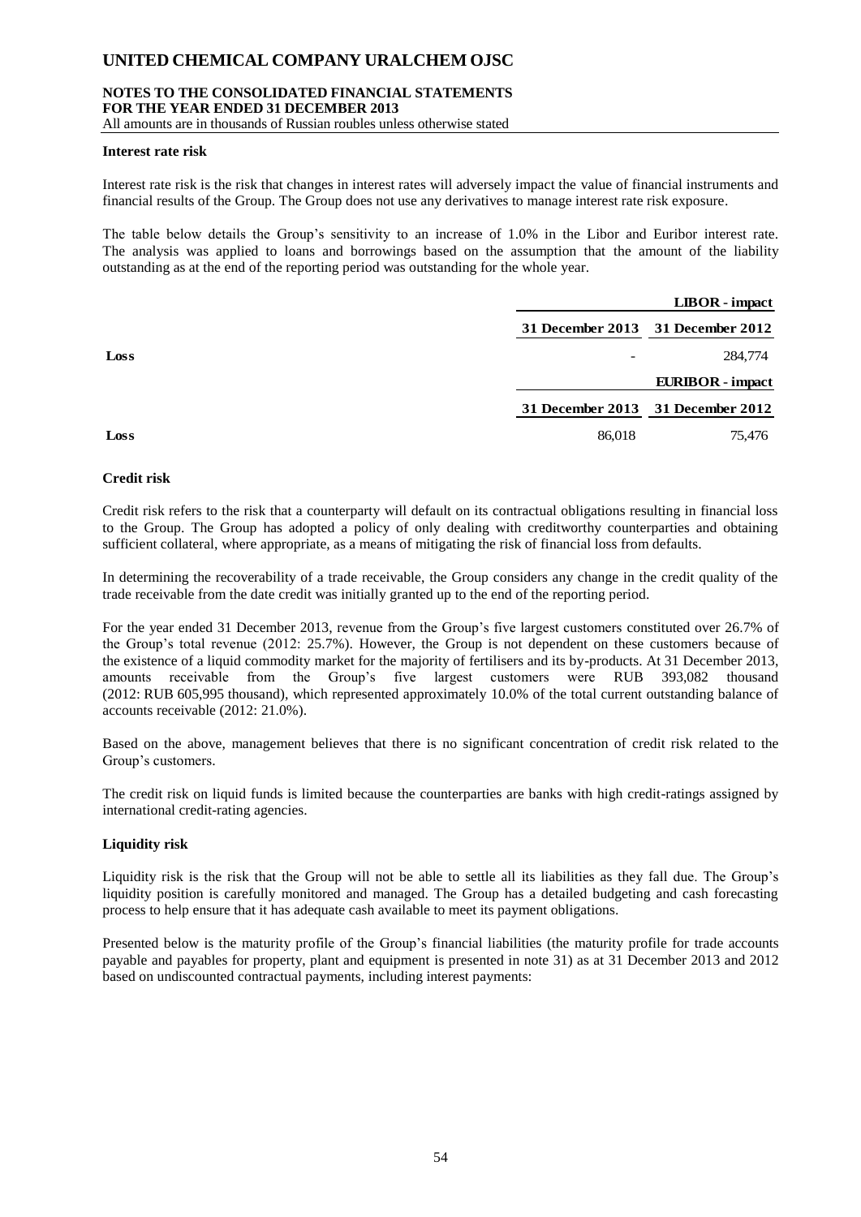**Interest rate risk**

Interest rate risk is the risk that changes in interest rates will adversely impact the value of financial instruments and financial results of the Group. The Group does not use any derivatives to manage interest rate risk exposure.

The table below details the Group's sensitivity to an increase of 1.0% in the Libor and Euribor interest rate. The analysis was applied to loans and borrowings based on the assumption that the amount of the liability outstanding as at the end of the reporting period was outstanding for the whole year.

| | | **LIBOR - impact** |
|---|---|---|
| | **31 December 2013** | **31 December 2012** |
| **Loss** | - | 284,774 |
| | | **EURIBOR - impact** |
| | **31 December 2013** | **31 December 2012** |
| **Loss** | 86,018 | 75,476 |

**Credit risk**

Credit risk refers to the risk that a counterparty will default on its contractual obligations resulting in financial loss to the Group. The Group has adopted a policy of only dealing with creditworthy counterparties and obtaining sufficient collateral, where appropriate, as a means of mitigating the risk of financial loss from defaults.

In determining the recoverability of a trade receivable, the Group considers any change in the credit quality of the trade receivable from the date credit was initially granted up to the end of the reporting period.

For the year ended 31 December 2013, revenue from the Group's five largest customers constituted over 26.7% of the Group's total revenue (2012: 25.7%). However, the Group is not dependent on these customers because of the existence of a liquid commodity market for the majority of fertilisers and its by-products. At 31 December 2013, amounts receivable from the Group's five largest customers were RUB 393,082 thousand (2012: RUB 605,995 thousand), which represented approximately 10.0% of the total current outstanding balance of accounts receivable (2012: 21.0%).

Based on the above, management believes that there is no significant concentration of credit risk related to the Group's customers.

The credit risk on liquid funds is limited because the counterparties are banks with high credit-ratings assigned by international credit-rating agencies.

**Liquidity risk**

Liquidity risk is the risk that the Group will not be able to settle all its liabilities as they fall due. The Group's liquidity position is carefully monitored and managed. The Group has a detailed budgeting and cash forecasting process to help ensure that it has adequate cash available to meet its payment obligations.

Presented below is the maturity profile of the Group's financial liabilities (the maturity profile for trade accounts payable and payables for property, plant and equipment is presented in note 31) as at 31 December 2013 and 2012 based on undiscounted contractual payments, including interest payments: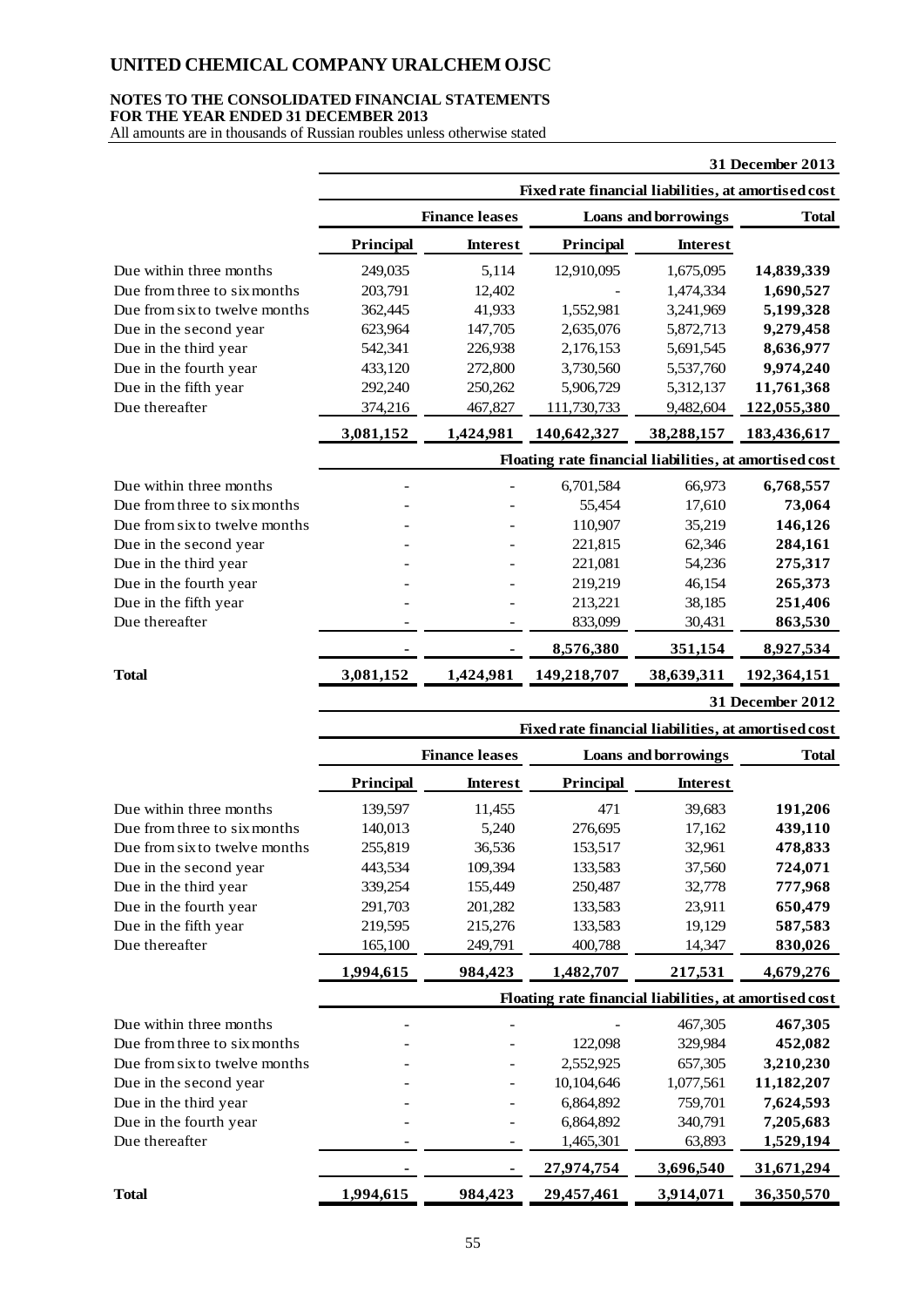**31 December 2013**

| | Fixed rate financial liabilities, at amortised cost | | | | |
|---|---|---|---|---|---|
| | Finance leases | | Loans and borrowings | | Total |
| | Principal | Interest | Principal | Interest | |
| Due within three months | 249,035 | 5,114 | 12,910,095 | 1,675,095 | **14,839,339** |
| Due from three to six months | 203,791 | 12,402 | - | 1,474,334 | **1,690,527** |
| Due from six to twelve months | 362,445 | 41,933 | 1,552,981 | 3,241,969 | **5,199,328** |
| Due in the second year | 623,964 | 147,705 | 2,635,076 | 5,872,713 | **9,279,458** |
| Due in the third year | 542,341 | 226,938 | 2,176,153 | 5,691,545 | **8,636,977** |
| Due in the fourth year | 433,120 | 272,800 | 3,730,560 | 5,537,760 | **9,974,240** |
| Due in the fifth year | 292,240 | 250,262 | 5,906,729 | 5,312,137 | **11,761,368** |
| Due thereafter | 374,216 | 467,827 | 111,730,733 | 9,482,604 | **122,055,380** |
| | **3,081,152** | **1,424,981** | **140,642,327** | **38,288,157** | **183,436,617** |
| | Floating rate financial liabilities, at amortised cost | | | | |
| Due within three months | - | - | 6,701,584 | 66,973 | **6,768,557** |
| Due from three to six months | - | - | 55,454 | 17,610 | **73,064** |
| Due from six to twelve months | - | - | 110,907 | 35,219 | **146,126** |
| Due in the second year | - | - | 221,815 | 62,346 | **284,161** |
| Due in the third year | - | - | 221,081 | 54,236 | **275,317** |
| Due in the fourth year | - | - | 219,219 | 46,154 | **265,373** |
| Due in the fifth year | - | - | 213,221 | 38,185 | **251,406** |
| Due thereafter | - | - | 833,099 | 30,431 | **863,530** |
| | **-** | **-** | **8,576,380** | **351,154** | **8,927,534** |
| **Total** | **3,081,152** | **1,424,981** | **149,218,707** | **38,639,311** | **192,364,151** |

**31 December 2012**

| | Fixed rate financial liabilities, at amortised cost | | | | |
|---|---|---|---|---|---|
| | Finance leases | | Loans and borrowings | | Total |
| | Principal | Interest | Principal | Interest | |
| Due within three months | 139,597 | 11,455 | 471 | 39,683 | **191,206** |
| Due from three to six months | 140,013 | 5,240 | 276,695 | 17,162 | **439,110** |
| Due from six to twelve months | 255,819 | 36,536 | 153,517 | 32,961 | **478,833** |
| Due in the second year | 443,534 | 109,394 | 133,583 | 37,560 | **724,071** |
| Due in the third year | 339,254 | 155,449 | 250,487 | 32,778 | **777,968** |
| Due in the fourth year | 291,703 | 201,282 | 133,583 | 23,911 | **650,479** |
| Due in the fifth year | 219,595 | 215,276 | 133,583 | 19,129 | **587,583** |
| Due thereafter | 165,100 | 249,791 | 400,788 | 14,347 | **830,026** |
| | **1,994,615** | **984,423** | **1,482,707** | **217,531** | **4,679,276** |
| | Floating rate financial liabilities, at amortised cost | | | | |
| Due within three months | - | - | - | 467,305 | **467,305** |
| Due from three to six months | - | - | 122,098 | 329,984 | **452,082** |
| Due from six to twelve months | - | - | 2,552,925 | 657,305 | **3,210,230** |
| Due in the second year | - | - | 10,104,646 | 1,077,561 | **11,182,207** |
| Due in the third year | - | - | 6,864,892 | 759,701 | **7,624,593** |
| Due in the fourth year | - | - | 6,864,892 | 340,791 | **7,205,683** |
| Due thereafter | - | - | 1,465,301 | 63,893 | **1,529,194** |
| | **-** | **-** | **27,974,754** | **3,696,540** | **31,671,294** |
| **Total** | **1,994,615** | **984,423** | **29,457,461** | **3,914,071** | **36,350,570** |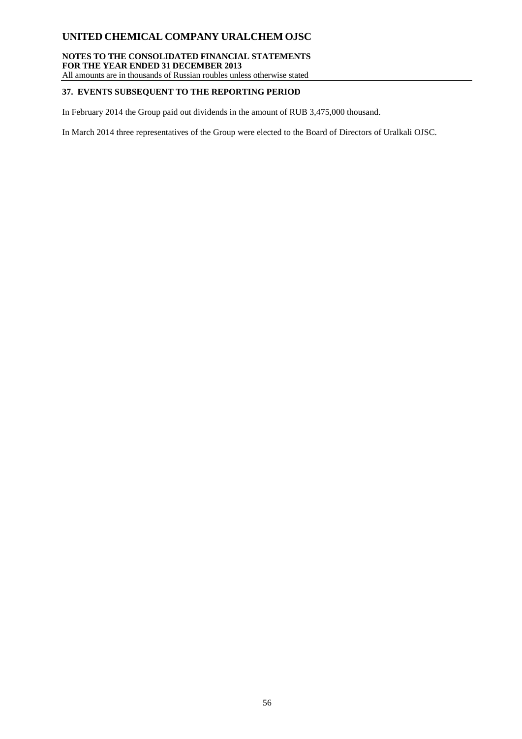## 37. EVENTS SUBSEQUENT TO THE REPORTING PERIOD

In February 2014 the Group paid out dividends in the amount of RUB 3,475,000 thousand.

In March 2014 three representatives of the Group were elected to the Board of Directors of Uralkali OJSC.